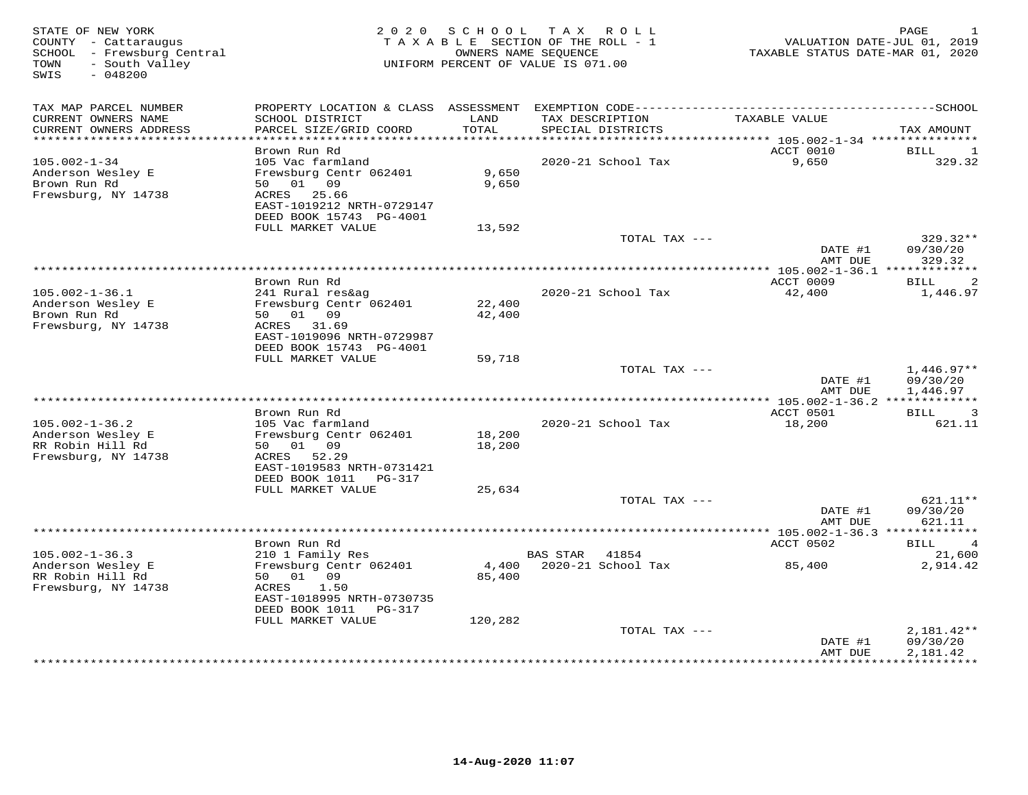STATE OF NEW YORK
COUNTY - Cattaraugus
SCHOOL - Frewsburg Central
TOWN - South Valley
SWIS - 048200

**2 0 2 0 S C H O O L T A X R O L L**
T A X A B L E SECTION OF THE ROLL - 1
OWNERS NAME SEQUENCE
UNIFORM PERCENT OF VALUE IS 071.00

VALUATION DATE-JUL 01, 2019
TAXABLE STATUS DATE-MAR 01, 2020

| TAX MAP PARCEL NUMBER / CURRENT OWNERS NAME / CURRENT OWNERS ADDRESS | PROPERTY LOCATION & CLASS / SCHOOL DISTRICT / PARCEL SIZE/GRID COORD | ASSESSMENT LAND / TOTAL | EXEMPTION CODE / TAX DESCRIPTION / SPECIAL DISTRICTS | TAXABLE VALUE | SCHOOL TAX AMOUNT |
|---|---|---|---|---|---|
| | Brown Run Rd | | | ACCT 0010 | BILL 1 |
| 105.002-1-34 | 105 Vac farmland | | 2020-21 School Tax | 9,650 | 329.32 |
| Anderson Wesley E | Frewsburg Centr 062401 | 9,650 | | | |
| Brown Run Rd | 50 01 09 | 9,650 | | | |
| Frewsburg, NY 14738 | ACRES 25.66 | | | | |
| | EAST-1019212 NRTH-0729147 | | | | |
| | DEED BOOK 15743 PG-4001 | | | | |
| | FULL MARKET VALUE | 13,592 | | | |
| | | | TOTAL TAX --- | | 329.32** |
| | | | | DATE #1 | 09/30/20 |
| | | | | AMT DUE | 329.32 |
| | Brown Run Rd | | | ACCT 0009 | BILL 2 |
| 105.002-1-36.1 | 241 Rural res&ag | | 2020-21 School Tax | 42,400 | 1,446.97 |
| Anderson Wesley E | Frewsburg Centr 062401 | 22,400 | | | |
| Brown Run Rd | 50 01 09 | 42,400 | | | |
| Frewsburg, NY 14738 | ACRES 31.69 | | | | |
| | EAST-1019096 NRTH-0729987 | | | | |
| | DEED BOOK 15743 PG-4001 | | | | |
| | FULL MARKET VALUE | 59,718 | | | |
| | | | TOTAL TAX --- | | 1,446.97** |
| | | | | DATE #1 | 09/30/20 |
| | | | | AMT DUE | 1,446.97 |
| | Brown Run Rd | | | ACCT 0501 | BILL 3 |
| 105.002-1-36.2 | 105 Vac farmland | | 2020-21 School Tax | 18,200 | 621.11 |
| Anderson Wesley E | Frewsburg Centr 062401 | 18,200 | | | |
| RR Robin Hill Rd | 50 01 09 | 18,200 | | | |
| Frewsburg, NY 14738 | ACRES 52.29 | | | | |
| | EAST-1019583 NRTH-0731421 | | | | |
| | DEED BOOK 1011 PG-317 | | | | |
| | FULL MARKET VALUE | 25,634 | | | |
| | | | TOTAL TAX --- | | 621.11** |
| | | | | DATE #1 | 09/30/20 |
| | | | | AMT DUE | 621.11 |
| | Brown Run Rd | | | ACCT 0502 | BILL 4 |
| 105.002-1-36.3 | 210 1 Family Res | | BAS STAR 41854 | | 21,600 |
| Anderson Wesley E | Frewsburg Centr 062401 | 4,400 | 2020-21 School Tax | 85,400 | 2,914.42 |
| RR Robin Hill Rd | 50 01 09 | 85,400 | | | |
| Frewsburg, NY 14738 | ACRES 1.50 | | | | |
| | EAST-1018995 NRTH-0730735 | | | | |
| | DEED BOOK 1011 PG-317 | | | | |
| | FULL MARKET VALUE | 120,282 | | | |
| | | | TOTAL TAX --- | | 2,181.42** |
| | | | | DATE #1 | 09/30/20 |
| | | | | AMT DUE | 2,181.42 |

14-Aug-2020 11:07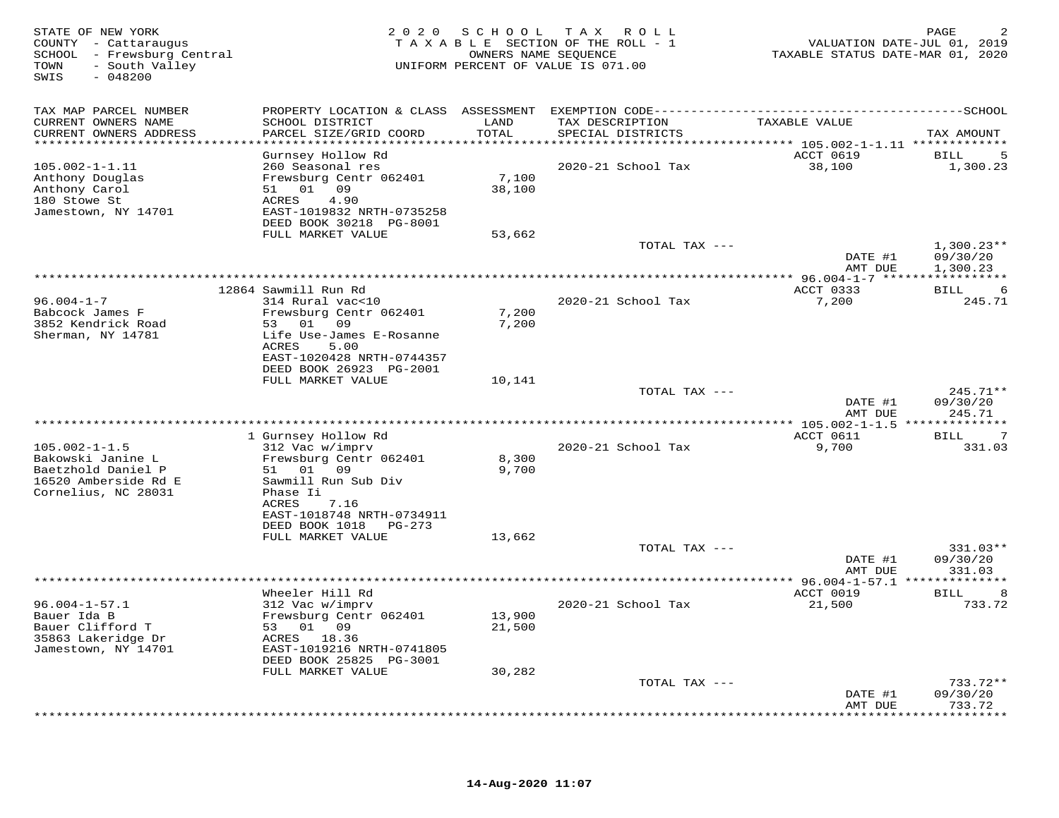STATE OF NEW YORK
COUNTY - Cattaraugus
SCHOOL - Frewsburg Central
TOWN - South Valley
SWIS - 048200

2020 SCHOOL TAX ROLL
TAXABLE SECTION OF THE ROLL - 1
OWNERS NAME SEQUENCE
UNIFORM PERCENT OF VALUE IS 071.00

VALUATION DATE-JUL 01, 2019
TAXABLE STATUS DATE-MAR 01, 2020

| TAX MAP PARCEL NUMBER / CURRENT OWNERS NAME / CURRENT OWNERS ADDRESS | PROPERTY LOCATION & CLASS / SCHOOL DISTRICT / PARCEL SIZE/GRID COORD | ASSESSMENT LAND / TOTAL | EXEMPTION CODE / TAX DESCRIPTION / SPECIAL DISTRICTS | TAXABLE VALUE | TAX AMOUNT |
|---|---|---|---|---|---|
| | Gurnsey Hollow Rd | | | ACCT 0619 | BILL 5 |
| 105.002-1-1.11 | 260 Seasonal res | | 2020-21 School Tax | 38,100 | 1,300.23 |
| Anthony Douglas | Frewsburg Centr 062401 | 7,100 | | | |
| Anthony Carol | 51 01 09 | 38,100 | | | |
| 180 Stowe St | ACRES 4.90 | | | | |
| Jamestown, NY 14701 | EAST-1019832 NRTH-0735258 | | | | |
| | DEED BOOK 30218 PG-8001 | | | | |
| | FULL MARKET VALUE | 53,662 | | | |
| | | | TOTAL TAX --- | | 1,300.23** |
| | | | | DATE #1 | 09/30/20 |
| | | | | AMT DUE | 1,300.23 |
| | 12864 Sawmill Run Rd | | | ACCT 0333 | BILL 6 |
| 96.004-1-7 | 314 Rural vac<10 | | 2020-21 School Tax | 7,200 | 245.71 |
| Babcock James F | Frewsburg Centr 062401 | 7,200 | | | |
| 3852 Kendrick Road | 53 01 09 | 7,200 | | | |
| Sherman, NY 14781 | Life Use-James E-Rosanne | | | | |
| | ACRES 5.00 | | | | |
| | EAST-1020428 NRTH-0744357 | | | | |
| | DEED BOOK 26923 PG-2001 | | | | |
| | FULL MARKET VALUE | 10,141 | | | |
| | | | TOTAL TAX --- | | 245.71** |
| | | | | DATE #1 | 09/30/20 |
| | | | | AMT DUE | 245.71 |
| | 1 Gurnsey Hollow Rd | | | ACCT 0611 | BILL 7 |
| 105.002-1-1.5 | 312 Vac w/imprv | | 2020-21 School Tax | 9,700 | 331.03 |
| Bakowski Janine L | Frewsburg Centr 062401 | 8,300 | | | |
| Baetzhold Daniel P | 51 01 09 | 9,700 | | | |
| 16520 Amberside Rd E | Sawmill Run Sub Div | | | | |
| Cornelius, NC 28031 | Phase Ii | | | | |
| | ACRES 7.16 | | | | |
| | EAST-1018748 NRTH-0734911 | | | | |
| | DEED BOOK 1018 PG-273 | | | | |
| | FULL MARKET VALUE | 13,662 | | | |
| | | | TOTAL TAX --- | | 331.03** |
| | | | | DATE #1 | 09/30/20 |
| | | | | AMT DUE | 331.03 |
| | Wheeler Hill Rd | | | ACCT 0019 | BILL 8 |
| 96.004-1-57.1 | 312 Vac w/imprv | | 2020-21 School Tax | 21,500 | 733.72 |
| Bauer Ida B | Frewsburg Centr 062401 | 13,900 | | | |
| Bauer Clifford T | 53 01 09 | 21,500 | | | |
| 35863 Lakeridge Dr | ACRES 18.36 | | | | |
| Jamestown, NY 14701 | EAST-1019216 NRTH-0741805 | | | | |
| | DEED BOOK 25825 PG-3001 | | | | |
| | FULL MARKET VALUE | 30,282 | | | |
| | | | TOTAL TAX --- | | 733.72** |
| | | | | DATE #1 | 09/30/20 |
| | | | | AMT DUE | 733.72 |

14-Aug-2020 11:07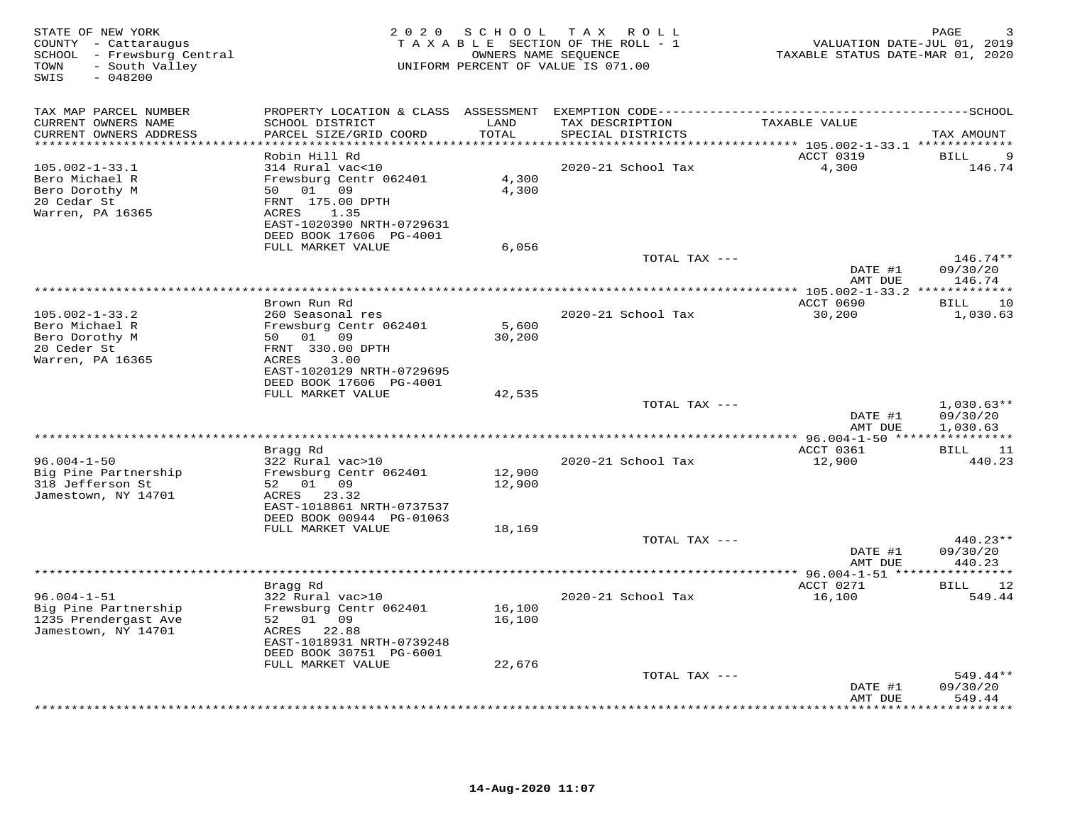STATE OF NEW YORK
COUNTY - Cattaraugus
SCHOOL - Frewsburg Central
TOWN - South Valley
SWIS - 048200

**2 0 2 0 S C H O O L T A X R O L L**
T A X A B L E SECTION OF THE ROLL - 1
OWNERS NAME SEQUENCE
UNIFORM PERCENT OF VALUE IS 071.00

VALUATION DATE-JUL 01, 2019
TAXABLE STATUS DATE-MAR 01, 2020

| TAX MAP PARCEL NUMBER / CURRENT OWNERS NAME / CURRENT OWNERS ADDRESS | PROPERTY LOCATION & CLASS / SCHOOL DISTRICT / PARCEL SIZE/GRID COORD | ASSESSMENT LAND / TOTAL | EXEMPTION CODE / TAX DESCRIPTION / SPECIAL DISTRICTS | TAXABLE VALUE | SCHOOL TAX AMOUNT |
|---|---|---|---|---|---|
| 105.002-1-33.1 | Robin Hill Rd | | | ACCT 0319 | BILL 9 |
| Bero Michael R | 314 Rural vac<10 | | 2020-21 School Tax | 4,300 | 146.74 |
| Bero Dorothy M | Frewsburg Centr 062401 | 4,300 | | | |
| 20 Cedar St | 50 01 09 | 4,300 | | | |
| Warren, PA 16365 | FRNT 175.00 DPTH | | | | |
| | ACRES 1.35 | | | | |
| | EAST-1020390 NRTH-0729631 | | | | |
| | DEED BOOK 17606 PG-4001 | | | | |
| | FULL MARKET VALUE | 6,056 | | | |
| | | | TOTAL TAX --- | | 146.74** |
| | | | | DATE #1 | 09/30/20 |
| | | | | AMT DUE | 146.74 |
| 105.002-1-33.2 | Brown Run Rd | | | ACCT 0690 | BILL 10 |
| Bero Michael R | 260 Seasonal res | | 2020-21 School Tax | 30,200 | 1,030.63 |
| Bero Dorothy M | Frewsburg Centr 062401 | 5,600 | | | |
| 20 Ceder St | 50 01 09 | 30,200 | | | |
| Warren, PA 16365 | FRNT 330.00 DPTH | | | | |
| | ACRES 3.00 | | | | |
| | EAST-1020129 NRTH-0729695 | | | | |
| | DEED BOOK 17606 PG-4001 | | | | |
| | FULL MARKET VALUE | 42,535 | | | |
| | | | TOTAL TAX --- | | 1,030.63** |
| | | | | DATE #1 | 09/30/20 |
| | | | | AMT DUE | 1,030.63 |
| 96.004-1-50 | Bragg Rd | | | ACCT 0361 | BILL 11 |
| Big Pine Partnership | 322 Rural vac>10 | | 2020-21 School Tax | 12,900 | 440.23 |
| 318 Jefferson St | Frewsburg Centr 062401 | 12,900 | | | |
| Jamestown, NY 14701 | 52 01 09 | 12,900 | | | |
| | ACRES 23.32 | | | | |
| | EAST-1018861 NRTH-0737537 | | | | |
| | DEED BOOK 00944 PG-01063 | | | | |
| | FULL MARKET VALUE | 18,169 | | | |
| | | | TOTAL TAX --- | | 440.23** |
| | | | | DATE #1 | 09/30/20 |
| | | | | AMT DUE | 440.23 |
| 96.004-1-51 | Bragg Rd | | | ACCT 0271 | BILL 12 |
| Big Pine Partnership | 322 Rural vac>10 | | 2020-21 School Tax | 16,100 | 549.44 |
| 1235 Prendergast Ave | Frewsburg Centr 062401 | 16,100 | | | |
| Jamestown, NY 14701 | 52 01 09 | 16,100 | | | |
| | ACRES 22.88 | | | | |
| | EAST-1018931 NRTH-0739248 | | | | |
| | DEED BOOK 30751 PG-6001 | | | | |
| | FULL MARKET VALUE | 22,676 | | | |
| | | | TOTAL TAX --- | | 549.44** |
| | | | | DATE #1 | 09/30/20 |
| | | | | AMT DUE | 549.44 |

14-Aug-2020 11:07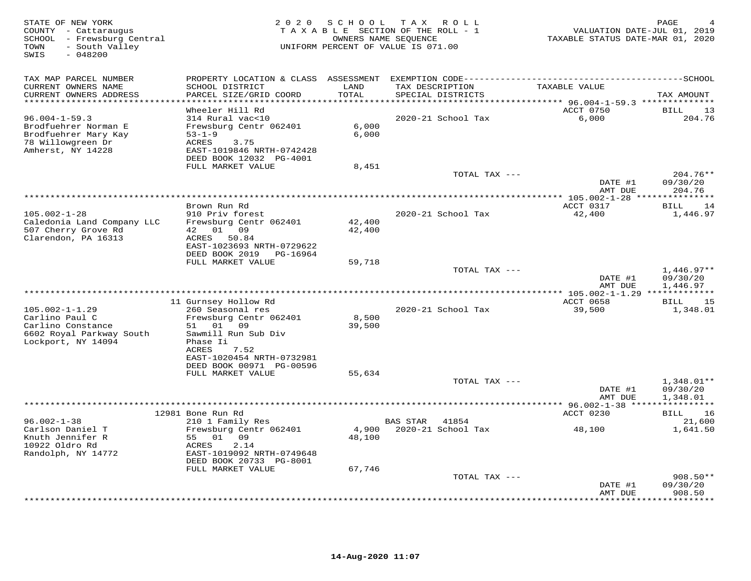STATE OF NEW YORK
COUNTY - Cattaraugus
SCHOOL - Frewsburg Central
TOWN - South Valley
SWIS - 048200

2 0 2 0 S C H O O L T A X R O L L
T A X A B L E SECTION OF THE ROLL - 1
OWNERS NAME SEQUENCE
UNIFORM PERCENT OF VALUE IS 071.00

VALUATION DATE-JUL 01, 2019
TAXABLE STATUS DATE-MAR 01, 2020

| TAX MAP PARCEL NUMBER / CURRENT OWNERS NAME / CURRENT OWNERS ADDRESS | PROPERTY LOCATION & CLASS / SCHOOL DISTRICT / PARCEL SIZE/GRID COORD | ASSESSMENT LAND / TOTAL | EXEMPTION CODE / TAX DESCRIPTION / SPECIAL DISTRICTS | TAXABLE VALUE | TAX AMOUNT |
|---|---|---|---|---|---|
| 96.004-1-59.3 | Wheeler Hill Rd | | | ACCT 0750 | BILL 13 |
| Brodfuehrer Norman E | 314 Rural vac<10 | | 2020-21 School Tax | 6,000 | 204.76 |
| Brodfuehrer Mary Kay | Frewsburg Centr 062401 | 6,000 | | | |
| 78 Willowgreen Dr | 53-1-9 | 6,000 | | | |
| Amherst, NY 14228 | ACRES 3.75 | | | | |
| | EAST-1019846 NRTH-0742428 | | | | |
| | DEED BOOK 12032 PG-4001 | | | | |
| | FULL MARKET VALUE | 8,451 | | | |
| | | | TOTAL TAX --- | | 204.76** |
| | | | | DATE #1 | 09/30/20 |
| | | | | AMT DUE | 204.76 |
| 105.002-1-28 | Brown Run Rd | | | ACCT 0317 | BILL 14 |
| Caledonia Land Company LLC | 910 Priv forest | | 2020-21 School Tax | 42,400 | 1,446.97 |
| 507 Cherry Grove Rd | Frewsburg Centr 062401 | 42,400 | | | |
| Clarendon, PA 16313 | 42 01 09 | 42,400 | | | |
| | ACRES 50.84 | | | | |
| | EAST-1023693 NRTH-0729622 | | | | |
| | DEED BOOK 2019 PG-16964 | | | | |
| | FULL MARKET VALUE | 59,718 | | | |
| | | | TOTAL TAX --- | | 1,446.97** |
| | | | | DATE #1 | 09/30/20 |
| | | | | AMT DUE | 1,446.97 |
| 105.002-1-1.29 | 11 Gurnsey Hollow Rd | | | ACCT 0658 | BILL 15 |
| Carlino Paul C | 260 Seasonal res | | 2020-21 School Tax | 39,500 | 1,348.01 |
| Carlino Constance | Frewsburg Centr 062401 | 8,500 | | | |
| 6602 Royal Parkway South | 51 01 09 | 39,500 | | | |
| Lockport, NY 14094 | Sawmill Run Sub Div | | | | |
| | Phase Ii | | | | |
| | ACRES 7.52 | | | | |
| | EAST-1020454 NRTH-0732981 | | | | |
| | DEED BOOK 00971 PG-00596 | | | | |
| | FULL MARKET VALUE | 55,634 | | | |
| | | | TOTAL TAX --- | | 1,348.01** |
| | | | | DATE #1 | 09/30/20 |
| | | | | AMT DUE | 1,348.01 |
| 96.002-1-38 | 12981 Bone Run Rd | | | ACCT 0230 | BILL 16 |
| Carlson Daniel T | 210 1 Family Res | | BAS STAR 41854 | | 21,600 |
| Knuth Jennifer R | Frewsburg Centr 062401 | 4,900 | 2020-21 School Tax | 48,100 | 1,641.50 |
| 10922 Oldro Rd | 55 01 09 | 48,100 | | | |
| Randolph, NY 14772 | ACRES 2.14 | | | | |
| | EAST-1019092 NRTH-0749648 | | | | |
| | DEED BOOK 20733 PG-8001 | | | | |
| | FULL MARKET VALUE | 67,746 | | | |
| | | | TOTAL TAX --- | | 908.50** |
| | | | | DATE #1 | 09/30/20 |
| | | | | AMT DUE | 908.50 |

14-Aug-2020 11:07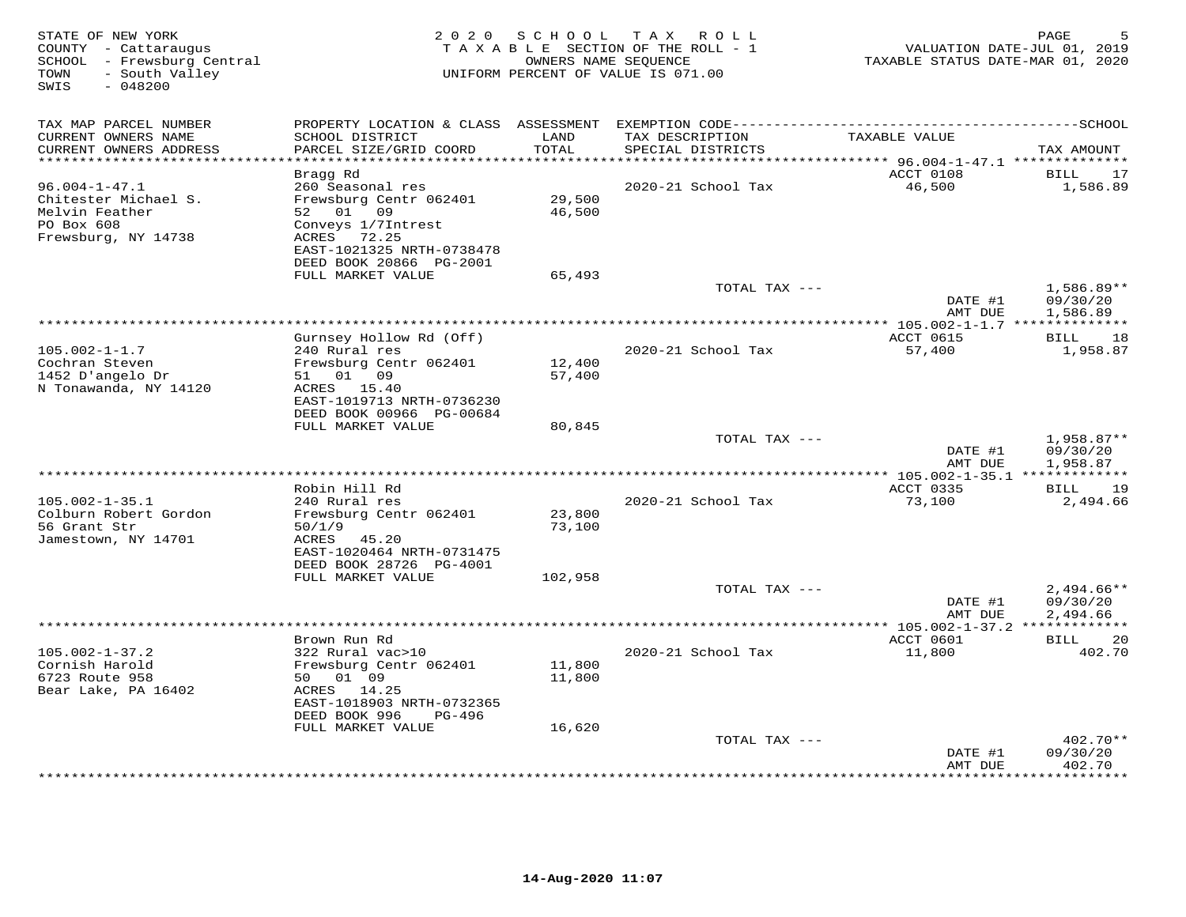STATE OF NEW YORK
COUNTY - Cattaraugus
SCHOOL - Frewsburg Central
TOWN - South Valley
SWIS - 048200

2 0 2 0 S C H O O L T A X R O L L
T A X A B L E SECTION OF THE ROLL - 1
OWNERS NAME SEQUENCE
UNIFORM PERCENT OF VALUE IS 071.00

VALUATION DATE-JUL 01, 2019
TAXABLE STATUS DATE-MAR 01, 2020

| TAX MAP PARCEL NUMBER / CURRENT OWNERS NAME / CURRENT OWNERS ADDRESS | PROPERTY LOCATION & CLASS / SCHOOL DISTRICT / PARCEL SIZE/GRID COORD | ASSESSMENT LAND / TOTAL | EXEMPTION CODE / TAX DESCRIPTION / SPECIAL DISTRICTS | TAXABLE VALUE | SCHOOL TAX AMOUNT |
|---|---|---|---|---|---|
| 96.004-1-47.1 | Bragg Rd | | | ACCT 0108 | BILL 17 |
| Chitester Michael S. | 260 Seasonal res | | 2020-21 School Tax | 46,500 | 1,586.89 |
| Melvin Feather | Frewsburg Centr 062401 | 29,500 | | | |
| PO Box 608 | 52 01 09 | 46,500 | | | |
| Frewsburg, NY 14738 | Conveys 1/7Intrest | | | | |
| | ACRES 72.25 | | | | |
| | EAST-1021325 NRTH-0738478 | | | | |
| | DEED BOOK 20866 PG-2001 | | | | |
| | FULL MARKET VALUE | 65,493 | | | |
| | | | TOTAL TAX --- | | 1,586.89** |
| | | | | DATE #1 | 09/30/20 |
| | | | | AMT DUE | 1,586.89 |
| 105.002-1-1.7 | Gurnsey Hollow Rd (Off) | | | ACCT 0615 | BILL 18 |
| Cochran Steven | 240 Rural res | | 2020-21 School Tax | 57,400 | 1,958.87 |
| 1452 D'angelo Dr | Frewsburg Centr 062401 | 12,400 | | | |
| N Tonawanda, NY 14120 | 51 01 09 | 57,400 | | | |
| | ACRES 15.40 | | | | |
| | EAST-1019713 NRTH-0736230 | | | | |
| | DEED BOOK 00966 PG-00684 | | | | |
| | FULL MARKET VALUE | 80,845 | | | |
| | | | TOTAL TAX --- | | 1,958.87** |
| | | | | DATE #1 | 09/30/20 |
| | | | | AMT DUE | 1,958.87 |
| 105.002-1-35.1 | Robin Hill Rd | | | ACCT 0335 | BILL 19 |
| Colburn Robert Gordon | 240 Rural res | | 2020-21 School Tax | 73,100 | 2,494.66 |
| 56 Grant Str | Frewsburg Centr 062401 | 23,800 | | | |
| Jamestown, NY 14701 | 50/1/9 | 73,100 | | | |
| | ACRES 45.20 | | | | |
| | EAST-1020464 NRTH-0731475 | | | | |
| | DEED BOOK 28726 PG-4001 | | | | |
| | FULL MARKET VALUE | 102,958 | | | |
| | | | TOTAL TAX --- | | 2,494.66** |
| | | | | DATE #1 | 09/30/20 |
| | | | | AMT DUE | 2,494.66 |
| 105.002-1-37.2 | Brown Run Rd | | | ACCT 0601 | BILL 20 |
| Cornish Harold | 322 Rural vac>10 | | 2020-21 School Tax | 11,800 | 402.70 |
| 6723 Route 958 | Frewsburg Centr 062401 | 11,800 | | | |
| Bear Lake, PA 16402 | 50 01 09 | 11,800 | | | |
| | ACRES 14.25 | | | | |
| | EAST-1018903 NRTH-0732365 | | | | |
| | DEED BOOK 996 PG-496 | | | | |
| | FULL MARKET VALUE | 16,620 | | | |
| | | | TOTAL TAX --- | | 402.70** |
| | | | | DATE #1 | 09/30/20 |
| | | | | AMT DUE | 402.70 |

14-Aug-2020 11:07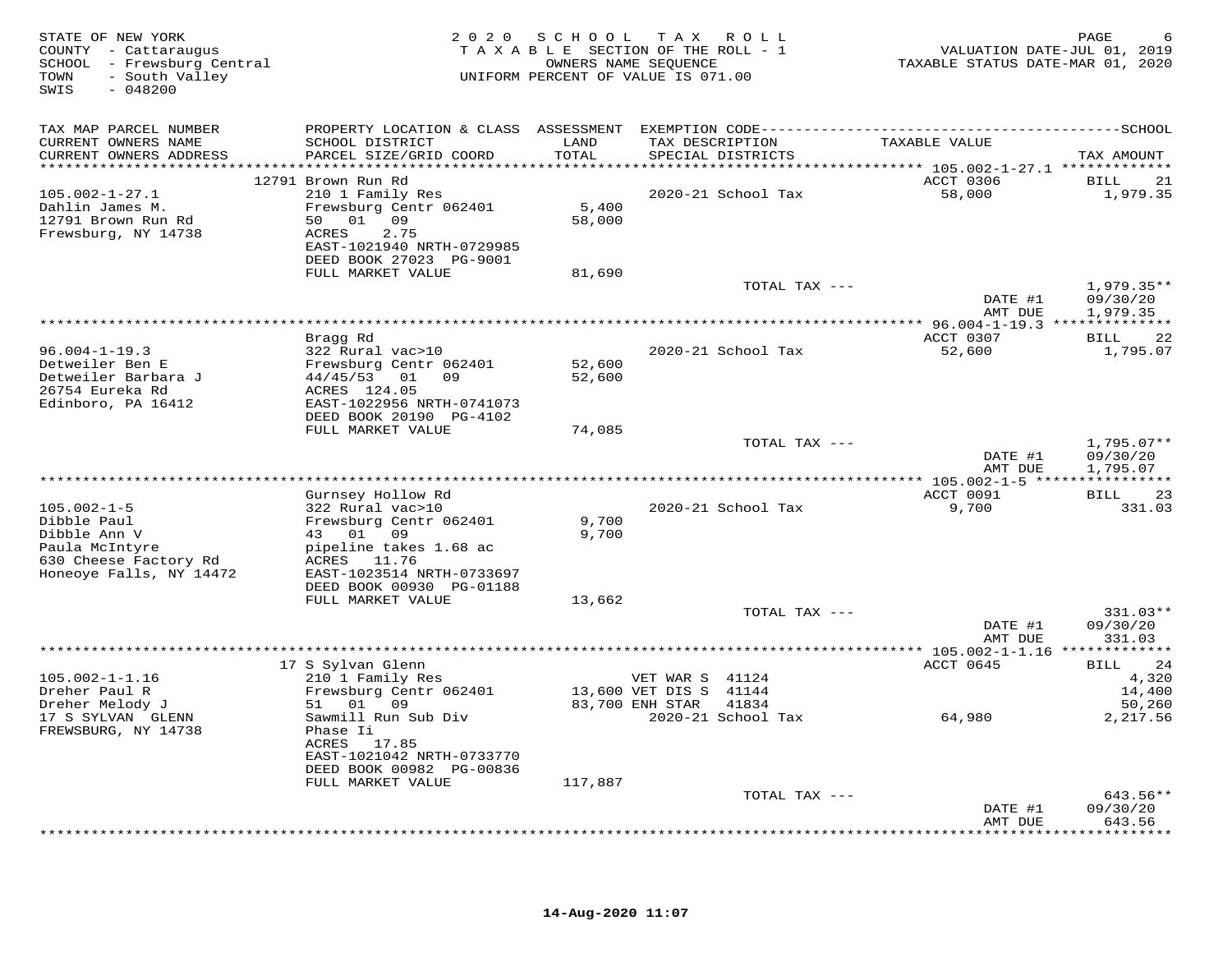STATE OF NEW YORK
COUNTY - Cattaraugus
SCHOOL - Frewsburg Central
TOWN - South Valley
SWIS - 048200

2020 SCHOOL TAX ROLL
TAXABLE SECTION OF THE ROLL - 1
OWNERS NAME SEQUENCE
UNIFORM PERCENT OF VALUE IS 071.00

VALUATION DATE-JUL 01, 2019
TAXABLE STATUS DATE-MAR 01, 2020

| TAX MAP PARCEL NUMBER / CURRENT OWNERS NAME / CURRENT OWNERS ADDRESS | PROPERTY LOCATION & CLASS / SCHOOL DISTRICT / PARCEL SIZE/GRID COORD | ASSESSMENT LAND / TOTAL | EXEMPTION CODE / TAX DESCRIPTION / SPECIAL DISTRICTS | TAXABLE VALUE | SCHOOL TAX AMOUNT |
|---|---|---|---|---|---|
| **105.002-1-27.1** | 12791 Brown Run Rd | | | ACCT 0306 | BILL 21 |
| Dahlin James M. | 210 1 Family Res | | 2020-21 School Tax | 58,000 | 1,979.35 |
| 12791 Brown Run Rd | Frewsburg Centr 062401 | 5,400 | | | |
| Frewsburg, NY 14738 | 50 01 09 | 58,000 | | | |
| | ACRES 2.75 | | | | |
| | EAST-1021940 NRTH-0729985 | | | | |
| | DEED BOOK 27023 PG-9001 | | | | |
| | FULL MARKET VALUE | 81,690 | | | |
| | | | TOTAL TAX --- | | 1,979.35** |
| | | | | DATE #1 | 09/30/20 |
| | | | | AMT DUE | 1,979.35 |
| **96.004-1-19.3** | Bragg Rd | | | ACCT 0307 | BILL 22 |
| Detweiler Ben E | 322 Rural vac>10 | | 2020-21 School Tax | 52,600 | 1,795.07 |
| Detweiler Barbara J | Frewsburg Centr 062401 | 52,600 | | | |
| 26754 Eureka Rd | 44/45/53 01 09 | 52,600 | | | |
| Edinboro, PA 16412 | ACRES 124.05 | | | | |
| | EAST-1022956 NRTH-0741073 | | | | |
| | DEED BOOK 20190 PG-4102 | | | | |
| | FULL MARKET VALUE | 74,085 | | | |
| | | | TOTAL TAX --- | | 1,795.07** |
| | | | | DATE #1 | 09/30/20 |
| | | | | AMT DUE | 1,795.07 |
| **105.002-1-5** | Gurnsey Hollow Rd | | | ACCT 0091 | BILL 23 |
| Dibble Paul | 322 Rural vac>10 | | 2020-21 School Tax | 9,700 | 331.03 |
| Dibble Ann V | Frewsburg Centr 062401 | 9,700 | | | |
| Paula McIntyre | 43 01 09 | 9,700 | | | |
| 630 Cheese Factory Rd | pipeline takes 1.68 ac | | | | |
| Honeoye Falls, NY 14472 | ACRES 11.76 | | | | |
| | EAST-1023514 NRTH-0733697 | | | | |
| | DEED BOOK 00930 PG-01188 | | | | |
| | FULL MARKET VALUE | 13,662 | | | |
| | | | TOTAL TAX --- | | 331.03** |
| | | | | DATE #1 | 09/30/20 |
| | | | | AMT DUE | 331.03 |
| **105.002-1-1.16** | 17 S Sylvan Glenn | | | ACCT 0645 | BILL 24 |
| Dreher Paul R | 210 1 Family Res | | VET WAR S 41124 | | 4,320 |
| Dreher Melody J | Frewsburg Centr 062401 | 13,600 | VET DIS S 41144 | | 14,400 |
| 17 S SYLVAN GLENN | 51 01 09 | 83,700 | ENH STAR 41834 | | 50,260 |
| FREWSBURG, NY 14738 | Sawmill Run Sub Div | | 2020-21 School Tax | 64,980 | 2,217.56 |
| | Phase Ii | | | | |
| | ACRES 17.85 | | | | |
| | EAST-1021042 NRTH-0733770 | | | | |
| | DEED BOOK 00982 PG-00836 | | | | |
| | FULL MARKET VALUE | 117,887 | | | |
| | | | TOTAL TAX --- | | 643.56** |
| | | | | DATE #1 | 09/30/20 |
| | | | | AMT DUE | 643.56 |

14-Aug-2020 11:07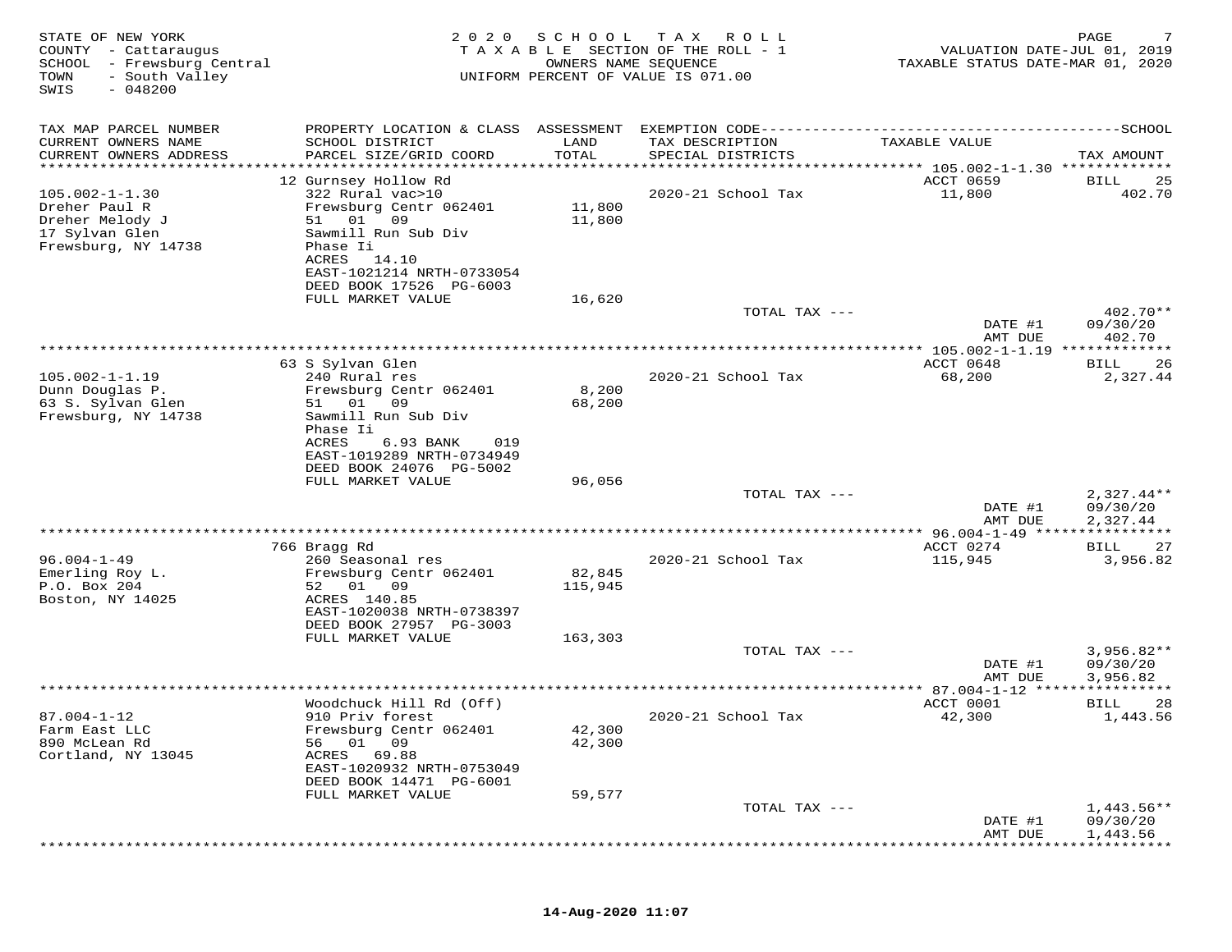STATE OF NEW YORK
COUNTY - Cattaraugus
SCHOOL - Frewsburg Central
TOWN - South Valley
SWIS - 048200

2020 SCHOOL TAX ROLL
TAXABLE SECTION OF THE ROLL - 1
OWNERS NAME SEQUENCE
UNIFORM PERCENT OF VALUE IS 071.00

VALUATION DATE-JUL 01, 2019
TAXABLE STATUS DATE-MAR 01, 2020

| TAX MAP PARCEL NUMBER / CURRENT OWNERS NAME / CURRENT OWNERS ADDRESS | PROPERTY LOCATION & CLASS / SCHOOL DISTRICT / PARCEL SIZE/GRID COORD | ASSESSMENT LAND / TOTAL | EXEMPTION CODE / TAX DESCRIPTION / SPECIAL DISTRICTS | TAXABLE VALUE | SCHOOL TAX AMOUNT |
|---|---|---|---|---|---|
| **105.002-1-1.30** | 12 Gurnsey Hollow Rd | | | ACCT 0659 | BILL 25 |
| Dreher Paul R | 322 Rural vac>10 | | 2020-21 School Tax | 11,800 | 402.70 |
| Dreher Melody J | Frewsburg Centr 062401 | 11,800 | | | |
| 17 Sylvan Glen | 51 01 09 | 11,800 | | | |
| Frewsburg, NY 14738 | Sawmill Run Sub Div | | | | |
| | Phase Ii | | | | |
| | ACRES 14.10 | | | | |
| | EAST-1021214 NRTH-0733054 | | | | |
| | DEED BOOK 17526 PG-6003 | | | | |
| | FULL MARKET VALUE | 16,620 | | | |
| | | | TOTAL TAX --- | | 402.70** |
| | | | | DATE #1 | 09/30/20 |
| | | | | AMT DUE | 402.70 |
| **105.002-1-1.19** | 63 S Sylvan Glen | | | ACCT 0648 | BILL 26 |
| Dunn Douglas P. | 240 Rural res | | 2020-21 School Tax | 68,200 | 2,327.44 |
| 63 S. Sylvan Glen | Frewsburg Centr 062401 | 8,200 | | | |
| Frewsburg, NY 14738 | 51 01 09 | 68,200 | | | |
| | Sawmill Run Sub Div | | | | |
| | Phase Ii | | | | |
| | ACRES 6.93 BANK 019 | | | | |
| | EAST-1019289 NRTH-0734949 | | | | |
| | DEED BOOK 24076 PG-5002 | | | | |
| | FULL MARKET VALUE | 96,056 | | | |
| | | | TOTAL TAX --- | | 2,327.44** |
| | | | | DATE #1 | 09/30/20 |
| | | | | AMT DUE | 2,327.44 |
| **96.004-1-49** | 766 Bragg Rd | | | ACCT 0274 | BILL 27 |
| Emerling Roy L. | 260 Seasonal res | | 2020-21 School Tax | 115,945 | 3,956.82 |
| P.O. Box 204 | Frewsburg Centr 062401 | 82,845 | | | |
| Boston, NY 14025 | 52 01 09 | 115,945 | | | |
| | ACRES 140.85 | | | | |
| | EAST-1020038 NRTH-0738397 | | | | |
| | DEED BOOK 27957 PG-3003 | | | | |
| | FULL MARKET VALUE | 163,303 | | | |
| | | | TOTAL TAX --- | | 3,956.82** |
| | | | | DATE #1 | 09/30/20 |
| | | | | AMT DUE | 3,956.82 |
| **87.004-1-12** | Woodchuck Hill Rd (Off) | | | ACCT 0001 | BILL 28 |
| Farm East LLC | 910 Priv forest | | 2020-21 School Tax | 42,300 | 1,443.56 |
| 890 McLean Rd | Frewsburg Centr 062401 | 42,300 | | | |
| Cortland, NY 13045 | 56 01 09 | 42,300 | | | |
| | ACRES 69.88 | | | | |
| | EAST-1020932 NRTH-0753049 | | | | |
| | DEED BOOK 14471 PG-6001 | | | | |
| | FULL MARKET VALUE | 59,577 | | | |
| | | | TOTAL TAX --- | | 1,443.56** |
| | | | | DATE #1 | 09/30/20 |
| | | | | AMT DUE | 1,443.56 |

14-Aug-2020 11:07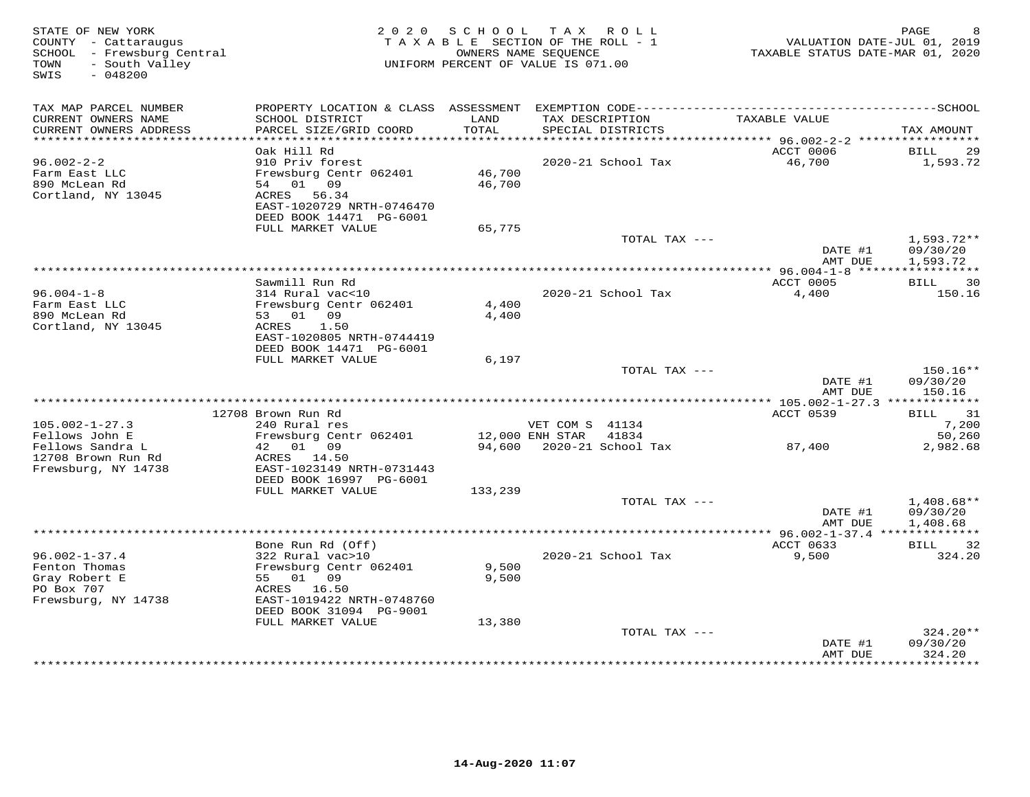STATE OF NEW YORK
COUNTY - Cattaraugus
SCHOOL - Frewsburg Central
TOWN - South Valley
SWIS - 048200

2020 SCHOOL TAX ROLL
TAXABLE SECTION OF THE ROLL - 1
OWNERS NAME SEQUENCE
UNIFORM PERCENT OF VALUE IS 071.00

VALUATION DATE-JUL 01, 2019
TAXABLE STATUS DATE-MAR 01, 2020

| TAX MAP PARCEL NUMBER / CURRENT OWNERS NAME / CURRENT OWNERS ADDRESS | PROPERTY LOCATION & CLASS / SCHOOL DISTRICT / PARCEL SIZE/GRID COORD | ASSESSMENT LAND / TOTAL | EXEMPTION CODE / TAX DESCRIPTION / SPECIAL DISTRICTS | TAXABLE VALUE | SCHOOL TAX AMOUNT |
|---|---|---|---|---|---|
| **96.002-2-2** | Oak Hill Rd | | | ACCT 0006 | BILL 29 |
| Farm East LLC | 910 Priv forest | | 2020-21 School Tax | 46,700 | 1,593.72 |
| 890 McLean Rd | Frewsburg Centr 062401 | 46,700 | | | |
| Cortland, NY 13045 | 54 01 09 | 46,700 | | | |
| | ACRES 56.34 | | | | |
| | EAST-1020729 NRTH-0746470 | | | | |
| | DEED BOOK 14471 PG-6001 | | | | |
| | FULL MARKET VALUE | 65,775 | | | |
| | | | TOTAL TAX --- | | 1,593.72** |
| | | | | DATE #1 | 09/30/20 |
| | | | | AMT DUE | 1,593.72 |
| **96.004-1-8** | Sawmill Run Rd | | | ACCT 0005 | BILL 30 |
| Farm East LLC | 314 Rural vac<10 | | 2020-21 School Tax | 4,400 | 150.16 |
| 890 McLean Rd | Frewsburg Centr 062401 | 4,400 | | | |
| Cortland, NY 13045 | 53 01 09 | 4,400 | | | |
| | ACRES 1.50 | | | | |
| | EAST-1020805 NRTH-0744419 | | | | |
| | DEED BOOK 14471 PG-6001 | | | | |
| | FULL MARKET VALUE | 6,197 | | | |
| | | | TOTAL TAX --- | | 150.16** |
| | | | | DATE #1 | 09/30/20 |
| | | | | AMT DUE | 150.16 |
| **105.002-1-27.3** | 12708 Brown Run Rd | | | ACCT 0539 | BILL 31 |
| Fellows John E | 240 Rural res | | VET COM S 41134 | | 7,200 |
| Fellows Sandra L | Frewsburg Centr 062401 | 12,000 | ENH STAR 41834 | | 50,260 |
| 12708 Brown Run Rd | 42 01 09 | 94,600 | 2020-21 School Tax | 87,400 | 2,982.68 |
| Frewsburg, NY 14738 | ACRES 14.50 | | | | |
| | EAST-1023149 NRTH-0731443 | | | | |
| | DEED BOOK 16997 PG-6001 | | | | |
| | FULL MARKET VALUE | 133,239 | | | |
| | | | TOTAL TAX --- | | 1,408.68** |
| | | | | DATE #1 | 09/30/20 |
| | | | | AMT DUE | 1,408.68 |
| **96.002-1-37.4** | Bone Run Rd (Off) | | | ACCT 0633 | BILL 32 |
| Fenton Thomas | 322 Rural vac>10 | | 2020-21 School Tax | 9,500 | 324.20 |
| Gray Robert E | Frewsburg Centr 062401 | 9,500 | | | |
| PO Box 707 | 55 01 09 | 9,500 | | | |
| Frewsburg, NY 14738 | ACRES 16.50 | | | | |
| | EAST-1019422 NRTH-0748760 | | | | |
| | DEED BOOK 31094 PG-9001 | | | | |
| | FULL MARKET VALUE | 13,380 | | | |
| | | | TOTAL TAX --- | | 324.20** |
| | | | | DATE #1 | 09/30/20 |
| | | | | AMT DUE | 324.20 |

14-Aug-2020 11:07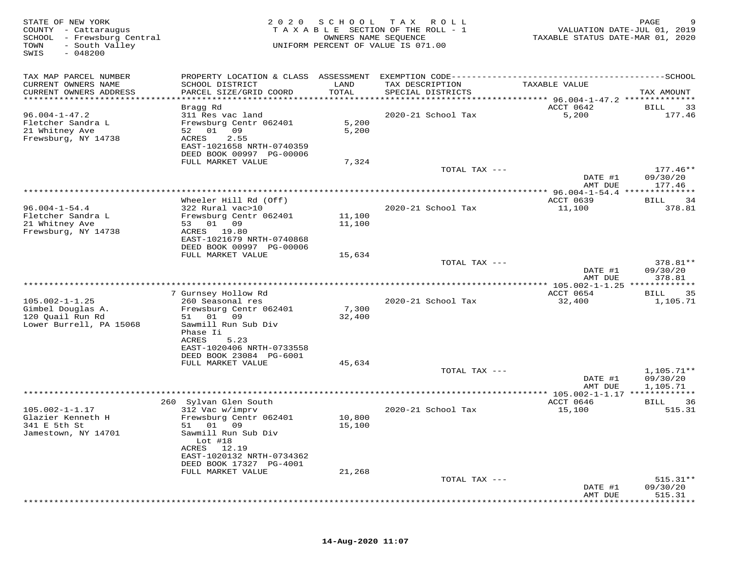STATE OF NEW YORK
COUNTY - Cattaraugus
SCHOOL - Frewsburg Central
TOWN - South Valley
SWIS - 048200

2020 SCHOOL TAX ROLL
TAXABLE SECTION OF THE ROLL - 1
OWNERS NAME SEQUENCE
UNIFORM PERCENT OF VALUE IS 071.00

VALUATION DATE-JUL 01, 2019
TAXABLE STATUS DATE-MAR 01, 2020

| TAX MAP PARCEL NUMBER / CURRENT OWNERS NAME / CURRENT OWNERS ADDRESS | PROPERTY LOCATION & CLASS / SCHOOL DISTRICT / PARCEL SIZE/GRID COORD | ASSESSMENT LAND / TOTAL | EXEMPTION CODE / TAX DESCRIPTION / SPECIAL DISTRICTS | TAXABLE VALUE | SCHOOL TAX AMOUNT |
|---|---|---|---|---|---|
| | Bragg Rd | | | ACCT 0642 | BILL 33 |
| 96.004-1-47.2 | 311 Res vac land | | 2020-21 School Tax | 5,200 | 177.46 |
| Fletcher Sandra L | Frewsburg Centr 062401 | 5,200 | | | |
| 21 Whitney Ave | 52 01 09 | 5,200 | | | |
| Frewsburg, NY 14738 | ACRES 2.55 | | | | |
| | EAST-1021658 NRTH-0740359 | | | | |
| | DEED BOOK 00997 PG-00006 | | | | |
| | FULL MARKET VALUE | 7,324 | | | |
| | | | TOTAL TAX --- | | 177.46** |
| | | | | DATE #1 | 09/30/20 |
| | | | | AMT DUE | 177.46 |
| | Wheeler Hill Rd (Off) | | | ACCT 0639 | BILL 34 |
| 96.004-1-54.4 | 322 Rural vac>10 | | 2020-21 School Tax | 11,100 | 378.81 |
| Fletcher Sandra L | Frewsburg Centr 062401 | 11,100 | | | |
| 21 Whitney Ave | 53 01 09 | 11,100 | | | |
| Frewsburg, NY 14738 | ACRES 19.80 | | | | |
| | EAST-1021679 NRTH-0740868 | | | | |
| | DEED BOOK 00997 PG-00006 | | | | |
| | FULL MARKET VALUE | 15,634 | | | |
| | | | TOTAL TAX --- | | 378.81** |
| | | | | DATE #1 | 09/30/20 |
| | | | | AMT DUE | 378.81 |
| | 7 Gurnsey Hollow Rd | | | ACCT 0654 | BILL 35 |
| 105.002-1-1.25 | 260 Seasonal res | | 2020-21 School Tax | 32,400 | 1,105.71 |
| Gimbel Douglas A. | Frewsburg Centr 062401 | 7,300 | | | |
| 120 Quail Run Rd | 51 01 09 | 32,400 | | | |
| Lower Burrell, PA 15068 | Sawmill Run Sub Div | | | | |
| | Phase Ii | | | | |
| | ACRES 5.23 | | | | |
| | EAST-1020406 NRTH-0733558 | | | | |
| | DEED BOOK 23084 PG-6001 | | | | |
| | FULL MARKET VALUE | 45,634 | | | |
| | | | TOTAL TAX --- | | 1,105.71** |
| | | | | DATE #1 | 09/30/20 |
| | | | | AMT DUE | 1,105.71 |
| | 260 Sylvan Glen South | | | ACCT 0646 | BILL 36 |
| 105.002-1-1.17 | 312 Vac w/imprv | | 2020-21 School Tax | 15,100 | 515.31 |
| Glazier Kenneth H | Frewsburg Centr 062401 | 10,800 | | | |
| 341 E 5th St | 51 01 09 | 15,100 | | | |
| Jamestown, NY 14701 | Sawmill Run Sub Div | | | | |
| | Lot #18 | | | | |
| | ACRES 12.19 | | | | |
| | EAST-1020132 NRTH-0734362 | | | | |
| | DEED BOOK 17327 PG-4001 | | | | |
| | FULL MARKET VALUE | 21,268 | | | |
| | | | TOTAL TAX --- | | 515.31** |
| | | | | DATE #1 | 09/30/20 |
| | | | | AMT DUE | 515.31 |

14-Aug-2020 11:07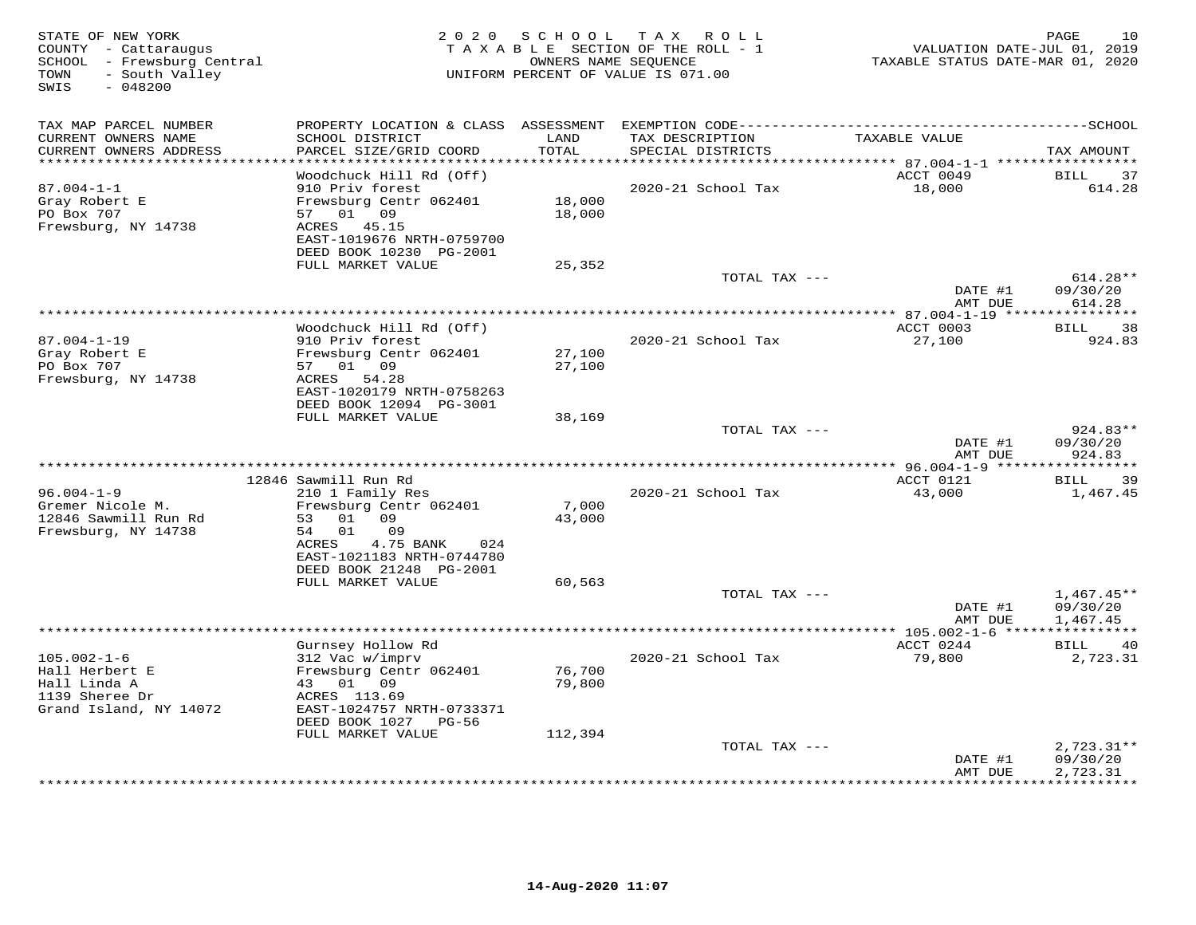STATE OF NEW YORK
COUNTY - Cattaraugus
SCHOOL - Frewsburg Central
TOWN - South Valley
SWIS - 048200

2020 SCHOOL TAX ROLL
TAXABLE SECTION OF THE ROLL - 1
OWNERS NAME SEQUENCE
UNIFORM PERCENT OF VALUE IS 071.00

VALUATION DATE-JUL 01, 2019
TAXABLE STATUS DATE-MAR 01, 2020

| TAX MAP PARCEL NUMBER / CURRENT OWNERS NAME / CURRENT OWNERS ADDRESS | PROPERTY LOCATION & CLASS / SCHOOL DISTRICT / PARCEL SIZE/GRID COORD | ASSESSMENT LAND / TOTAL | EXEMPTION CODE / TAX DESCRIPTION / SPECIAL DISTRICTS | TAXABLE VALUE | TAX AMOUNT |
|---|---|---|---|---|---|
| | Woodchuck Hill Rd (Off) | | | ACCT 0049 | BILL 37 |
| 87.004-1-1 | 910 Priv forest | | 2020-21 School Tax | 18,000 | 614.28 |
| Gray Robert E | Frewsburg Centr 062401 | 18,000 | | | |
| PO Box 707 | 57 01 09 | 18,000 | | | |
| Frewsburg, NY 14738 | ACRES 45.15 | | | | |
| | EAST-1019676 NRTH-0759700 | | | | |
| | DEED BOOK 10230 PG-2001 | | | | |
| | FULL MARKET VALUE | 25,352 | | | |
| | | | TOTAL TAX --- | | 614.28** |
| | | | | DATE #1 | 09/30/20 |
| | | | | AMT DUE | 614.28 |
| | Woodchuck Hill Rd (Off) | | | ACCT 0003 | BILL 38 |
| 87.004-1-19 | 910 Priv forest | | 2020-21 School Tax | 27,100 | 924.83 |
| Gray Robert E | Frewsburg Centr 062401 | 27,100 | | | |
| PO Box 707 | 57 01 09 | 27,100 | | | |
| Frewsburg, NY 14738 | ACRES 54.28 | | | | |
| | EAST-1020179 NRTH-0758263 | | | | |
| | DEED BOOK 12094 PG-3001 | | | | |
| | FULL MARKET VALUE | 38,169 | | | |
| | | | TOTAL TAX --- | | 924.83** |
| | | | | DATE #1 | 09/30/20 |
| | | | | AMT DUE | 924.83 |
| | 12846 Sawmill Run Rd | | | ACCT 0121 | BILL 39 |
| 96.004-1-9 | 210 1 Family Res | | 2020-21 School Tax | 43,000 | 1,467.45 |
| Gremer Nicole M. | Frewsburg Centr 062401 | 7,000 | | | |
| 12846 Sawmill Run Rd | 53 01 09 | 43,000 | | | |
| Frewsburg, NY 14738 | 54 01 09 | | | | |
| | ACRES 4.75 BANK 024 | | | | |
| | EAST-1021183 NRTH-0744780 | | | | |
| | DEED BOOK 21248 PG-2001 | | | | |
| | FULL MARKET VALUE | 60,563 | | | |
| | | | TOTAL TAX --- | | 1,467.45** |
| | | | | DATE #1 | 09/30/20 |
| | | | | AMT DUE | 1,467.45 |
| | Gurnsey Hollow Rd | | | ACCT 0244 | BILL 40 |
| 105.002-1-6 | 312 Vac w/imprv | | 2020-21 School Tax | 79,800 | 2,723.31 |
| Hall Herbert E | Frewsburg Centr 062401 | 76,700 | | | |
| Hall Linda A | 43 01 09 | 79,800 | | | |
| 1139 Sheree Dr | ACRES 113.69 | | | | |
| Grand Island, NY 14072 | EAST-1024757 NRTH-0733371 | | | | |
| | DEED BOOK 1027 PG-56 | | | | |
| | FULL MARKET VALUE | 112,394 | | | |
| | | | TOTAL TAX --- | | 2,723.31** |
| | | | | DATE #1 | 09/30/20 |
| | | | | AMT DUE | 2,723.31 |

14-Aug-2020 11:07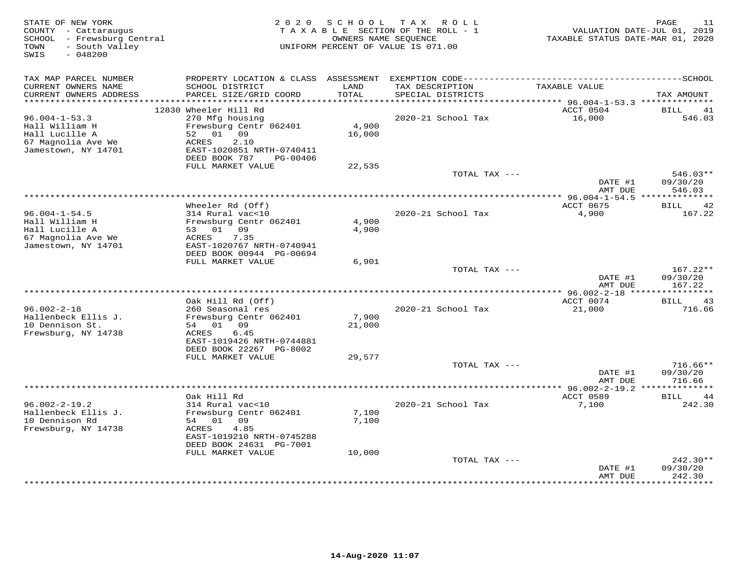STATE OF NEW YORK
COUNTY - Cattaraugus
SCHOOL - Frewsburg Central
TOWN - South Valley
SWIS - 048200

**2020 SCHOOL TAX ROLL**
TAXABLE SECTION OF THE ROLL - 1
OWNERS NAME SEQUENCE
UNIFORM PERCENT OF VALUE IS 071.00

VALUATION DATE-JUL 01, 2019
TAXABLE STATUS DATE-MAR 01, 2020

| TAX MAP PARCEL NUMBER / CURRENT OWNERS NAME / CURRENT OWNERS ADDRESS | PROPERTY LOCATION & CLASS / SCHOOL DISTRICT / PARCEL SIZE/GRID COORD | ASSESSMENT LAND / TOTAL | EXEMPTION CODE / TAX DESCRIPTION / SPECIAL DISTRICTS | TAXABLE VALUE | SCHOOL TAX AMOUNT |
|---|---|---|---|---|---|
| **96.004-1-53.3** | 12830 Wheeler Hill Rd | | | ACCT 0504 | BILL 41 |
| Hall William H | 270 Mfg housing | | 2020-21 School Tax | 16,000 | 546.03 |
| Hall Lucille A | Frewsburg Centr 062401 | 4,900 | | | |
| 67 Magnolia Ave We | 52 01 09 | 16,000 | | | |
| Jamestown, NY 14701 | ACRES 2.10 | | | | |
| | EAST-1020851 NRTH-0740411 | | | | |
| | DEED BOOK 787 PG-00406 | | | | |
| | FULL MARKET VALUE | 22,535 | | | |
| | | | TOTAL TAX --- | | 546.03** |
| | | | | DATE #1 | 09/30/20 |
| | | | | AMT DUE | 546.03 |
| **96.004-1-54.5** | Wheeler Rd (Off) | | | ACCT 0675 | BILL 42 |
| Hall William H | 314 Rural vac<10 | | 2020-21 School Tax | 4,900 | 167.22 |
| Hall Lucille A | Frewsburg Centr 062401 | 4,900 | | | |
| 67 Magnolia Ave We | 53 01 09 | 4,900 | | | |
| Jamestown, NY 14701 | ACRES 7.35 | | | | |
| | EAST-1020767 NRTH-0740941 | | | | |
| | DEED BOOK 00944 PG-00694 | | | | |
| | FULL MARKET VALUE | 6,901 | | | |
| | | | TOTAL TAX --- | | 167.22** |
| | | | | DATE #1 | 09/30/20 |
| | | | | AMT DUE | 167.22 |
| **96.002-2-18** | Oak Hill Rd (Off) | | | ACCT 0074 | BILL 43 |
| Hallenbeck Ellis J. | 260 Seasonal res | | 2020-21 School Tax | 21,000 | 716.66 |
| 10 Dennison St. | Frewsburg Centr 062401 | 7,900 | | | |
| Frewsburg, NY 14738 | 54 01 09 | 21,000 | | | |
| | ACRES 6.45 | | | | |
| | EAST-1019426 NRTH-0744881 | | | | |
| | DEED BOOK 22267 PG-8002 | | | | |
| | FULL MARKET VALUE | 29,577 | | | |
| | | | TOTAL TAX --- | | 716.66** |
| | | | | DATE #1 | 09/30/20 |
| | | | | AMT DUE | 716.66 |
| **96.002-2-19.2** | Oak Hill Rd | | | ACCT 0589 | BILL 44 |
| Hallenbeck Ellis J. | 314 Rural vac<10 | | 2020-21 School Tax | 7,100 | 242.30 |
| 10 Dennison Rd | Frewsburg Centr 062401 | 7,100 | | | |
| Frewsburg, NY 14738 | 54 01 09 | 7,100 | | | |
| | ACRES 4.85 | | | | |
| | EAST-1019210 NRTH-0745288 | | | | |
| | DEED BOOK 24631 PG-7001 | | | | |
| | FULL MARKET VALUE | 10,000 | | | |
| | | | TOTAL TAX --- | | 242.30** |
| | | | | DATE #1 | 09/30/20 |
| | | | | AMT DUE | 242.30 |

14-Aug-2020 11:07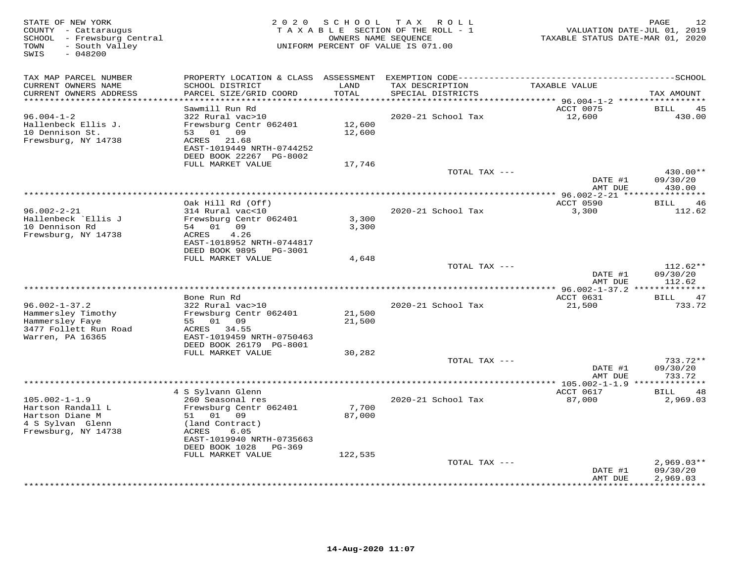STATE OF NEW YORK
COUNTY - Cattaraugus
SCHOOL - Frewsburg Central
TOWN - South Valley
SWIS - 048200

**2020 SCHOOL TAX ROLL**
TAXABLE SECTION OF THE ROLL - 1
OWNERS NAME SEQUENCE
UNIFORM PERCENT OF VALUE IS 071.00

VALUATION DATE-JUL 01, 2019
TAXABLE STATUS DATE-MAR 01, 2020

| TAX MAP PARCEL NUMBER / CURRENT OWNERS NAME / CURRENT OWNERS ADDRESS | PROPERTY LOCATION & CLASS / SCHOOL DISTRICT / PARCEL SIZE/GRID COORD | ASSESSMENT LAND / TOTAL | EXEMPTION CODE / TAX DESCRIPTION / SPECIAL DISTRICTS | TAXABLE VALUE | SCHOOL TAX AMOUNT |
|---|---|---|---|---|---|
| | Sawmill Run Rd | | | ACCT 0075 | BILL 45 |
| 96.004-1-2 | 322 Rural vac>10 | | 2020-21 School Tax | 12,600 | 430.00 |
| Hallenbeck Ellis J. | Frewsburg Centr 062401 | 12,600 | | | |
| 10 Dennison St. | 53 01 09 | 12,600 | | | |
| Frewsburg, NY 14738 | ACRES 21.68 | | | | |
| | EAST-1019449 NRTH-0744252 | | | | |
| | DEED BOOK 22267 PG-8002 | | | | |
| | FULL MARKET VALUE | 17,746 | | | |
| | | | TOTAL TAX --- | | 430.00** |
| | | | | DATE #1 | 09/30/20 |
| | | | | AMT DUE | 430.00 |
| | Oak Hill Rd (Off) | | | ACCT 0590 | BILL 46 |
| 96.002-2-21 | 314 Rural vac<10 | | 2020-21 School Tax | 3,300 | 112.62 |
| Hallenbeck `Ellis J | Frewsburg Centr 062401 | 3,300 | | | |
| 10 Dennison Rd | 54 01 09 | 3,300 | | | |
| Frewsburg, NY 14738 | ACRES 4.26 | | | | |
| | EAST-1018952 NRTH-0744817 | | | | |
| | DEED BOOK 9895 PG-3001 | | | | |
| | FULL MARKET VALUE | 4,648 | | | |
| | | | TOTAL TAX --- | | 112.62** |
| | | | | DATE #1 | 09/30/20 |
| | | | | AMT DUE | 112.62 |
| | Bone Run Rd | | | ACCT 0631 | BILL 47 |
| 96.002-1-37.2 | 322 Rural vac>10 | | 2020-21 School Tax | 21,500 | 733.72 |
| Hammersley Timothy | Frewsburg Centr 062401 | 21,500 | | | |
| Hammersley Faye | 55 01 09 | 21,500 | | | |
| 3477 Follett Run Road | ACRES 34.55 | | | | |
| Warren, PA 16365 | EAST-1019459 NRTH-0750463 | | | | |
| | DEED BOOK 26179 PG-8001 | | | | |
| | FULL MARKET VALUE | 30,282 | | | |
| | | | TOTAL TAX --- | | 733.72** |
| | | | | DATE #1 | 09/30/20 |
| | | | | AMT DUE | 733.72 |
| | 4 S Sylvann Glenn | | | ACCT 0617 | BILL 48 |
| 105.002-1-1.9 | 260 Seasonal res | | 2020-21 School Tax | 87,000 | 2,969.03 |
| Hartson Randall L | Frewsburg Centr 062401 | 7,700 | | | |
| Hartson Diane M | 51 01 09 | 87,000 | | | |
| 4 S Sylvan Glenn | (land Contract) | | | | |
| Frewsburg, NY 14738 | ACRES 6.05 | | | | |
| | EAST-1019940 NRTH-0735663 | | | | |
| | DEED BOOK 1028 PG-369 | | | | |
| | FULL MARKET VALUE | 122,535 | | | |
| | | | TOTAL TAX --- | | 2,969.03** |
| | | | | DATE #1 | 09/30/20 |
| | | | | AMT DUE | 2,969.03 |

14-Aug-2020 11:07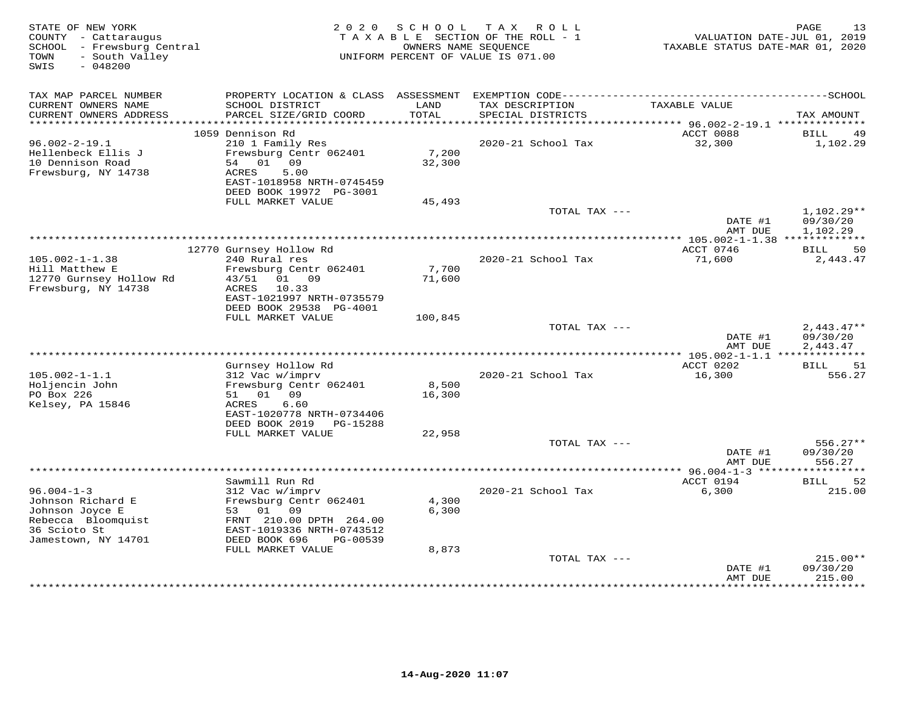STATE OF NEW YORK
COUNTY - Cattaraugus
SCHOOL - Frewsburg Central
TOWN - South Valley
SWIS - 048200

2020 SCHOOL TAX ROLL
TAXABLE SECTION OF THE ROLL - 1
OWNERS NAME SEQUENCE
UNIFORM PERCENT OF VALUE IS 071.00

VALUATION DATE-JUL 01, 2019
TAXABLE STATUS DATE-MAR 01, 2020

| TAX MAP PARCEL NUMBER / CURRENT OWNERS NAME / CURRENT OWNERS ADDRESS | PROPERTY LOCATION & CLASS / SCHOOL DISTRICT / PARCEL SIZE/GRID COORD | ASSESSMENT LAND / TOTAL | EXEMPTION CODE / TAX DESCRIPTION / SPECIAL DISTRICTS | TAXABLE VALUE | SCHOOL TAX AMOUNT |
|---|---|---|---|---|---|
| | 1059 Dennison Rd | | | ACCT 0088 | BILL 49 |
| 96.002-2-19.1 | 210 1 Family Res | | 2020-21 School Tax | 32,300 | 1,102.29 |
| Hellenbeck Ellis J | Frewsburg Centr 062401 | 7,200 | | | |
| 10 Dennison Road | 54 01 09 | 32,300 | | | |
| Frewsburg, NY 14738 | ACRES 5.00 | | | | |
| | EAST-1018958 NRTH-0745459 | | | | |
| | DEED BOOK 19972 PG-3001 | | | | |
| | FULL MARKET VALUE | 45,493 | | | |
| | | | TOTAL TAX --- | | 1,102.29** |
| | | | | DATE #1 | 09/30/20 |
| | | | | AMT DUE | 1,102.29 |
| | 12770 Gurnsey Hollow Rd | | | ACCT 0746 | BILL 50 |
| 105.002-1-1.38 | 240 Rural res | | 2020-21 School Tax | 71,600 | 2,443.47 |
| Hill Matthew E | Frewsburg Centr 062401 | 7,700 | | | |
| 12770 Gurnsey Hollow Rd | 43/51 01 09 | 71,600 | | | |
| Frewsburg, NY 14738 | ACRES 10.33 | | | | |
| | EAST-1021997 NRTH-0735579 | | | | |
| | DEED BOOK 29538 PG-4001 | | | | |
| | FULL MARKET VALUE | 100,845 | | | |
| | | | TOTAL TAX --- | | 2,443.47** |
| | | | | DATE #1 | 09/30/20 |
| | | | | AMT DUE | 2,443.47 |
| | Gurnsey Hollow Rd | | | ACCT 0202 | BILL 51 |
| 105.002-1-1.1 | 312 Vac w/imprv | | 2020-21 School Tax | 16,300 | 556.27 |
| Holjencin John | Frewsburg Centr 062401 | 8,500 | | | |
| PO Box 226 | 51 01 09 | 16,300 | | | |
| Kelsey, PA 15846 | ACRES 6.60 | | | | |
| | EAST-1020778 NRTH-0734406 | | | | |
| | DEED BOOK 2019 PG-15288 | | | | |
| | FULL MARKET VALUE | 22,958 | | | |
| | | | TOTAL TAX --- | | 556.27** |
| | | | | DATE #1 | 09/30/20 |
| | | | | AMT DUE | 556.27 |
| | Sawmill Run Rd | | | ACCT 0194 | BILL 52 |
| 96.004-1-3 | 312 Vac w/imprv | | 2020-21 School Tax | 6,300 | 215.00 |
| Johnson Richard E | Frewsburg Centr 062401 | 4,300 | | | |
| Johnson Joyce E | 53 01 09 | 6,300 | | | |
| Rebecca Bloomquist | FRNT 210.00 DPTH 264.00 | | | | |
| 36 Scioto St | EAST-1019336 NRTH-0743512 | | | | |
| Jamestown, NY 14701 | DEED BOOK 696 PG-00539 | | | | |
| | FULL MARKET VALUE | 8,873 | | | |
| | | | TOTAL TAX --- | | 215.00** |
| | | | | DATE #1 | 09/30/20 |
| | | | | AMT DUE | 215.00 |

14-Aug-2020 11:07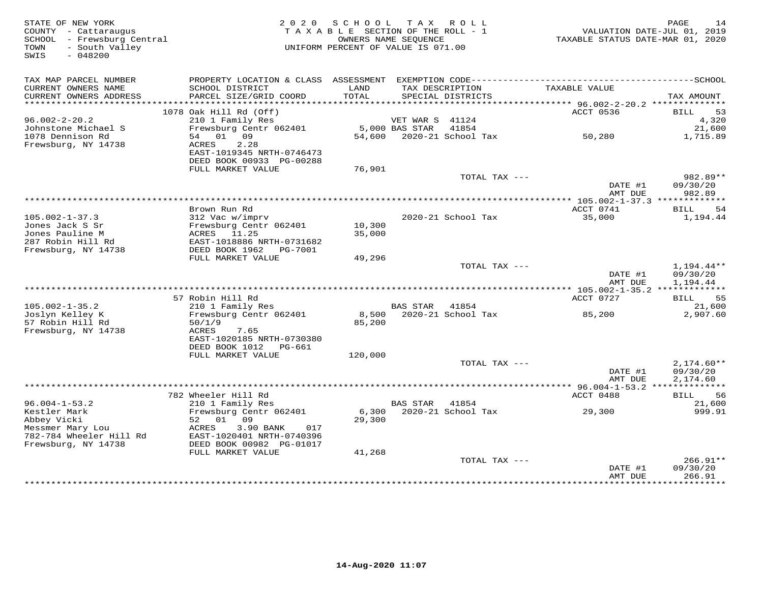STATE OF NEW YORK
COUNTY - Cattaraugus
SCHOOL - Frewsburg Central
TOWN - South Valley
SWIS - 048200

2 0 2 0 S C H O O L T A X R O L L
T A X A B L E SECTION OF THE ROLL - 1
OWNERS NAME SEQUENCE
UNIFORM PERCENT OF VALUE IS 071.00

VALUATION DATE-JUL 01, 2019
TAXABLE STATUS DATE-MAR 01, 2020

| TAX MAP PARCEL NUMBER / CURRENT OWNERS NAME / CURRENT OWNERS ADDRESS | PROPERTY LOCATION & CLASS / SCHOOL DISTRICT / PARCEL SIZE/GRID COORD | ASSESSMENT LAND / TOTAL | EXEMPTION CODE / TAX DESCRIPTION / SPECIAL DISTRICTS | TAXABLE VALUE | SCHOOL TAX AMOUNT |
|---|---|---|---|---|---|
| | 1078 Oak Hill Rd (Off) | | | ACCT 0536 | BILL 53 |
| 96.002-2-20.2 | 210 1 Family Res | | VET WAR S 41124 | | 4,320 |
| Johnstone Michael S | Frewsburg Centr 062401 | 5,000 | BAS STAR 41854 | | 21,600 |
| 1078 Dennison Rd | 54 01 09 | 54,600 | 2020-21 School Tax | 50,280 | 1,715.89 |
| Frewsburg, NY 14738 | ACRES 2.28 | | | | |
| | EAST-1019345 NRTH-0746473 | | | | |
| | DEED BOOK 00933 PG-00288 | | | | |
| | FULL MARKET VALUE | 76,901 | | | |
| | | | TOTAL TAX --- | | 982.89** |
| | | | | DATE #1 | 09/30/20 |
| | | | | AMT DUE | 982.89 |
| | Brown Run Rd | | | ACCT 0741 | BILL 54 |
| 105.002-1-37.3 | 312 Vac w/imprv | | 2020-21 School Tax | 35,000 | 1,194.44 |
| Jones Jack S Sr | Frewsburg Centr 062401 | 10,300 | | | |
| Jones Pauline M | ACRES 11.25 | 35,000 | | | |
| 287 Robin Hill Rd | EAST-1018886 NRTH-0731682 | | | | |
| Frewsburg, NY 14738 | DEED BOOK 1962 PG-7001 | | | | |
| | FULL MARKET VALUE | 49,296 | | | |
| | | | TOTAL TAX --- | | 1,194.44** |
| | | | | DATE #1 | 09/30/20 |
| | | | | AMT DUE | 1,194.44 |
| | 57 Robin Hill Rd | | | ACCT 0727 | BILL 55 |
| 105.002-1-35.2 | 210 1 Family Res | | BAS STAR 41854 | | 21,600 |
| Joslyn Kelley K | Frewsburg Centr 062401 | 8,500 | 2020-21 School Tax | 85,200 | 2,907.60 |
| 57 Robin Hill Rd | 50/1/9 | 85,200 | | | |
| Frewsburg, NY 14738 | ACRES 7.65 | | | | |
| | EAST-1020185 NRTH-0730380 | | | | |
| | DEED BOOK 1012 PG-661 | | | | |
| | FULL MARKET VALUE | 120,000 | | | |
| | | | TOTAL TAX --- | | 2,174.60** |
| | | | | DATE #1 | 09/30/20 |
| | | | | AMT DUE | 2,174.60 |
| | 782 Wheeler Hill Rd | | | ACCT 0488 | BILL 56 |
| 96.004-1-53.2 | 210 1 Family Res | | BAS STAR 41854 | | 21,600 |
| Kestler Mark | Frewsburg Centr 062401 | 6,300 | 2020-21 School Tax | 29,300 | 999.91 |
| Abbey Vicki | 52 01 09 | 29,300 | | | |
| Messmer Mary Lou | ACRES 3.90 BANK 017 | | | | |
| 782-784 Wheeler Hill Rd | EAST-1020401 NRTH-0740396 | | | | |
| Frewsburg, NY 14738 | DEED BOOK 00982 PG-01017 | | | | |
| | FULL MARKET VALUE | 41,268 | | | |
| | | | TOTAL TAX --- | | 266.91** |
| | | | | DATE #1 | 09/30/20 |
| | | | | AMT DUE | 266.91 |

14-Aug-2020 11:07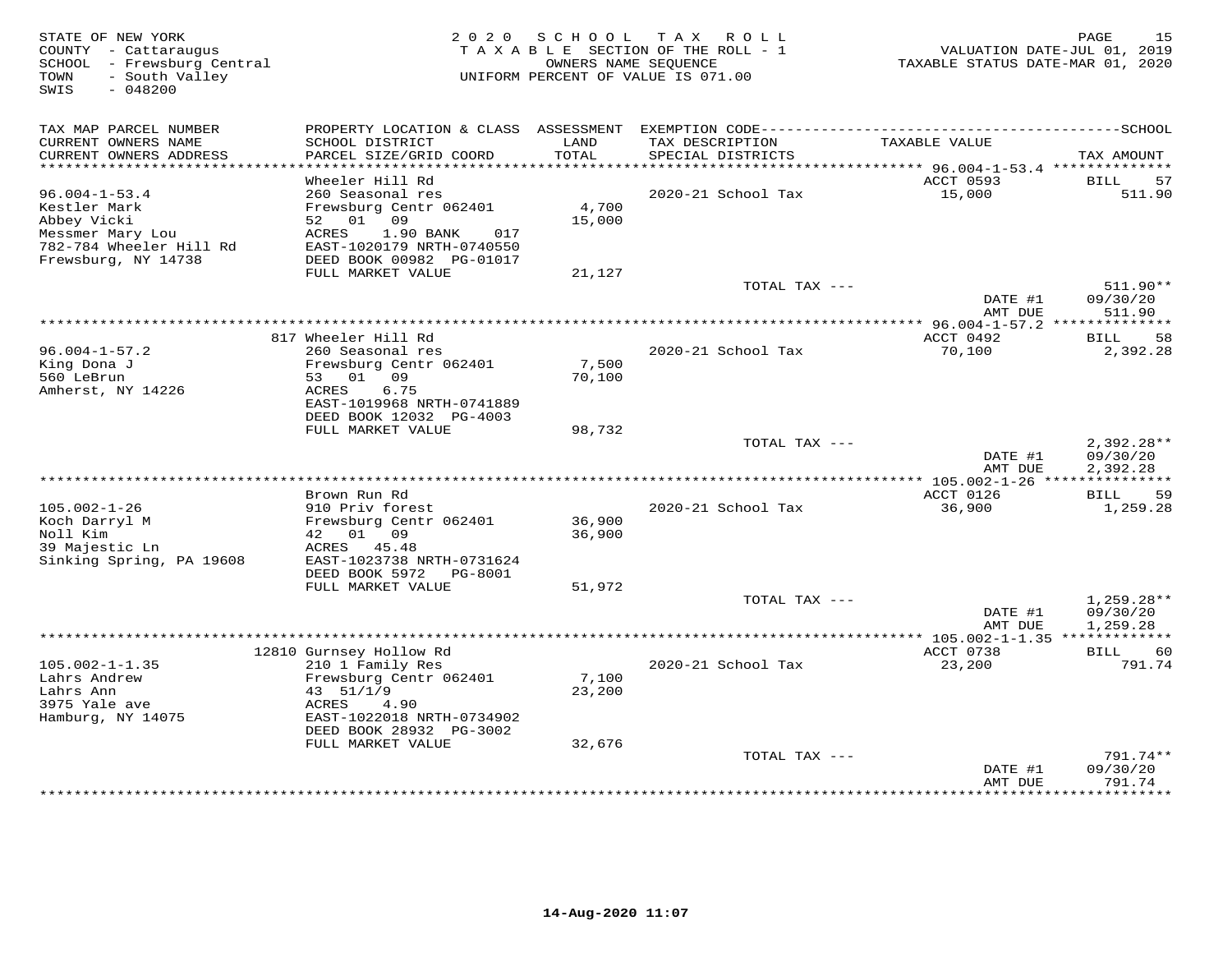STATE OF NEW YORK
COUNTY - Cattaraugus
SCHOOL - Frewsburg Central
TOWN - South Valley
SWIS - 048200

2020 SCHOOL TAX ROLL
TAXABLE SECTION OF THE ROLL - 1
OWNERS NAME SEQUENCE
UNIFORM PERCENT OF VALUE IS 071.00

VALUATION DATE-JUL 01, 2019
TAXABLE STATUS DATE-MAR 01, 2020

| TAX MAP PARCEL NUMBER / CURRENT OWNERS NAME / CURRENT OWNERS ADDRESS | PROPERTY LOCATION & CLASS / SCHOOL DISTRICT / PARCEL SIZE/GRID COORD | ASSESSMENT LAND / TOTAL | EXEMPTION CODE / TAX DESCRIPTION / SPECIAL DISTRICTS | TAXABLE VALUE | SCHOOL TAX AMOUNT |
|---|---|---|---|---|---|
| **96.004-1-53.4** | Wheeler Hill Rd | | | ACCT 0593 | BILL 57 |
| 96.004-1-53.4 | 260 Seasonal res | | 2020-21 School Tax | 15,000 | 511.90 |
| Kestler Mark | Frewsburg Centr 062401 | 4,700 | | | |
| Abbey Vicki | 52 01 09 | 15,000 | | | |
| Messmer Mary Lou | ACRES 1.90 BANK 017 | | | | |
| 782-784 Wheeler Hill Rd | EAST-1020179 NRTH-0740550 | | | | |
| Frewsburg, NY 14738 | DEED BOOK 00982 PG-01017 | | | | |
| | FULL MARKET VALUE | 21,127 | | | |
| | | | TOTAL TAX --- | | 511.90** |
| | | | | DATE #1 | 09/30/20 |
| | | | | AMT DUE | 511.90 |
| **96.004-1-57.2** | 817 Wheeler Hill Rd | | | ACCT 0492 | BILL 58 |
| 96.004-1-57.2 | 260 Seasonal res | | 2020-21 School Tax | 70,100 | 2,392.28 |
| King Dona J | Frewsburg Centr 062401 | 7,500 | | | |
| 560 LeBrun | 53 01 09 | 70,100 | | | |
| Amherst, NY 14226 | ACRES 6.75 | | | | |
| | EAST-1019968 NRTH-0741889 | | | | |
| | DEED BOOK 12032 PG-4003 | | | | |
| | FULL MARKET VALUE | 98,732 | | | |
| | | | TOTAL TAX --- | | 2,392.28** |
| | | | | DATE #1 | 09/30/20 |
| | | | | AMT DUE | 2,392.28 |
| **105.002-1-26** | Brown Run Rd | | | ACCT 0126 | BILL 59 |
| 105.002-1-26 | 910 Priv forest | | 2020-21 School Tax | 36,900 | 1,259.28 |
| Koch Darryl M | Frewsburg Centr 062401 | 36,900 | | | |
| Noll Kim | 42 01 09 | 36,900 | | | |
| 39 Majestic Ln | ACRES 45.48 | | | | |
| Sinking Spring, PA 19608 | EAST-1023738 NRTH-0731624 | | | | |
| | DEED BOOK 5972 PG-8001 | | | | |
| | FULL MARKET VALUE | 51,972 | | | |
| | | | TOTAL TAX --- | | 1,259.28** |
| | | | | DATE #1 | 09/30/20 |
| | | | | AMT DUE | 1,259.28 |
| **105.002-1-1.35** | 12810 Gurnsey Hollow Rd | | | ACCT 0738 | BILL 60 |
| 105.002-1-1.35 | 210 1 Family Res | | 2020-21 School Tax | 23,200 | 791.74 |
| Lahrs Andrew | Frewsburg Centr 062401 | 7,100 | | | |
| Lahrs Ann | 43 51/1/9 | 23,200 | | | |
| 3975 Yale ave | ACRES 4.90 | | | | |
| Hamburg, NY 14075 | EAST-1022018 NRTH-0734902 | | | | |
| | DEED BOOK 28932 PG-3002 | | | | |
| | FULL MARKET VALUE | 32,676 | | | |
| | | | TOTAL TAX --- | | 791.74** |
| | | | | DATE #1 | 09/30/20 |
| | | | | AMT DUE | 791.74 |

14-Aug-2020 11:07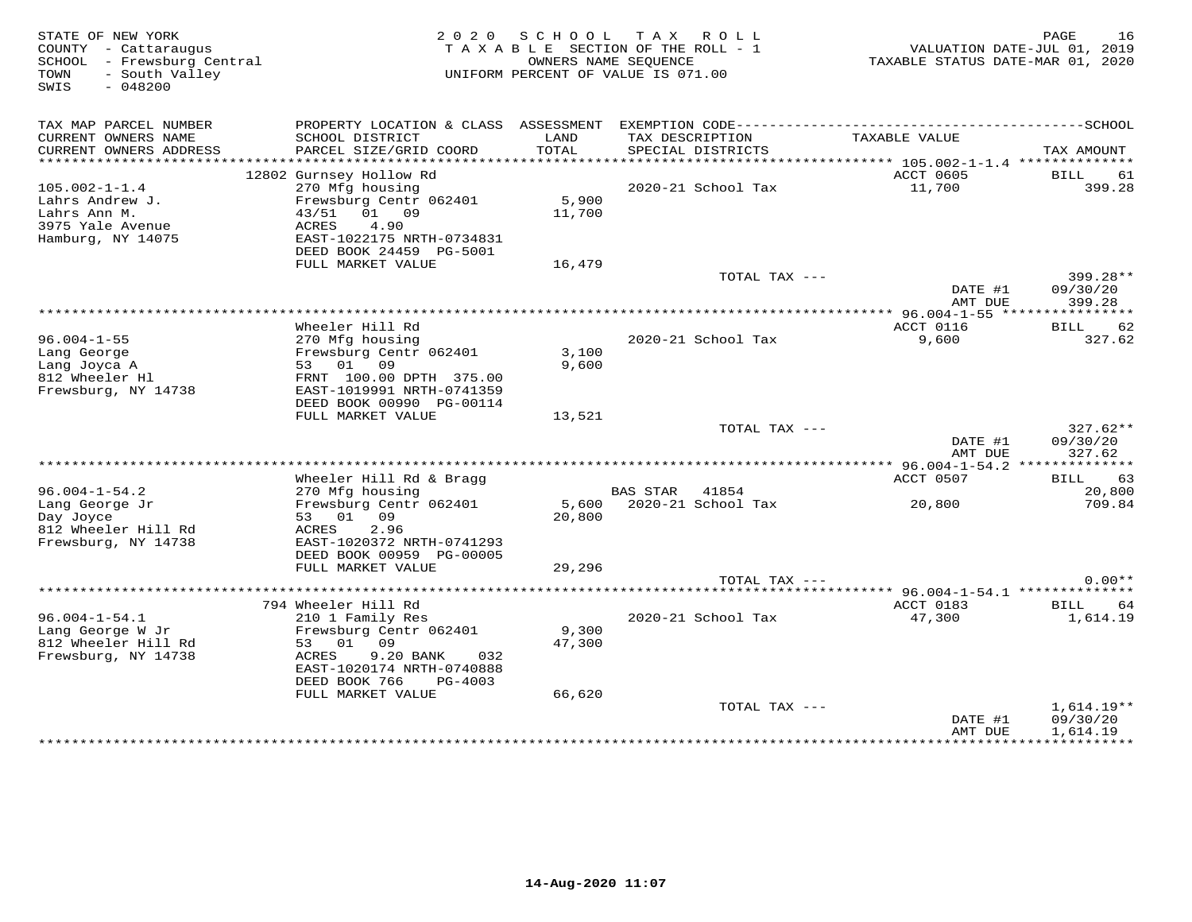STATE OF NEW YORK
COUNTY - Cattaraugus
SCHOOL - Frewsburg Central
TOWN - South Valley
SWIS - 048200

2020 SCHOOL TAX ROLL
TAXABLE SECTION OF THE ROLL - 1
OWNERS NAME SEQUENCE
UNIFORM PERCENT OF VALUE IS 071.00

VALUATION DATE-JUL 01, 2019
TAXABLE STATUS DATE-MAR 01, 2020

| TAX MAP PARCEL NUMBER / CURRENT OWNERS NAME / CURRENT OWNERS ADDRESS | PROPERTY LOCATION & CLASS / SCHOOL DISTRICT / PARCEL SIZE/GRID COORD | ASSESSMENT LAND / TOTAL | EXEMPTION CODE / TAX DESCRIPTION / SPECIAL DISTRICTS | TAXABLE VALUE | TAX AMOUNT (SCHOOL) |
|---|---|---|---|---|---|
| **105.002-1-1.4** | 12802 Gurnsey Hollow Rd | | | ACCT 0605 | BILL 61 |
| 105.002-1-1.4 | 270 Mfg housing | | 2020-21 School Tax | 11,700 | 399.28 |
| Lahrs Andrew J. | Frewsburg Centr 062401 | 5,900 | | | |
| Lahrs Ann M. | 43/51 01 09 | 11,700 | | | |
| 3975 Yale Avenue | ACRES 4.90 | | | | |
| Hamburg, NY 14075 | EAST-1022175 NRTH-0734831 | | | | |
| | DEED BOOK 24459 PG-5001 | | | | |
| | FULL MARKET VALUE | 16,479 | | | |
| | | | TOTAL TAX --- | | 399.28** |
| | | | | DATE #1 | 09/30/20 |
| | | | | AMT DUE | 399.28 |
| **96.004-1-55** | Wheeler Hill Rd | | | ACCT 0116 | BILL 62 |
| 96.004-1-55 | 270 Mfg housing | | 2020-21 School Tax | 9,600 | 327.62 |
| Lang George | Frewsburg Centr 062401 | 3,100 | | | |
| Lang Joyca A | 53 01 09 | 9,600 | | | |
| 812 Wheeler Hl | FRNT 100.00 DPTH 375.00 | | | | |
| Frewsburg, NY 14738 | EAST-1019991 NRTH-0741359 | | | | |
| | DEED BOOK 00990 PG-00114 | | | | |
| | FULL MARKET VALUE | 13,521 | | | |
| | | | TOTAL TAX --- | | 327.62** |
| | | | | DATE #1 | 09/30/20 |
| | | | | AMT DUE | 327.62 |
| **96.004-1-54.2** | Wheeler Hill Rd & Bragg | | | ACCT 0507 | BILL 63 |
| 96.004-1-54.2 | 270 Mfg housing | | BAS STAR 41854 | | 20,800 |
| Lang George Jr | Frewsburg Centr 062401 | 5,600 | 2020-21 School Tax | 20,800 | 709.84 |
| Day Joyce | 53 01 09 | 20,800 | | | |
| 812 Wheeler Hill Rd | ACRES 2.96 | | | | |
| Frewsburg, NY 14738 | EAST-1020372 NRTH-0741293 | | | | |
| | DEED BOOK 00959 PG-00005 | | | | |
| | FULL MARKET VALUE | 29,296 | | | |
| | | | TOTAL TAX --- | | 0.00** |
| **96.004-1-54.1** | 794 Wheeler Hill Rd | | | ACCT 0183 | BILL 64 |
| 96.004-1-54.1 | 210 1 Family Res | | 2020-21 School Tax | 47,300 | 1,614.19 |
| Lang George W Jr | Frewsburg Centr 062401 | 9,300 | | | |
| 812 Wheeler Hill Rd | 53 01 09 | 47,300 | | | |
| Frewsburg, NY 14738 | ACRES 9.20 BANK 032 | | | | |
| | EAST-1020174 NRTH-0740888 | | | | |
| | DEED BOOK 766 PG-4003 | | | | |
| | FULL MARKET VALUE | 66,620 | | | |
| | | | TOTAL TAX --- | | 1,614.19** |
| | | | | DATE #1 | 09/30/20 |
| | | | | AMT DUE | 1,614.19 |

14-Aug-2020 11:07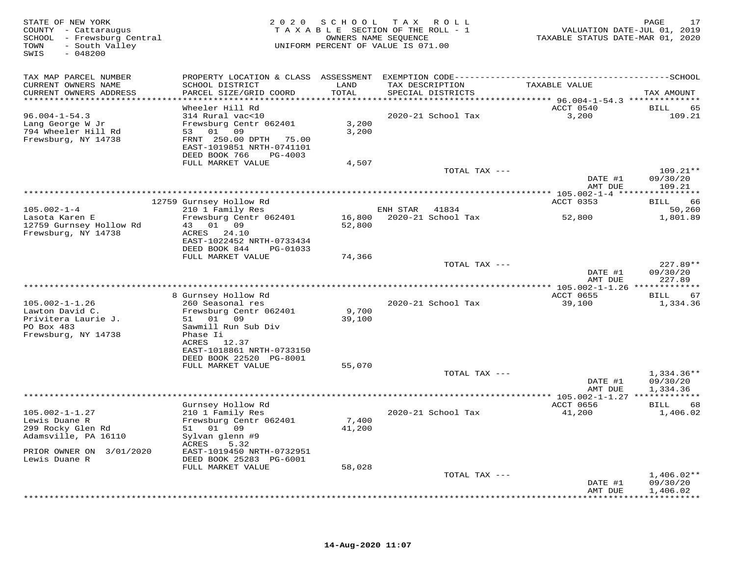STATE OF NEW YORK
COUNTY - Cattaraugus
SCHOOL - Frewsburg Central
TOWN - South Valley
SWIS - 048200

2020 SCHOOL TAX ROLL
TAXABLE SECTION OF THE ROLL - 1
OWNERS NAME SEQUENCE
UNIFORM PERCENT OF VALUE IS 071.00

VALUATION DATE-JUL 01, 2019
TAXABLE STATUS DATE-MAR 01, 2020

| TAX MAP PARCEL NUMBER / CURRENT OWNERS NAME / CURRENT OWNERS ADDRESS | PROPERTY LOCATION & CLASS / SCHOOL DISTRICT / PARCEL SIZE/GRID COORD | ASSESSMENT LAND / TOTAL | EXEMPTION CODE / TAX DESCRIPTION / SPECIAL DISTRICTS | TAXABLE VALUE | TAX AMOUNT |
|---|---|---|---|---|---|
| **96.004-1-54.3** | Wheeler Hill Rd | | | ACCT 0540 | BILL 65 |
| Lang George W Jr | 314 Rural vac<10 | | 2020-21 School Tax | 3,200 | 109.21 |
| 794 Wheeler Hill Rd | Frewsburg Centr 062401 | 3,200 | | | |
| Frewsburg, NY 14738 | 53 01 09 | 3,200 | | | |
| | FRNT 250.00 DPTH 75.00 | | | | |
| | EAST-1019851 NRTH-0741101 | | | | |
| | DEED BOOK 766 PG-4003 | | | | |
| | FULL MARKET VALUE | 4,507 | | | |
| | | | TOTAL TAX --- | | 109.21** |
| | | | | DATE #1 | 09/30/20 |
| | | | | AMT DUE | 109.21 |
| **105.002-1-4** | 12759 Gurnsey Hollow Rd | | | ACCT 0353 | BILL 66 |
| Lasota Karen E | 210 1 Family Res | | ENH STAR 41834 | | 50,260 |
| 12759 Gurnsey Hollow Rd | Frewsburg Centr 062401 | 16,800 | 2020-21 School Tax | 52,800 | 1,801.89 |
| Frewsburg, NY 14738 | 43 01 09 | 52,800 | | | |
| | ACRES 24.10 | | | | |
| | EAST-1022452 NRTH-0733434 | | | | |
| | DEED BOOK 844 PG-01033 | | | | |
| | FULL MARKET VALUE | 74,366 | | | |
| | | | TOTAL TAX --- | | 227.89** |
| | | | | DATE #1 | 09/30/20 |
| | | | | AMT DUE | 227.89 |
| **105.002-1-1.26** | 8 Gurnsey Hollow Rd | | | ACCT 0655 | BILL 67 |
| Lawton David C. | 260 Seasonal res | | 2020-21 School Tax | 39,100 | 1,334.36 |
| Privitera Laurie J. | Frewsburg Centr 062401 | 9,700 | | | |
| PO Box 483 | 51 01 09 | 39,100 | | | |
| Frewsburg, NY 14738 | Sawmill Run Sub Div | | | | |
| | Phase Ii | | | | |
| | ACRES 12.37 | | | | |
| | EAST-1018861 NRTH-0733150 | | | | |
| | DEED BOOK 22520 PG-8001 | | | | |
| | FULL MARKET VALUE | 55,070 | | | |
| | | | TOTAL TAX --- | | 1,334.36** |
| | | | | DATE #1 | 09/30/20 |
| | | | | AMT DUE | 1,334.36 |
| **105.002-1-1.27** | Gurnsey Hollow Rd | | | ACCT 0656 | BILL 68 |
| Lewis Duane R | 210 1 Family Res | | 2020-21 School Tax | 41,200 | 1,406.02 |
| 299 Rocky Glen Rd | Frewsburg Centr 062401 | 7,400 | | | |
| Adamsville, PA 16110 | 51 01 09 | 41,200 | | | |
| | Sylvan glenn #9 | | | | |
| | ACRES 5.32 | | | | |
| PRIOR OWNER ON 3/01/2020 | EAST-1019450 NRTH-0732951 | | | | |
| Lewis Duane R | DEED BOOK 25283 PG-6001 | | | | |
| | FULL MARKET VALUE | 58,028 | | | |
| | | | TOTAL TAX --- | | 1,406.02** |
| | | | | DATE #1 | 09/30/20 |
| | | | | AMT DUE | 1,406.02 |

14-Aug-2020 11:07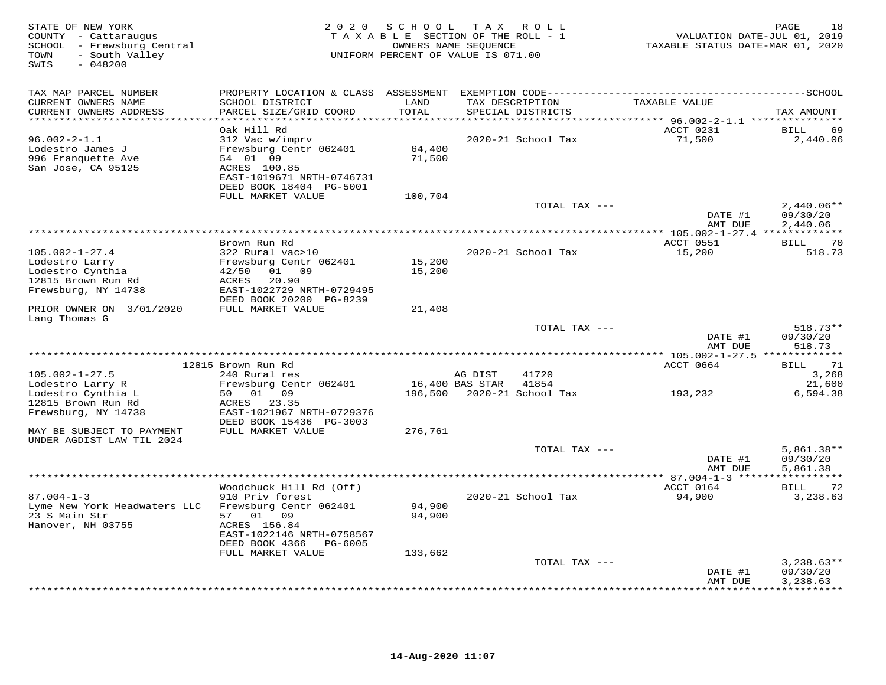STATE OF NEW YORK
COUNTY - Cattaraugus
SCHOOL - Frewsburg Central
TOWN - South Valley
SWIS - 048200

2 0 2 0 S C H O O L T A X R O L L
T A X A B L E SECTION OF THE ROLL - 1
OWNERS NAME SEQUENCE
UNIFORM PERCENT OF VALUE IS 071.00

VALUATION DATE-JUL 01, 2019
TAXABLE STATUS DATE-MAR 01, 2020

| TAX MAP PARCEL NUMBER / CURRENT OWNERS NAME / CURRENT OWNERS ADDRESS | PROPERTY LOCATION & CLASS / SCHOOL DISTRICT / PARCEL SIZE/GRID COORD | ASSESSMENT LAND / TOTAL | EXEMPTION CODE / TAX DESCRIPTION / SPECIAL DISTRICTS | TAXABLE VALUE | SCHOOL TAX AMOUNT |
|---|---|---|---|---|---|
| 96.002-2-1.1 | Oak Hill Rd | | | ACCT 0231 | BILL 69 |
| 96.002-2-1.1 | 312 Vac w/imprv | | 2020-21 School Tax | 71,500 | 2,440.06 |
| Lodestro James J | Frewsburg Centr 062401 | 64,400 | | | |
| 996 Franquette Ave | 54 01 09 | 71,500 | | | |
| San Jose, CA 95125 | ACRES 100.85 | | | | |
| | EAST-1019671 NRTH-0746731 | | | | |
| | DEED BOOK 18404 PG-5001 | | | | |
| | FULL MARKET VALUE | 100,704 | | | |
| | | | TOTAL TAX --- | | 2,440.06** |
| | | | | DATE #1 | 09/30/20 |
| | | | | AMT DUE | 2,440.06 |
| 105.002-1-27.4 | Brown Run Rd | | | ACCT 0551 | BILL 70 |
| 105.002-1-27.4 | 322 Rural vac>10 | | 2020-21 School Tax | 15,200 | 518.73 |
| Lodestro Larry | Frewsburg Centr 062401 | 15,200 | | | |
| Lodestro Cynthia | 42/50 01 09 | 15,200 | | | |
| 12815 Brown Run Rd | ACRES 20.90 | | | | |
| Frewsburg, NY 14738 | EAST-1022729 NRTH-0729495 | | | | |
| | DEED BOOK 20200 PG-8239 | | | | |
| PRIOR OWNER ON 3/01/2020 | FULL MARKET VALUE | 21,408 | | | |
| Lang Thomas G | | | | | |
| | | | TOTAL TAX --- | | 518.73** |
| | | | | DATE #1 | 09/30/20 |
| | | | | AMT DUE | 518.73 |
| 105.002-1-27.5 | 12815 Brown Run Rd | | | ACCT 0664 | BILL 71 |
| 105.002-1-27.5 | 240 Rural res | | AG DIST 41720 | | 3,268 |
| Lodestro Larry R | Frewsburg Centr 062401 | 16,400 | BAS STAR 41854 | | 21,600 |
| Lodestro Cynthia L | 50 01 09 | 196,500 | 2020-21 School Tax | 193,232 | 6,594.38 |
| 12815 Brown Run Rd | ACRES 23.35 | | | | |
| Frewsburg, NY 14738 | EAST-1021967 NRTH-0729376 | | | | |
| | DEED BOOK 15436 PG-3003 | | | | |
| MAY BE SUBJECT TO PAYMENT | FULL MARKET VALUE | 276,761 | | | |
| UNDER AGDIST LAW TIL 2024 | | | | | |
| | | | TOTAL TAX --- | | 5,861.38** |
| | | | | DATE #1 | 09/30/20 |
| | | | | AMT DUE | 5,861.38 |
| 87.004-1-3 | Woodchuck Hill Rd (Off) | | | ACCT 0164 | BILL 72 |
| 87.004-1-3 | 910 Priv forest | | 2020-21 School Tax | 94,900 | 3,238.63 |
| Lyme New York Headwaters LLC | Frewsburg Centr 062401 | 94,900 | | | |
| 23 S Main Str | 57 01 09 | 94,900 | | | |
| Hanover, NH 03755 | ACRES 156.84 | | | | |
| | EAST-1022146 NRTH-0758567 | | | | |
| | DEED BOOK 4366 PG-6005 | | | | |
| | FULL MARKET VALUE | 133,662 | | | |
| | | | TOTAL TAX --- | | 3,238.63** |
| | | | | DATE #1 | 09/30/20 |
| | | | | AMT DUE | 3,238.63 |

14-Aug-2020 11:07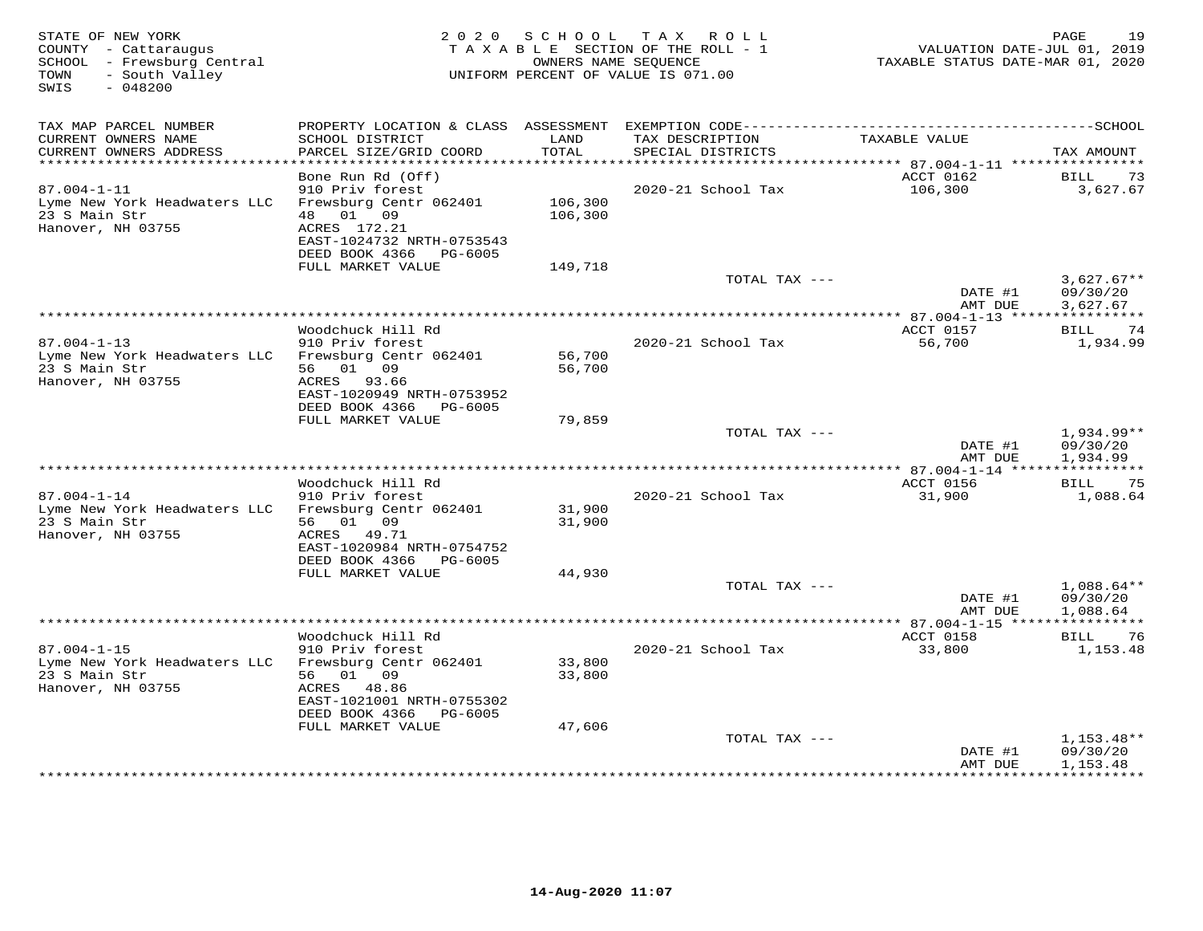STATE OF NEW YORK
COUNTY - Cattaraugus
SCHOOL - Frewsburg Central
TOWN - South Valley
SWIS - 048200

2020 SCHOOL TAX ROLL
TAXABLE SECTION OF THE ROLL - 1
OWNERS NAME SEQUENCE
UNIFORM PERCENT OF VALUE IS 071.00

VALUATION DATE-JUL 01, 2019
TAXABLE STATUS DATE-MAR 01, 2020

| TAX MAP PARCEL NUMBER / CURRENT OWNERS NAME / CURRENT OWNERS ADDRESS | PROPERTY LOCATION & CLASS / SCHOOL DISTRICT / PARCEL SIZE/GRID COORD | ASSESSMENT LAND / TOTAL | EXEMPTION CODE / TAX DESCRIPTION / SPECIAL DISTRICTS | TAXABLE VALUE | SCHOOL TAX AMOUNT |
|---|---|---|---|---|---|
| 87.004-1-11 | Bone Run Rd (Off) | | | ACCT 0162 | BILL 73 |
| | 910 Priv forest | | 2020-21 School Tax | 106,300 | 3,627.67 |
| Lyme New York Headwaters LLC | Frewsburg Centr 062401 | 106,300 | | | |
| 23 S Main Str | 48 01 09 | 106,300 | | | |
| Hanover, NH 03755 | ACRES 172.21 | | | | |
| | EAST-1024732 NRTH-0753543 | | | | |
| | DEED BOOK 4366 PG-6005 | | | | |
| | FULL MARKET VALUE | 149,718 | | | |
| | | | TOTAL TAX --- | | 3,627.67** |
| | | | | DATE #1 | 09/30/20 |
| | | | | AMT DUE | 3,627.67 |
| 87.004-1-13 | Woodchuck Hill Rd | | | ACCT 0157 | BILL 74 |
| | 910 Priv forest | | 2020-21 School Tax | 56,700 | 1,934.99 |
| Lyme New York Headwaters LLC | Frewsburg Centr 062401 | 56,700 | | | |
| 23 S Main Str | 56 01 09 | 56,700 | | | |
| Hanover, NH 03755 | ACRES 93.66 | | | | |
| | EAST-1020949 NRTH-0753952 | | | | |
| | DEED BOOK 4366 PG-6005 | | | | |
| | FULL MARKET VALUE | 79,859 | | | |
| | | | TOTAL TAX --- | | 1,934.99** |
| | | | | DATE #1 | 09/30/20 |
| | | | | AMT DUE | 1,934.99 |
| 87.004-1-14 | Woodchuck Hill Rd | | | ACCT 0156 | BILL 75 |
| | 910 Priv forest | | 2020-21 School Tax | 31,900 | 1,088.64 |
| Lyme New York Headwaters LLC | Frewsburg Centr 062401 | 31,900 | | | |
| 23 S Main Str | 56 01 09 | 31,900 | | | |
| Hanover, NH 03755 | ACRES 49.71 | | | | |
| | EAST-1020984 NRTH-0754752 | | | | |
| | DEED BOOK 4366 PG-6005 | | | | |
| | FULL MARKET VALUE | 44,930 | | | |
| | | | TOTAL TAX --- | | 1,088.64** |
| | | | | DATE #1 | 09/30/20 |
| | | | | AMT DUE | 1,088.64 |
| 87.004-1-15 | Woodchuck Hill Rd | | | ACCT 0158 | BILL 76 |
| | 910 Priv forest | | 2020-21 School Tax | 33,800 | 1,153.48 |
| Lyme New York Headwaters LLC | Frewsburg Centr 062401 | 33,800 | | | |
| 23 S Main Str | 56 01 09 | 33,800 | | | |
| Hanover, NH 03755 | ACRES 48.86 | | | | |
| | EAST-1021001 NRTH-0755302 | | | | |
| | DEED BOOK 4366 PG-6005 | | | | |
| | FULL MARKET VALUE | 47,606 | | | |
| | | | TOTAL TAX --- | | 1,153.48** |
| | | | | DATE #1 | 09/30/20 |
| | | | | AMT DUE | 1,153.48 |

14-Aug-2020 11:07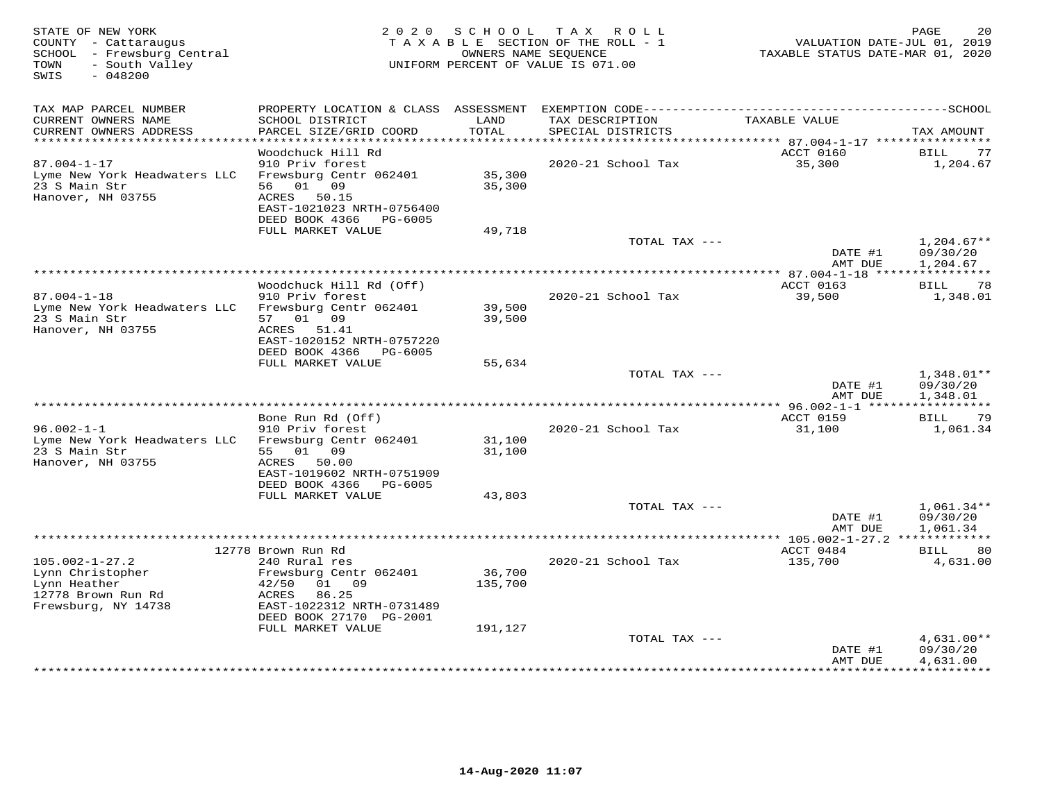STATE OF NEW YORK
COUNTY - Cattaraugus
SCHOOL - Frewsburg Central
TOWN - South Valley
SWIS - 048200

2020 SCHOOL TAX ROLL
TAXABLE SECTION OF THE ROLL - 1
OWNERS NAME SEQUENCE
UNIFORM PERCENT OF VALUE IS 071.00

VALUATION DATE-JUL 01, 2019
TAXABLE STATUS DATE-MAR 01, 2020

| TAX MAP PARCEL NUMBER / CURRENT OWNERS NAME / CURRENT OWNERS ADDRESS | PROPERTY LOCATION & CLASS / SCHOOL DISTRICT / PARCEL SIZE/GRID COORD | ASSESSMENT LAND / TOTAL | EXEMPTION CODE / TAX DESCRIPTION / SPECIAL DISTRICTS | TAXABLE VALUE | TAX AMOUNT |
|---|---|---|---|---|---|
| **87.004-1-17** | Woodchuck Hill Rd | | | ACCT 0160 | BILL 77 |
| 87.004-1-17 | 910 Priv forest | | 2020-21 School Tax | 35,300 | 1,204.67 |
| Lyme New York Headwaters LLC | Frewsburg Centr 062401 | 35,300 | | | |
| 23 S Main Str | 56 01 09 | 35,300 | | | |
| Hanover, NH 03755 | ACRES 50.15 | | | | |
| | EAST-1021023 NRTH-0756400 | | | | |
| | DEED BOOK 4366 PG-6005 | | | | |
| | FULL MARKET VALUE | 49,718 | | | |
| | | | TOTAL TAX --- | | 1,204.67** |
| | | | | DATE #1 | 09/30/20 |
| | | | | AMT DUE | 1,204.67 |
| **87.004-1-18** | Woodchuck Hill Rd (Off) | | | ACCT 0163 | BILL 78 |
| 87.004-1-18 | 910 Priv forest | | 2020-21 School Tax | 39,500 | 1,348.01 |
| Lyme New York Headwaters LLC | Frewsburg Centr 062401 | 39,500 | | | |
| 23 S Main Str | 57 01 09 | 39,500 | | | |
| Hanover, NH 03755 | ACRES 51.41 | | | | |
| | EAST-1020152 NRTH-0757220 | | | | |
| | DEED BOOK 4366 PG-6005 | | | | |
| | FULL MARKET VALUE | 55,634 | | | |
| | | | TOTAL TAX --- | | 1,348.01** |
| | | | | DATE #1 | 09/30/20 |
| | | | | AMT DUE | 1,348.01 |
| **96.002-1-1** | Bone Run Rd (Off) | | | ACCT 0159 | BILL 79 |
| 96.002-1-1 | 910 Priv forest | | 2020-21 School Tax | 31,100 | 1,061.34 |
| Lyme New York Headwaters LLC | Frewsburg Centr 062401 | 31,100 | | | |
| 23 S Main Str | 55 01 09 | 31,100 | | | |
| Hanover, NH 03755 | ACRES 50.00 | | | | |
| | EAST-1019602 NRTH-0751909 | | | | |
| | DEED BOOK 4366 PG-6005 | | | | |
| | FULL MARKET VALUE | 43,803 | | | |
| | | | TOTAL TAX --- | | 1,061.34** |
| | | | | DATE #1 | 09/30/20 |
| | | | | AMT DUE | 1,061.34 |
| **105.002-1-27.2** | 12778 Brown Run Rd | | | ACCT 0484 | BILL 80 |
| 105.002-1-27.2 | 240 Rural res | | 2020-21 School Tax | 135,700 | 4,631.00 |
| Lynn Christopher | Frewsburg Centr 062401 | 36,700 | | | |
| Lynn Heather | 42/50 01 09 | 135,700 | | | |
| 12778 Brown Run Rd | ACRES 86.25 | | | | |
| Frewsburg, NY 14738 | EAST-1022312 NRTH-0731489 | | | | |
| | DEED BOOK 27170 PG-2001 | | | | |
| | FULL MARKET VALUE | 191,127 | | | |
| | | | TOTAL TAX --- | | 4,631.00** |
| | | | | DATE #1 | 09/30/20 |
| | | | | AMT DUE | 4,631.00 |

14-Aug-2020 11:07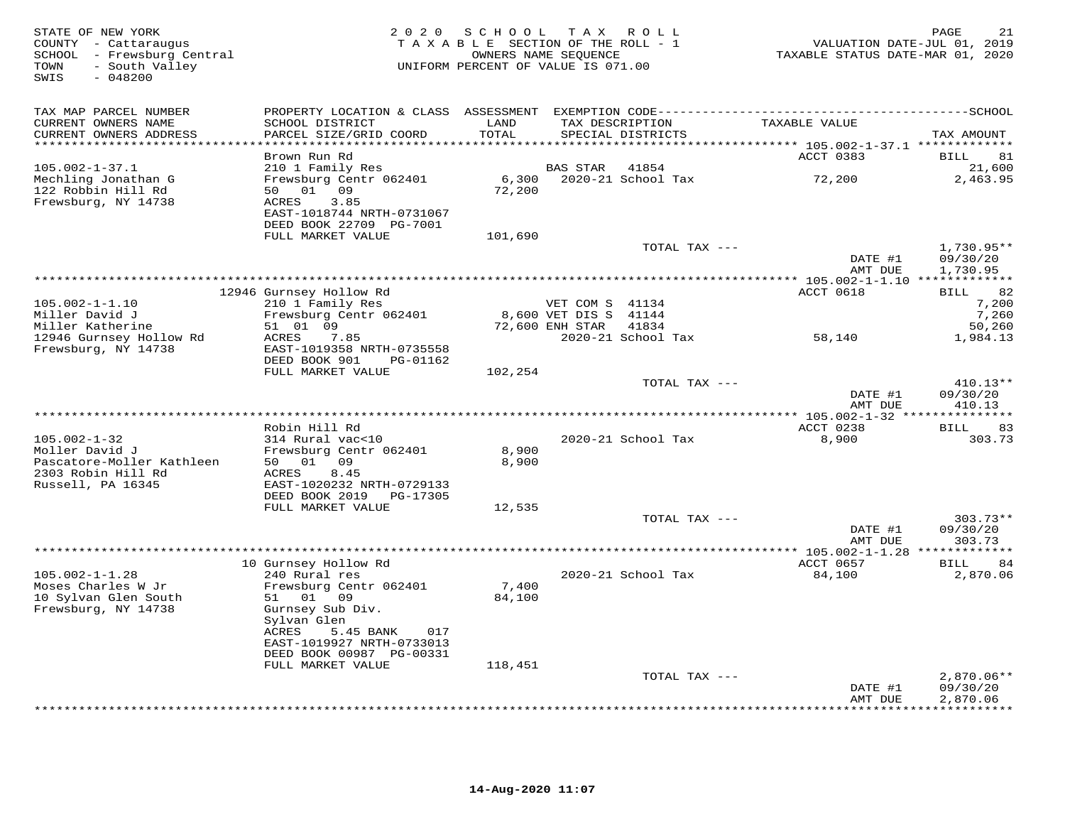STATE OF NEW YORK
COUNTY - Cattaraugus
SCHOOL - Frewsburg Central
TOWN - South Valley
SWIS - 048200

2 0 2 0 S C H O O L T A X R O L L
T A X A B L E SECTION OF THE ROLL - 1
OWNERS NAME SEQUENCE
UNIFORM PERCENT OF VALUE IS 071.00

VALUATION DATE-JUL 01, 2019
TAXABLE STATUS DATE-MAR 01, 2020

| TAX MAP PARCEL NUMBER / CURRENT OWNERS NAME / CURRENT OWNERS ADDRESS | PROPERTY LOCATION & CLASS / SCHOOL DISTRICT / PARCEL SIZE/GRID COORD | ASSESSMENT LAND / TOTAL | EXEMPTION CODE / TAX DESCRIPTION / SPECIAL DISTRICTS | TAXABLE VALUE | SCHOOL / TAX AMOUNT |
|---|---|---|---|---|---|
| 105.002-1-37.1 | Brown Run Rd | | | ACCT 0383 | BILL 81 |
| Mechling Jonathan G | 210 1 Family Res | | BAS STAR 41854 | | 21,600 |
| 122 Robbin Hill Rd | Frewsburg Centr 062401 | 6,300 | 2020-21 School Tax | 72,200 | 2,463.95 |
| Frewsburg, NY 14738 | 50 01 09 | 72,200 | | | |
| | ACRES 3.85 | | | | |
| | EAST-1018744 NRTH-0731067 | | | | |
| | DEED BOOK 22709 PG-7001 | | | | |
| | FULL MARKET VALUE | 101,690 | | | |
| | | | TOTAL TAX --- | | 1,730.95** |
| | | | | DATE #1 | 09/30/20 |
| | | | | AMT DUE | 1,730.95 |
| 105.002-1-1.10 | 12946 Gurnsey Hollow Rd | | | ACCT 0618 | BILL 82 |
| Miller David J | 210 1 Family Res | | VET COM S 41134 | | 7,200 |
| Miller Katherine | Frewsburg Centr 062401 | 8,600 | VET DIS S 41144 | | 7,260 |
| 12946 Gurnsey Hollow Rd | 51 01 09 | 72,600 | ENH STAR 41834 | | 50,260 |
| Frewsburg, NY 14738 | ACRES 7.85 | | 2020-21 School Tax | 58,140 | 1,984.13 |
| | EAST-1019358 NRTH-0735558 | | | | |
| | DEED BOOK 901 PG-01162 | | | | |
| | FULL MARKET VALUE | 102,254 | | | |
| | | | TOTAL TAX --- | | 410.13** |
| | | | | DATE #1 | 09/30/20 |
| | | | | AMT DUE | 410.13 |
| 105.002-1-32 | Robin Hill Rd | | | ACCT 0238 | BILL 83 |
| Moller David J | 314 Rural vac<10 | | 2020-21 School Tax | 8,900 | 303.73 |
| Pascatore-Moller Kathleen | Frewsburg Centr 062401 | 8,900 | | | |
| 2303 Robin Hill Rd | 50 01 09 | 8,900 | | | |
| Russell, PA 16345 | ACRES 8.45 | | | | |
| | EAST-1020232 NRTH-0729133 | | | | |
| | DEED BOOK 2019 PG-17305 | | | | |
| | FULL MARKET VALUE | 12,535 | | | |
| | | | TOTAL TAX --- | | 303.73** |
| | | | | DATE #1 | 09/30/20 |
| | | | | AMT DUE | 303.73 |
| 105.002-1-1.28 | 10 Gurnsey Hollow Rd | | | ACCT 0657 | BILL 84 |
| Moses Charles W Jr | 240 Rural res | | 2020-21 School Tax | 84,100 | 2,870.06 |
| 10 Sylvan Glen South | Frewsburg Centr 062401 | 7,400 | | | |
| Frewsburg, NY 14738 | 51 01 09 | 84,100 | | | |
| | Gurnsey Sub Div. | | | | |
| | Sylvan Glen | | | | |
| | ACRES 5.45 BANK 017 | | | | |
| | EAST-1019927 NRTH-0733013 | | | | |
| | DEED BOOK 00987 PG-00331 | | | | |
| | FULL MARKET VALUE | 118,451 | | | |
| | | | TOTAL TAX --- | | 2,870.06** |
| | | | | DATE #1 | 09/30/20 |
| | | | | AMT DUE | 2,870.06 |

14-Aug-2020 11:07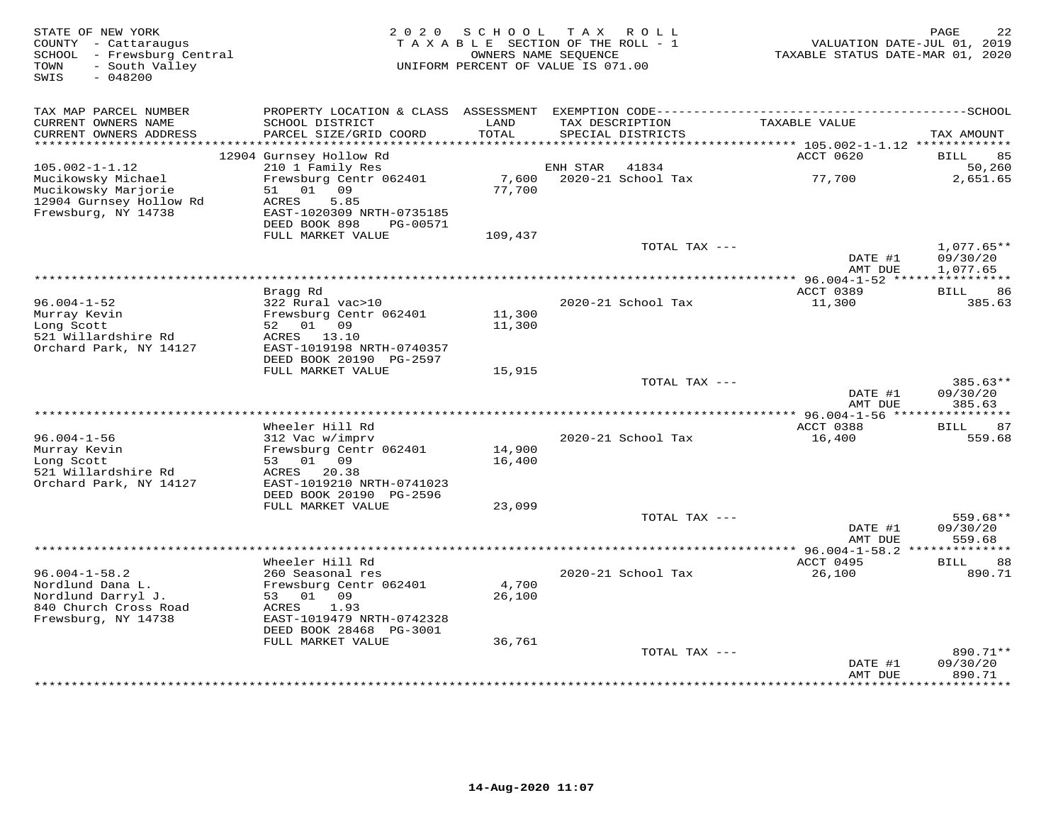STATE OF NEW YORK
COUNTY - Cattaraugus
SCHOOL - Frewsburg Central
TOWN - South Valley
SWIS - 048200

**2020 SCHOOL TAX ROLL**
TAXABLE SECTION OF THE ROLL - 1
OWNERS NAME SEQUENCE
UNIFORM PERCENT OF VALUE IS 071.00

VALUATION DATE-JUL 01, 2019
TAXABLE STATUS DATE-MAR 01, 2020

| TAX MAP PARCEL NUMBER / CURRENT OWNERS NAME / CURRENT OWNERS ADDRESS | PROPERTY LOCATION & CLASS / SCHOOL DISTRICT / PARCEL SIZE/GRID COORD | ASSESSMENT LAND / TOTAL | EXEMPTION CODE / TAX DESCRIPTION / SPECIAL DISTRICTS | TAXABLE VALUE | TAX AMOUNT |
|---|---|---|---|---|---|
| **105.002-1-1.12** | 12904 Gurnsey Hollow Rd | | | ACCT 0620 | BILL 85 |
| 105.002-1-1.12 | 210 1 Family Res | | ENH STAR 41834 | | 50,260 |
| Mucikowsky Michael | Frewsburg Centr 062401 | 7,600 | 2020-21 School Tax | 77,700 | 2,651.65 |
| Mucikowsky Marjorie | 51 01 09 | 77,700 | | | |
| 12904 Gurnsey Hollow Rd | ACRES 5.85 | | | | |
| Frewsburg, NY 14738 | EAST-1020309 NRTH-0735185 | | | | |
| | DEED BOOK 898 PG-00571 | | | | |
| | FULL MARKET VALUE | 109,437 | | | |
| | | | TOTAL TAX --- | | 1,077.65** |
| | | | | DATE #1 | 09/30/20 |
| | | | | AMT DUE | 1,077.65 |
| **96.004-1-52** | Bragg Rd | | | ACCT 0389 | BILL 86 |
| 96.004-1-52 | 322 Rural vac>10 | | 2020-21 School Tax | 11,300 | 385.63 |
| Murray Kevin | Frewsburg Centr 062401 | 11,300 | | | |
| Long Scott | 52 01 09 | 11,300 | | | |
| 521 Willardshire Rd | ACRES 13.10 | | | | |
| Orchard Park, NY 14127 | EAST-1019198 NRTH-0740357 | | | | |
| | DEED BOOK 20190 PG-2597 | | | | |
| | FULL MARKET VALUE | 15,915 | | | |
| | | | TOTAL TAX --- | | 385.63** |
| | | | | DATE #1 | 09/30/20 |
| | | | | AMT DUE | 385.63 |
| **96.004-1-56** | Wheeler Hill Rd | | | ACCT 0388 | BILL 87 |
| 96.004-1-56 | 312 Vac w/imprv | | 2020-21 School Tax | 16,400 | 559.68 |
| Murray Kevin | Frewsburg Centr 062401 | 14,900 | | | |
| Long Scott | 53 01 09 | 16,400 | | | |
| 521 Willardshire Rd | ACRES 20.38 | | | | |
| Orchard Park, NY 14127 | EAST-1019210 NRTH-0741023 | | | | |
| | DEED BOOK 20190 PG-2596 | | | | |
| | FULL MARKET VALUE | 23,099 | | | |
| | | | TOTAL TAX --- | | 559.68** |
| | | | | DATE #1 | 09/30/20 |
| | | | | AMT DUE | 559.68 |
| **96.004-1-58.2** | Wheeler Hill Rd | | | ACCT 0495 | BILL 88 |
| 96.004-1-58.2 | 260 Seasonal res | | 2020-21 School Tax | 26,100 | 890.71 |
| Nordlund Dana L. | Frewsburg Centr 062401 | 4,700 | | | |
| Nordlund Darryl J. | 53 01 09 | 26,100 | | | |
| 840 Church Cross Road | ACRES 1.93 | | | | |
| Frewsburg, NY 14738 | EAST-1019479 NRTH-0742328 | | | | |
| | DEED BOOK 28468 PG-3001 | | | | |
| | FULL MARKET VALUE | 36,761 | | | |
| | | | TOTAL TAX --- | | 890.71** |
| | | | | DATE #1 | 09/30/20 |
| | | | | AMT DUE | 890.71 |

14-Aug-2020 11:07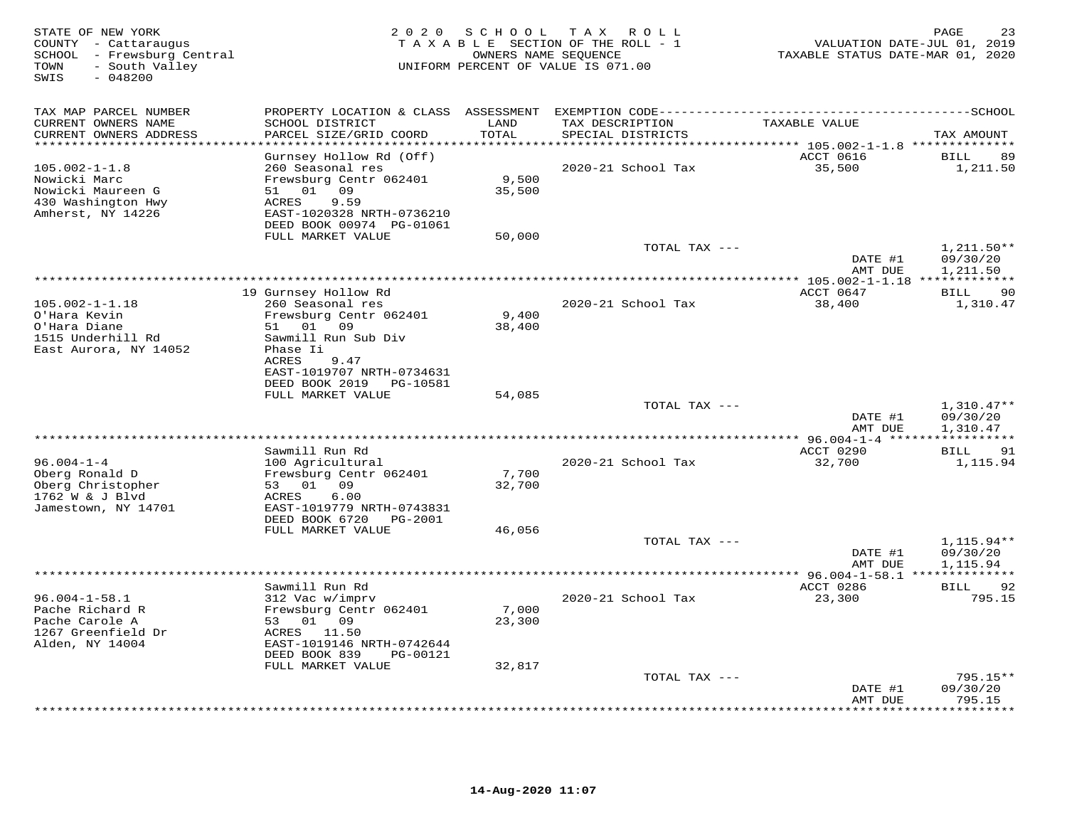STATE OF NEW YORK
COUNTY - Cattaraugus
SCHOOL - Frewsburg Central
TOWN - South Valley
SWIS - 048200

2020 SCHOOL TAX ROLL
TAXABLE SECTION OF THE ROLL - 1
OWNERS NAME SEQUENCE
UNIFORM PERCENT OF VALUE IS 071.00

VALUATION DATE-JUL 01, 2019
TAXABLE STATUS DATE-MAR 01, 2020

| TAX MAP PARCEL NUMBER / CURRENT OWNERS NAME / CURRENT OWNERS ADDRESS | PROPERTY LOCATION & CLASS / SCHOOL DISTRICT / PARCEL SIZE/GRID COORD | ASSESSMENT LAND / TOTAL | EXEMPTION CODE / TAX DESCRIPTION / SPECIAL DISTRICTS | TAXABLE VALUE | TAX AMOUNT |
|---|---|---|---|---|---|
| | Gurnsey Hollow Rd (Off) | | | ACCT 0616 | BILL 89 |
| 105.002-1-1.8 | 260 Seasonal res | | 2020-21 School Tax | 35,500 | 1,211.50 |
| Nowicki Marc | Frewsburg Centr 062401 | 9,500 | | | |
| Nowicki Maureen G | 51 01 09 | 35,500 | | | |
| 430 Washington Hwy | ACRES 9.59 | | | | |
| Amherst, NY 14226 | EAST-1020328 NRTH-0736210 | | | | |
| | DEED BOOK 00974 PG-01061 | | | | |
| | FULL MARKET VALUE | 50,000 | | | |
| | | | TOTAL TAX --- | | 1,211.50** |
| | | | | DATE #1 | 09/30/20 |
| | | | | AMT DUE | 1,211.50 |
| | 19 Gurnsey Hollow Rd | | | ACCT 0647 | BILL 90 |
| 105.002-1-1.18 | 260 Seasonal res | | 2020-21 School Tax | 38,400 | 1,310.47 |
| O'Hara Kevin | Frewsburg Centr 062401 | 9,400 | | | |
| O'Hara Diane | 51 01 09 | 38,400 | | | |
| 1515 Underhill Rd | Sawmill Run Sub Div | | | | |
| East Aurora, NY 14052 | Phase Ii | | | | |
| | ACRES 9.47 | | | | |
| | EAST-1019707 NRTH-0734631 | | | | |
| | DEED BOOK 2019 PG-10581 | | | | |
| | FULL MARKET VALUE | 54,085 | | | |
| | | | TOTAL TAX --- | | 1,310.47** |
| | | | | DATE #1 | 09/30/20 |
| | | | | AMT DUE | 1,310.47 |
| | Sawmill Run Rd | | | ACCT 0290 | BILL 91 |
| 96.004-1-4 | 100 Agricultural | | 2020-21 School Tax | 32,700 | 1,115.94 |
| Oberg Ronald D | Frewsburg Centr 062401 | 7,700 | | | |
| Oberg Christopher | 53 01 09 | 32,700 | | | |
| 1762 W & J Blvd | ACRES 6.00 | | | | |
| Jamestown, NY 14701 | EAST-1019779 NRTH-0743831 | | | | |
| | DEED BOOK 6720 PG-2001 | | | | |
| | FULL MARKET VALUE | 46,056 | | | |
| | | | TOTAL TAX --- | | 1,115.94** |
| | | | | DATE #1 | 09/30/20 |
| | | | | AMT DUE | 1,115.94 |
| | Sawmill Run Rd | | | ACCT 0286 | BILL 92 |
| 96.004-1-58.1 | 312 Vac w/imprv | | 2020-21 School Tax | 23,300 | 795.15 |
| Pache Richard R | Frewsburg Centr 062401 | 7,000 | | | |
| Pache Carole A | 53 01 09 | 23,300 | | | |
| 1267 Greenfield Dr | ACRES 11.50 | | | | |
| Alden, NY 14004 | EAST-1019146 NRTH-0742644 | | | | |
| | DEED BOOK 839 PG-00121 | | | | |
| | FULL MARKET VALUE | 32,817 | | | |
| | | | TOTAL TAX --- | | 795.15** |
| | | | | DATE #1 | 09/30/20 |
| | | | | AMT DUE | 795.15 |

14-Aug-2020 11:07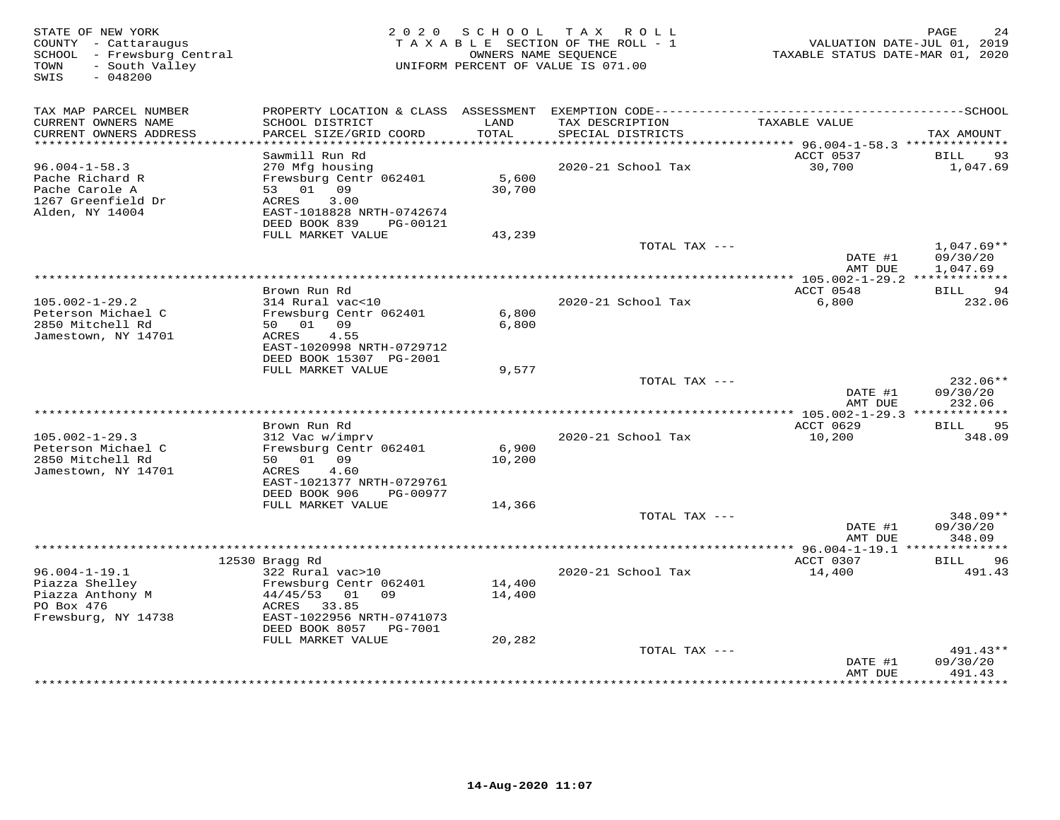STATE OF NEW YORK
COUNTY - Cattaraugus
SCHOOL - Frewsburg Central
TOWN - South Valley
SWIS - 048200

# 2020 SCHOOL TAX ROLL

TAXABLE SECTION OF THE ROLL - 1
OWNERS NAME SEQUENCE
UNIFORM PERCENT OF VALUE IS 071.00

VALUATION DATE-JUL 01, 2019
TAXABLE STATUS DATE-MAR 01, 2020

| TAX MAP PARCEL NUMBER / CURRENT OWNERS NAME / CURRENT OWNERS ADDRESS | PROPERTY LOCATION & CLASS / SCHOOL DISTRICT / PARCEL SIZE/GRID COORD | ASSESSMENT LAND / TOTAL | EXEMPTION CODE / TAX DESCRIPTION / SPECIAL DISTRICTS | TAXABLE VALUE | SCHOOL TAX AMOUNT |
|---|---|---|---|---|---|
| 96.004-1-58.3 | Sawmill Run Rd | | | ACCT 0537 | BILL 93 |
| Pache Richard R | 270 Mfg housing | | 2020-21 School Tax | 30,700 | 1,047.69 |
| Pache Carole A | Frewsburg Centr 062401 | 5,600 | | | |
| 1267 Greenfield Dr | 53 01 09 | 30,700 | | | |
| Alden, NY 14004 | ACRES 3.00 | | | | |
| | EAST-1018828 NRTH-0742674 | | | | |
| | DEED BOOK 839 PG-00121 | | | | |
| | FULL MARKET VALUE | 43,239 | | | |
| | | | TOTAL TAX --- | | 1,047.69** |
| | | | | DATE #1 | 09/30/20 |
| | | | | AMT DUE | 1,047.69 |
| 105.002-1-29.2 | Brown Run Rd | | | ACCT 0548 | BILL 94 |
| Peterson Michael C | 314 Rural vac<10 | | 2020-21 School Tax | 6,800 | 232.06 |
| 2850 Mitchell Rd | Frewsburg Centr 062401 | 6,800 | | | |
| Jamestown, NY 14701 | 50 01 09 | 6,800 | | | |
| | ACRES 4.55 | | | | |
| | EAST-1020998 NRTH-0729712 | | | | |
| | DEED BOOK 15307 PG-2001 | | | | |
| | FULL MARKET VALUE | 9,577 | | | |
| | | | TOTAL TAX --- | | 232.06** |
| | | | | DATE #1 | 09/30/20 |
| | | | | AMT DUE | 232.06 |
| 105.002-1-29.3 | Brown Run Rd | | | ACCT 0629 | BILL 95 |
| Peterson Michael C | 312 Vac w/imprv | | 2020-21 School Tax | 10,200 | 348.09 |
| 2850 Mitchell Rd | Frewsburg Centr 062401 | 6,900 | | | |
| Jamestown, NY 14701 | 50 01 09 | 10,200 | | | |
| | ACRES 4.60 | | | | |
| | EAST-1021377 NRTH-0729761 | | | | |
| | DEED BOOK 906 PG-00977 | | | | |
| | FULL MARKET VALUE | 14,366 | | | |
| | | | TOTAL TAX --- | | 348.09** |
| | | | | DATE #1 | 09/30/20 |
| | | | | AMT DUE | 348.09 |
| 96.004-1-19.1 | 12530 Bragg Rd | | | ACCT 0307 | BILL 96 |
| Piazza Shelley | 322 Rural vac>10 | | 2020-21 School Tax | 14,400 | 491.43 |
| Piazza Anthony M | Frewsburg Centr 062401 | 14,400 | | | |
| PO Box 476 | 44/45/53 01 09 | 14,400 | | | |
| Frewsburg, NY 14738 | ACRES 33.85 | | | | |
| | EAST-1022956 NRTH-0741073 | | | | |
| | DEED BOOK 8057 PG-7001 | | | | |
| | FULL MARKET VALUE | 20,282 | | | |
| | | | TOTAL TAX --- | | 491.43** |
| | | | | DATE #1 | 09/30/20 |
| | | | | AMT DUE | 491.43 |

14-Aug-2020 11:07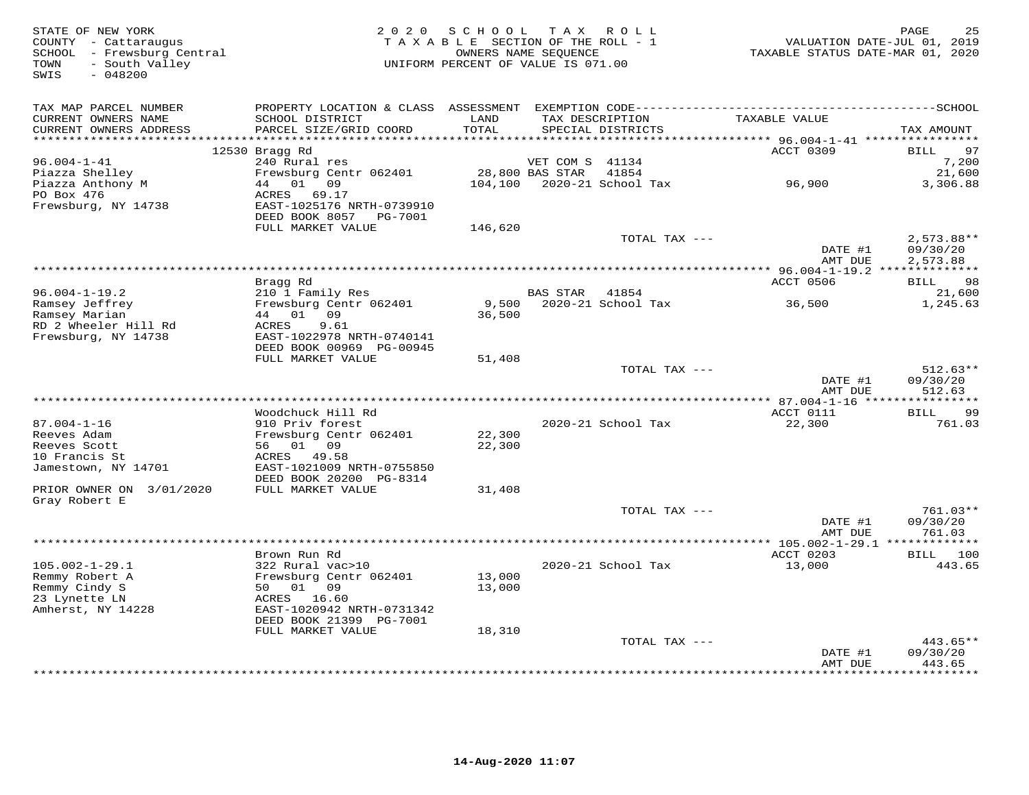STATE OF NEW YORK
COUNTY - Cattaraugus
SCHOOL - Frewsburg Central
TOWN - South Valley
SWIS - 048200

2020 SCHOOL TAX ROLL
TAXABLE SECTION OF THE ROLL - 1
OWNERS NAME SEQUENCE
UNIFORM PERCENT OF VALUE IS 071.00

VALUATION DATE-JUL 01, 2019
TAXABLE STATUS DATE-MAR 01, 2020

| TAX MAP PARCEL NUMBER / CURRENT OWNERS NAME / CURRENT OWNERS ADDRESS | PROPERTY LOCATION & CLASS / SCHOOL DISTRICT / PARCEL SIZE/GRID COORD | ASSESSMENT LAND / TOTAL | EXEMPTION CODE / TAX DESCRIPTION / SPECIAL DISTRICTS | TAXABLE VALUE | TAX AMOUNT |
|---|---|---|---|---|---|
| | 12530 Bragg Rd | | | ACCT 0309 | BILL 97 |
| 96.004-1-41 | 240 Rural res | | VET COM S 41134 | | 7,200 |
| Piazza Shelley | Frewsburg Centr 062401 | 28,800 | BAS STAR 41854 | | 21,600 |
| Piazza Anthony M | 44 01 09 | 104,100 | 2020-21 School Tax | 96,900 | 3,306.88 |
| PO Box 476 | ACRES 69.17 | | | | |
| Frewsburg, NY 14738 | EAST-1025176 NRTH-0739910 | | | | |
| | DEED BOOK 8057 PG-7001 | | | | |
| | FULL MARKET VALUE | 146,620 | | | |
| | | | TOTAL TAX --- | | 2,573.88** |
| | | | | DATE #1 | 09/30/20 |
| | | | | AMT DUE | 2,573.88 |
| | Bragg Rd | | | ACCT 0506 | BILL 98 |
| 96.004-1-19.2 | 210 1 Family Res | | BAS STAR 41854 | | 21,600 |
| Ramsey Jeffrey | Frewsburg Centr 062401 | 9,500 | 2020-21 School Tax | 36,500 | 1,245.63 |
| Ramsey Marian | 44 01 09 | 36,500 | | | |
| RD 2 Wheeler Hill Rd | ACRES 9.61 | | | | |
| Frewsburg, NY 14738 | EAST-1022978 NRTH-0740141 | | | | |
| | DEED BOOK 00969 PG-00945 | | | | |
| | FULL MARKET VALUE | 51,408 | | | |
| | | | TOTAL TAX --- | | 512.63** |
| | | | | DATE #1 | 09/30/20 |
| | | | | AMT DUE | 512.63 |
| | Woodchuck Hill Rd | | | ACCT 0111 | BILL 99 |
| 87.004-1-16 | 910 Priv forest | | 2020-21 School Tax | 22,300 | 761.03 |
| Reeves Adam | Frewsburg Centr 062401 | 22,300 | | | |
| Reeves Scott | 56 01 09 | 22,300 | | | |
| 10 Francis St | ACRES 49.58 | | | | |
| Jamestown, NY 14701 | EAST-1021009 NRTH-0755850 | | | | |
| | DEED BOOK 20200 PG-8314 | | | | |
| PRIOR OWNER ON 3/01/2020 | FULL MARKET VALUE | 31,408 | | | |
| Gray Robert E | | | | | |
| | | | TOTAL TAX --- | | 761.03** |
| | | | | DATE #1 | 09/30/20 |
| | | | | AMT DUE | 761.03 |
| | Brown Run Rd | | | ACCT 0203 | BILL 100 |
| 105.002-1-29.1 | 322 Rural vac>10 | | 2020-21 School Tax | 13,000 | 443.65 |
| Remmy Robert A | Frewsburg Centr 062401 | 13,000 | | | |
| Remmy Cindy S | 50 01 09 | 13,000 | | | |
| 23 Lynette LN | ACRES 16.60 | | | | |
| Amherst, NY 14228 | EAST-1020942 NRTH-0731342 | | | | |
| | DEED BOOK 21399 PG-7001 | | | | |
| | FULL MARKET VALUE | 18,310 | | | |
| | | | TOTAL TAX --- | | 443.65** |
| | | | | DATE #1 | 09/30/20 |
| | | | | AMT DUE | 443.65 |

14-Aug-2020 11:07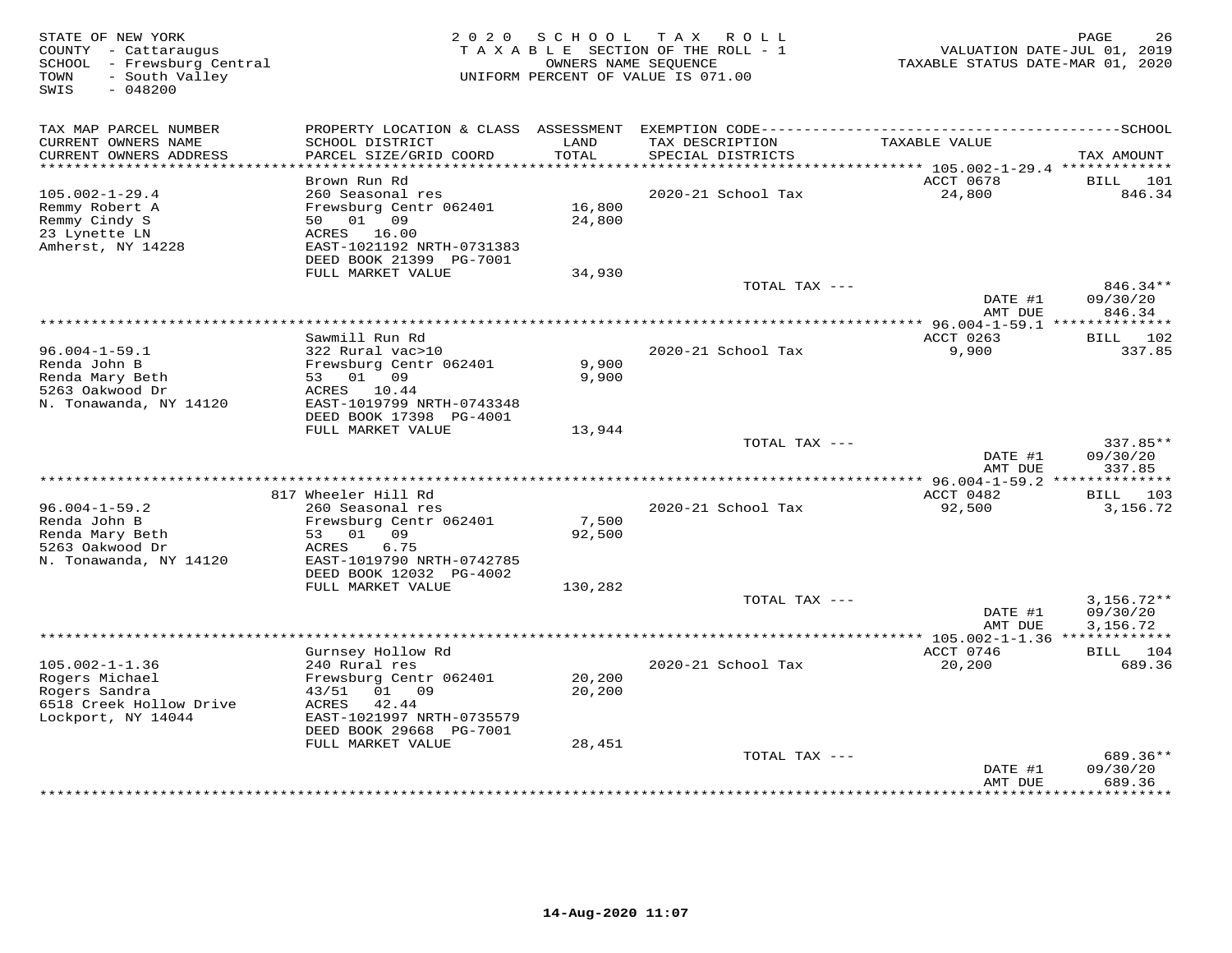STATE OF NEW YORK
COUNTY - Cattaraugus
SCHOOL - Frewsburg Central
TOWN - South Valley
SWIS - 048200

2 0 2 0 S C H O O L T A X R O L L
T A X A B L E SECTION OF THE ROLL - 1
OWNERS NAME SEQUENCE
UNIFORM PERCENT OF VALUE IS 071.00

VALUATION DATE-JUL 01, 2019
TAXABLE STATUS DATE-MAR 01, 2020

| TAX MAP PARCEL NUMBER / CURRENT OWNERS NAME / CURRENT OWNERS ADDRESS | PROPERTY LOCATION & CLASS / SCHOOL DISTRICT / PARCEL SIZE/GRID COORD | ASSESSMENT LAND / TOTAL | EXEMPTION CODE / TAX DESCRIPTION / SPECIAL DISTRICTS | TAXABLE VALUE | SCHOOL TAX AMOUNT |
|---|---|---|---|---|---|
| 105.002-1-29.4 | Brown Run Rd | | | ACCT 0678 | BILL 101 |
| 105.002-1-29.4 | 260 Seasonal res | | 2020-21 School Tax | 24,800 | 846.34 |
| Remmy Robert A | Frewsburg Centr 062401 | 16,800 | | | |
| Remmy Cindy S | 50 01 09 | 24,800 | | | |
| 23 Lynette LN | ACRES 16.00 | | | | |
| Amherst, NY 14228 | EAST-1021192 NRTH-0731383 | | | | |
| | DEED BOOK 21399 PG-7001 | | | | |
| | FULL MARKET VALUE | 34,930 | | | |
| | | | TOTAL TAX --- | | 846.34** |
| | | | | DATE #1 | 09/30/20 |
| | | | | AMT DUE | 846.34 |
| 96.004-1-59.1 | Sawmill Run Rd | | | ACCT 0263 | BILL 102 |
| 96.004-1-59.1 | 322 Rural vac>10 | | 2020-21 School Tax | 9,900 | 337.85 |
| Renda John B | Frewsburg Centr 062401 | 9,900 | | | |
| Renda Mary Beth | 53 01 09 | 9,900 | | | |
| 5263 Oakwood Dr | ACRES 10.44 | | | | |
| N. Tonawanda, NY 14120 | EAST-1019799 NRTH-0743348 | | | | |
| | DEED BOOK 17398 PG-4001 | | | | |
| | FULL MARKET VALUE | 13,944 | | | |
| | | | TOTAL TAX --- | | 337.85** |
| | | | | DATE #1 | 09/30/20 |
| | | | | AMT DUE | 337.85 |
| 96.004-1-59.2 | 817 Wheeler Hill Rd | | | ACCT 0482 | BILL 103 |
| 96.004-1-59.2 | 260 Seasonal res | | 2020-21 School Tax | 92,500 | 3,156.72 |
| Renda John B | Frewsburg Centr 062401 | 7,500 | | | |
| Renda Mary Beth | 53 01 09 | 92,500 | | | |
| 5263 Oakwood Dr | ACRES 6.75 | | | | |
| N. Tonawanda, NY 14120 | EAST-1019790 NRTH-0742785 | | | | |
| | DEED BOOK 12032 PG-4002 | | | | |
| | FULL MARKET VALUE | 130,282 | | | |
| | | | TOTAL TAX --- | | 3,156.72** |
| | | | | DATE #1 | 09/30/20 |
| | | | | AMT DUE | 3,156.72 |
| 105.002-1-1.36 | Gurnsey Hollow Rd | | | ACCT 0746 | BILL 104 |
| 105.002-1-1.36 | 240 Rural res | | 2020-21 School Tax | 20,200 | 689.36 |
| Rogers Michael | Frewsburg Centr 062401 | 20,200 | | | |
| Rogers Sandra | 43/51 01 09 | 20,200 | | | |
| 6518 Creek Hollow Drive | ACRES 42.44 | | | | |
| Lockport, NY 14044 | EAST-1021997 NRTH-0735579 | | | | |
| | DEED BOOK 29668 PG-7001 | | | | |
| | FULL MARKET VALUE | 28,451 | | | |
| | | | TOTAL TAX --- | | 689.36** |
| | | | | DATE #1 | 09/30/20 |
| | | | | AMT DUE | 689.36 |

14-Aug-2020 11:07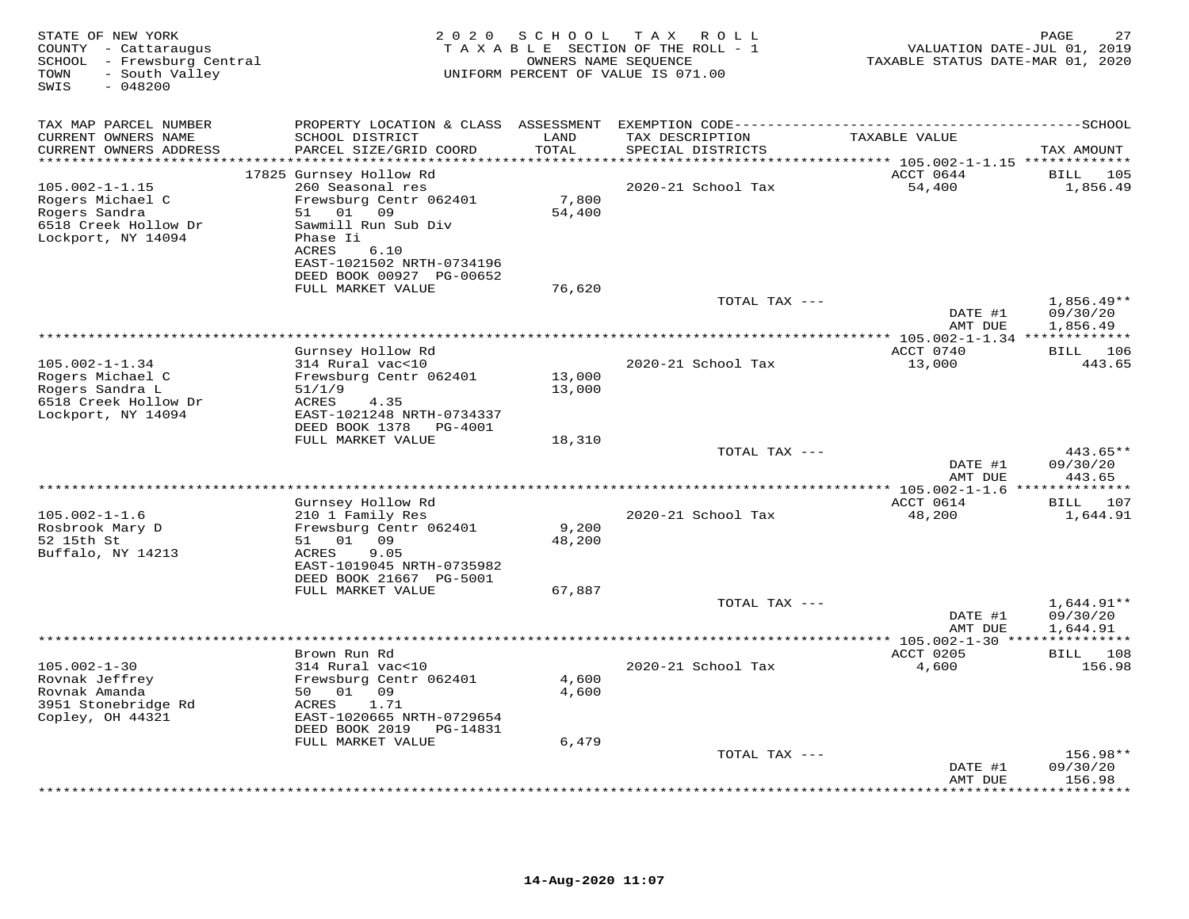STATE OF NEW YORK
COUNTY - Cattaraugus
SCHOOL - Frewsburg Central
TOWN - South Valley
SWIS - 048200

2020 SCHOOL TAX ROLL
TAXABLE SECTION OF THE ROLL - 1
OWNERS NAME SEQUENCE
UNIFORM PERCENT OF VALUE IS 071.00

VALUATION DATE-JUL 01, 2019
TAXABLE STATUS DATE-MAR 01, 2020

| TAX MAP PARCEL NUMBER / CURRENT OWNERS NAME / CURRENT OWNERS ADDRESS | PROPERTY LOCATION & CLASS / SCHOOL DISTRICT / PARCEL SIZE/GRID COORD | ASSESSMENT LAND / TOTAL | EXEMPTION CODE / TAX DESCRIPTION / SPECIAL DISTRICTS | TAXABLE VALUE | TAX AMOUNT |
|---|---|---|---|---|---|
| 105.002-1-1.15 | 17825 Gurnsey Hollow Rd | | | ACCT 0644 | BILL 105 |
| Rogers Michael C | 260 Seasonal res | | 2020-21 School Tax | 54,400 | 1,856.49 |
| Rogers Sandra | Frewsburg Centr 062401 | 7,800 | | | |
| 6518 Creek Hollow Dr | 51 01 09 | 54,400 | | | |
| Lockport, NY 14094 | Sawmill Run Sub Div | | | | |
| | Phase Ii | | | | |
| | ACRES 6.10 | | | | |
| | EAST-1021502 NRTH-0734196 | | | | |
| | DEED BOOK 00927 PG-00652 | | | | |
| | FULL MARKET VALUE | 76,620 | | | |
| | | | TOTAL TAX --- | | 1,856.49** |
| | | | | DATE #1 | 09/30/20 |
| | | | | AMT DUE | 1,856.49 |
| 105.002-1-1.34 | Gurnsey Hollow Rd | | | ACCT 0740 | BILL 106 |
| Rogers Michael C | 314 Rural vac<10 | | 2020-21 School Tax | 13,000 | 443.65 |
| Rogers Sandra L | Frewsburg Centr 062401 | 13,000 | | | |
| 6518 Creek Hollow Dr | 51/1/9 | 13,000 | | | |
| Lockport, NY 14094 | ACRES 4.35 | | | | |
| | EAST-1021248 NRTH-0734337 | | | | |
| | DEED BOOK 1378 PG-4001 | | | | |
| | FULL MARKET VALUE | 18,310 | | | |
| | | | TOTAL TAX --- | | 443.65** |
| | | | | DATE #1 | 09/30/20 |
| | | | | AMT DUE | 443.65 |
| 105.002-1-1.6 | Gurnsey Hollow Rd | | | ACCT 0614 | BILL 107 |
| Rosbrook Mary D | 210 1 Family Res | | 2020-21 School Tax | 48,200 | 1,644.91 |
| 52 15th St | Frewsburg Centr 062401 | 9,200 | | | |
| Buffalo, NY 14213 | 51 01 09 | 48,200 | | | |
| | ACRES 9.05 | | | | |
| | EAST-1019045 NRTH-0735982 | | | | |
| | DEED BOOK 21667 PG-5001 | | | | |
| | FULL MARKET VALUE | 67,887 | | | |
| | | | TOTAL TAX --- | | 1,644.91** |
| | | | | DATE #1 | 09/30/20 |
| | | | | AMT DUE | 1,644.91 |
| 105.002-1-30 | Brown Run Rd | | | ACCT 0205 | BILL 108 |
| Rovnak Jeffrey | 314 Rural vac<10 | | 2020-21 School Tax | 4,600 | 156.98 |
| Rovnak Amanda | Frewsburg Centr 062401 | 4,600 | | | |
| 3951 Stonebridge Rd | 50 01 09 | 4,600 | | | |
| Copley, OH 44321 | ACRES 1.71 | | | | |
| | EAST-1020665 NRTH-0729654 | | | | |
| | DEED BOOK 2019 PG-14831 | | | | |
| | FULL MARKET VALUE | 6,479 | | | |
| | | | TOTAL TAX --- | | 156.98** |
| | | | | DATE #1 | 09/30/20 |
| | | | | AMT DUE | 156.98 |

14-Aug-2020 11:07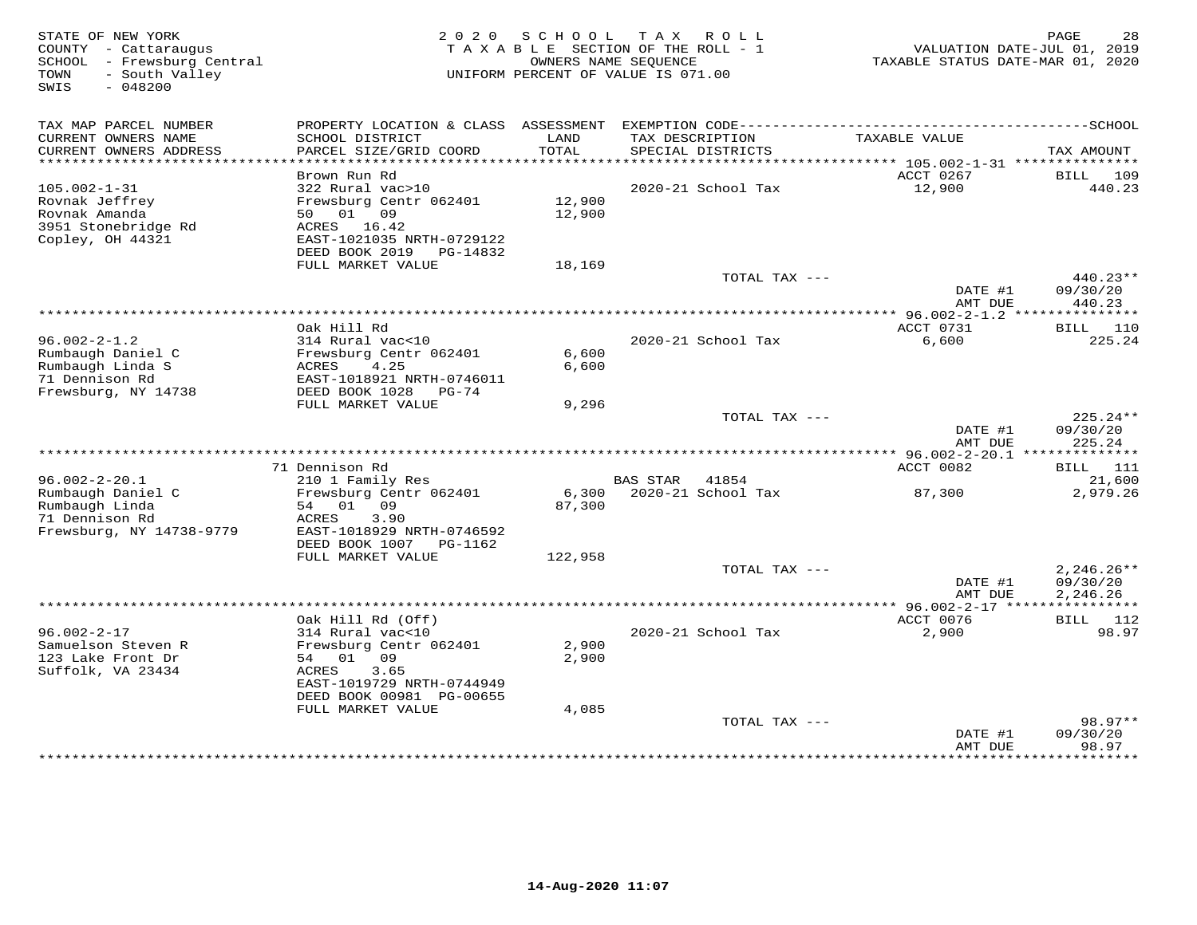STATE OF NEW YORK
COUNTY - Cattaraugus
SCHOOL - Frewsburg Central
TOWN - South Valley
SWIS - 048200

**2020 SCHOOL TAX ROLL**
TAXABLE SECTION OF THE ROLL - 1
OWNERS NAME SEQUENCE
UNIFORM PERCENT OF VALUE IS 071.00

VALUATION DATE-JUL 01, 2019
TAXABLE STATUS DATE-MAR 01, 2020

| TAX MAP PARCEL NUMBER / CURRENT OWNERS NAME / CURRENT OWNERS ADDRESS | PROPERTY LOCATION & CLASS / SCHOOL DISTRICT / PARCEL SIZE/GRID COORD | ASSESSMENT LAND / TOTAL | EXEMPTION CODE / TAX DESCRIPTION / SPECIAL DISTRICTS | TAXABLE VALUE | TAX AMOUNT |
|---|---|---|---|---|---|
| 105.002-1-31 | Brown Run Rd | | | ACCT 0267 | BILL 109 |
| 105.002-1-31 | 322 Rural vac>10 | | 2020-21 School Tax | 12,900 | 440.23 |
| Rovnak Jeffrey | Frewsburg Centr 062401 | 12,900 | | | |
| Rovnak Amanda | 50 01 09 | 12,900 | | | |
| 3951 Stonebridge Rd | ACRES 16.42 | | | | |
| Copley, OH 44321 | EAST-1021035 NRTH-0729122 | | | | |
| | DEED BOOK 2019 PG-14832 | | | | |
| | FULL MARKET VALUE | 18,169 | | | |
| | | | TOTAL TAX --- | | 440.23** |
| | | | | DATE #1 | 09/30/20 |
| | | | | AMT DUE | 440.23 |
| 96.002-2-1.2 | Oak Hill Rd | | | ACCT 0731 | BILL 110 |
| 96.002-2-1.2 | 314 Rural vac<10 | | 2020-21 School Tax | 6,600 | 225.24 |
| Rumbaugh Daniel C | Frewsburg Centr 062401 | 6,600 | | | |
| Rumbaugh Linda S | ACRES 4.25 | 6,600 | | | |
| 71 Dennison Rd | EAST-1018921 NRTH-0746011 | | | | |
| Frewsburg, NY 14738 | DEED BOOK 1028 PG-74 | | | | |
| | FULL MARKET VALUE | 9,296 | | | |
| | | | TOTAL TAX --- | | 225.24** |
| | | | | DATE #1 | 09/30/20 |
| | | | | AMT DUE | 225.24 |
| 96.002-2-20.1 | 71 Dennison Rd | | | ACCT 0082 | BILL 111 |
| 96.002-2-20.1 | 210 1 Family Res | | BAS STAR 41854 | | 21,600 |
| Rumbaugh Daniel C | Frewsburg Centr 062401 | 6,300 | 2020-21 School Tax | 87,300 | 2,979.26 |
| Rumbaugh Linda | 54 01 09 | 87,300 | | | |
| 71 Dennison Rd | ACRES 3.90 | | | | |
| Frewsburg, NY 14738-9779 | EAST-1018929 NRTH-0746592 | | | | |
| | DEED BOOK 1007 PG-1162 | | | | |
| | FULL MARKET VALUE | 122,958 | | | |
| | | | TOTAL TAX --- | | 2,246.26** |
| | | | | DATE #1 | 09/30/20 |
| | | | | AMT DUE | 2,246.26 |
| 96.002-2-17 | Oak Hill Rd (Off) | | | ACCT 0076 | BILL 112 |
| 96.002-2-17 | 314 Rural vac<10 | | 2020-21 School Tax | 2,900 | 98.97 |
| Samuelson Steven R | Frewsburg Centr 062401 | 2,900 | | | |
| 123 Lake Front Dr | 54 01 09 | 2,900 | | | |
| Suffolk, VA 23434 | ACRES 3.65 | | | | |
| | EAST-1019729 NRTH-0744949 | | | | |
| | DEED BOOK 00981 PG-00655 | | | | |
| | FULL MARKET VALUE | 4,085 | | | |
| | | | TOTAL TAX --- | | 98.97** |
| | | | | DATE #1 | 09/30/20 |
| | | | | AMT DUE | 98.97 |

14-Aug-2020 11:07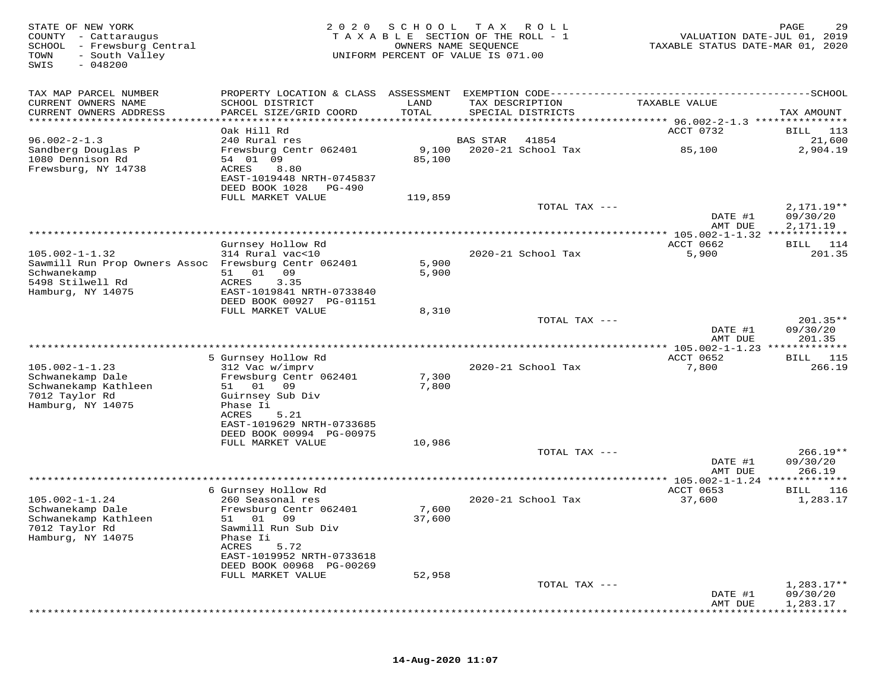STATE OF NEW YORK
COUNTY - Cattaraugus
SCHOOL - Frewsburg Central
TOWN - South Valley
SWIS - 048200

2020 SCHOOL TAX ROLL
TAXABLE SECTION OF THE ROLL - 1
OWNERS NAME SEQUENCE
UNIFORM PERCENT OF VALUE IS 071.00

VALUATION DATE-JUL 01, 2019
TAXABLE STATUS DATE-MAR 01, 2020

| TAX MAP PARCEL NUMBER / CURRENT OWNERS NAME / CURRENT OWNERS ADDRESS | PROPERTY LOCATION & CLASS / SCHOOL DISTRICT / PARCEL SIZE/GRID COORD | ASSESSMENT LAND / TOTAL | EXEMPTION CODE / TAX DESCRIPTION / SPECIAL DISTRICTS | TAXABLE VALUE | SCHOOL TAX AMOUNT |
|---|---|---|---|---|---|
| | Oak Hill Rd | | | ACCT 0732 | BILL 113 |
| 96.002-2-1.3 | 240 Rural res | | BAS STAR 41854 | | 21,600 |
| Sandberg Douglas P | Frewsburg Centr 062401 | 9,100 | 2020-21 School Tax | 85,100 | 2,904.19 |
| 1080 Dennison Rd | 54 01 09 | 85,100 | | | |
| Frewsburg, NY 14738 | ACRES 8.80 | | | | |
| | EAST-1019448 NRTH-0745837 | | | | |
| | DEED BOOK 1028 PG-490 | | | | |
| | FULL MARKET VALUE | 119,859 | | | |
| | | | TOTAL TAX --- | | 2,171.19** |
| | | | | DATE #1 | 09/30/20 |
| | | | | AMT DUE | 2,171.19 |
| | Gurnsey Hollow Rd | | | ACCT 0662 | BILL 114 |
| 105.002-1-1.32 | 314 Rural vac<10 | | 2020-21 School Tax | 5,900 | 201.35 |
| Sawmill Run Prop Owners Assoc | Frewsburg Centr 062401 | 5,900 | | | |
| Schwanekamp | 51 01 09 | 5,900 | | | |
| 5498 Stilwell Rd | ACRES 3.35 | | | | |
| Hamburg, NY 14075 | EAST-1019841 NRTH-0733840 | | | | |
| | DEED BOOK 00927 PG-01151 | | | | |
| | FULL MARKET VALUE | 8,310 | | | |
| | | | TOTAL TAX --- | | 201.35** |
| | | | | DATE #1 | 09/30/20 |
| | | | | AMT DUE | 201.35 |
| | 5 Gurnsey Hollow Rd | | | ACCT 0652 | BILL 115 |
| 105.002-1-1.23 | 312 Vac w/imprv | | 2020-21 School Tax | 7,800 | 266.19 |
| Schwanekamp Dale | Frewsburg Centr 062401 | 7,300 | | | |
| Schwanekamp Kathleen | 51 01 09 | 7,800 | | | |
| 7012 Taylor Rd | Guirnsey Sub Div | | | | |
| Hamburg, NY 14075 | Phase Ii | | | | |
| | ACRES 5.21 | | | | |
| | EAST-1019629 NRTH-0733685 | | | | |
| | DEED BOOK 00994 PG-00975 | | | | |
| | FULL MARKET VALUE | 10,986 | | | |
| | | | TOTAL TAX --- | | 266.19** |
| | | | | DATE #1 | 09/30/20 |
| | | | | AMT DUE | 266.19 |
| | 6 Gurnsey Hollow Rd | | | ACCT 0653 | BILL 116 |
| 105.002-1-1.24 | 260 Seasonal res | | 2020-21 School Tax | 37,600 | 1,283.17 |
| Schwanekamp Dale | Frewsburg Centr 062401 | 7,600 | | | |
| Schwanekamp Kathleen | 51 01 09 | 37,600 | | | |
| 7012 Taylor Rd | Sawmill Run Sub Div | | | | |
| Hamburg, NY 14075 | Phase Ii | | | | |
| | ACRES 5.72 | | | | |
| | EAST-1019952 NRTH-0733618 | | | | |
| | DEED BOOK 00968 PG-00269 | | | | |
| | FULL MARKET VALUE | 52,958 | | | |
| | | | TOTAL TAX --- | | 1,283.17** |
| | | | | DATE #1 | 09/30/20 |
| | | | | AMT DUE | 1,283.17 |

14-Aug-2020 11:07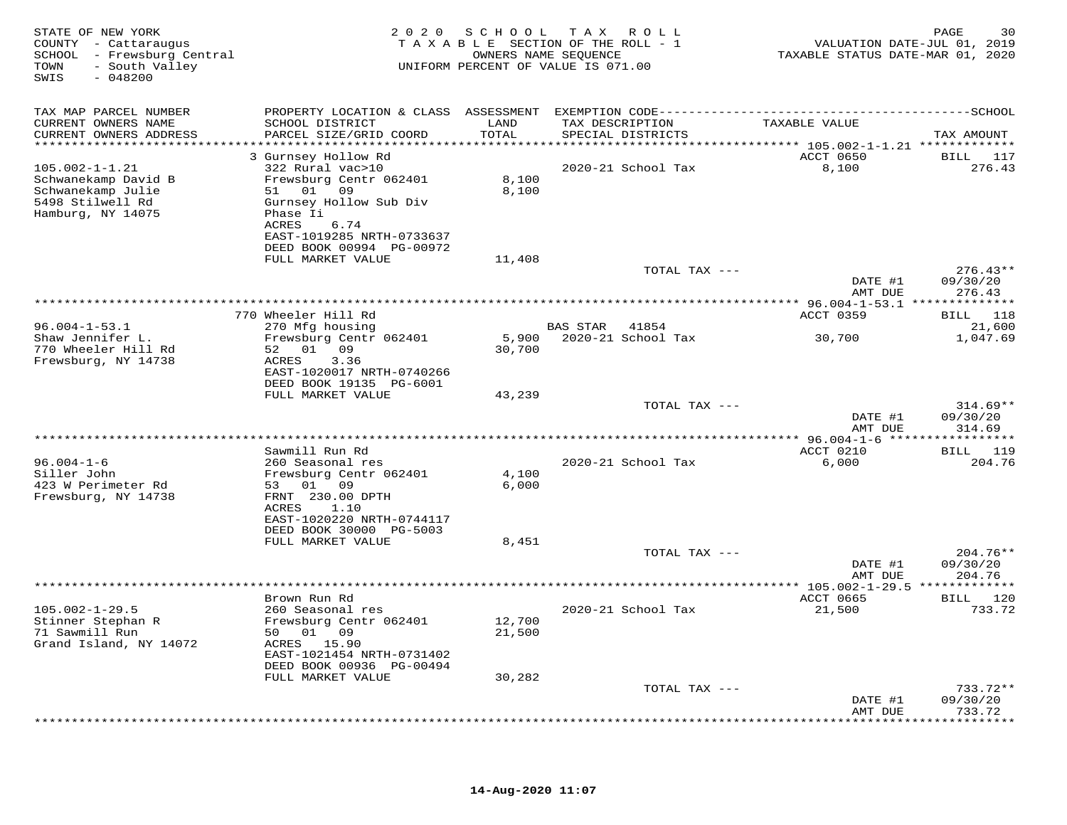STATE OF NEW YORK
COUNTY - Cattaraugus
SCHOOL - Frewsburg Central
TOWN - South Valley
SWIS - 048200

2020 SCHOOL TAX ROLL
TAXABLE SECTION OF THE ROLL - 1
OWNERS NAME SEQUENCE
UNIFORM PERCENT OF VALUE IS 071.00

VALUATION DATE-JUL 01, 2019
TAXABLE STATUS DATE-MAR 01, 2020

| TAX MAP PARCEL NUMBER / CURRENT OWNERS NAME / CURRENT OWNERS ADDRESS | PROPERTY LOCATION & CLASS / SCHOOL DISTRICT / PARCEL SIZE/GRID COORD | ASSESSMENT LAND / TOTAL | EXEMPTION CODE / TAX DESCRIPTION / SPECIAL DISTRICTS | TAXABLE VALUE | SCHOOL TAX AMOUNT |
|---|---|---|---|---|---|
| 105.002-1-1.21 | 3 Gurnsey Hollow Rd | | | ACCT 0650 | BILL 117 |
| Schwanekamp David B | 322 Rural vac>10 | | 2020-21 School Tax | 8,100 | 276.43 |
| Schwanekamp Julie | Frewsburg Centr 062401 | 8,100 | | | |
| 5498 Stilwell Rd | 51 01 09 | 8,100 | | | |
| Hamburg, NY 14075 | Gurnsey Hollow Sub Div Phase Ii | | | | |
| | ACRES 6.74 | | | | |
| | EAST-1019285 NRTH-0733637 | | | | |
| | DEED BOOK 00994 PG-00972 | | | | |
| | FULL MARKET VALUE | 11,408 | | | |
| | | | TOTAL TAX --- | | 276.43** |
| | | | | DATE #1 | 09/30/20 |
| | | | | AMT DUE | 276.43 |
| 96.004-1-53.1 | 770 Wheeler Hill Rd | | | ACCT 0359 | BILL 118 |
| Shaw Jennifer L. | 270 Mfg housing | | BAS STAR 41854 | | 21,600 |
| 770 Wheeler Hill Rd | Frewsburg Centr 062401 | 5,900 | 2020-21 School Tax | 30,700 | 1,047.69 |
| Frewsburg, NY 14738 | 52 01 09 | 30,700 | | | |
| | ACRES 3.36 | | | | |
| | EAST-1020017 NRTH-0740266 | | | | |
| | DEED BOOK 19135 PG-6001 | | | | |
| | FULL MARKET VALUE | 43,239 | | | |
| | | | TOTAL TAX --- | | 314.69** |
| | | | | DATE #1 | 09/30/20 |
| | | | | AMT DUE | 314.69 |
| 96.004-1-6 | Sawmill Run Rd | | | ACCT 0210 | BILL 119 |
| Siller John | 260 Seasonal res | | 2020-21 School Tax | 6,000 | 204.76 |
| 423 W Perimeter Rd | Frewsburg Centr 062401 | 4,100 | | | |
| Frewsburg, NY 14738 | 53 01 09 | 6,000 | | | |
| | FRNT 230.00 DPTH | | | | |
| | ACRES 1.10 | | | | |
| | EAST-1020220 NRTH-0744117 | | | | |
| | DEED BOOK 30000 PG-5003 | | | | |
| | FULL MARKET VALUE | 8,451 | | | |
| | | | TOTAL TAX --- | | 204.76** |
| | | | | DATE #1 | 09/30/20 |
| | | | | AMT DUE | 204.76 |
| 105.002-1-29.5 | Brown Run Rd | | | ACCT 0665 | BILL 120 |
| Stinner Stephan R | 260 Seasonal res | | 2020-21 School Tax | 21,500 | 733.72 |
| 71 Sawmill Run | Frewsburg Centr 062401 | 12,700 | | | |
| Grand Island, NY 14072 | 50 01 09 | 21,500 | | | |
| | ACRES 15.90 | | | | |
| | EAST-1021454 NRTH-0731402 | | | | |
| | DEED BOOK 00936 PG-00494 | | | | |
| | FULL MARKET VALUE | 30,282 | | | |
| | | | TOTAL TAX --- | | 733.72** |
| | | | | DATE #1 | 09/30/20 |
| | | | | AMT DUE | 733.72 |

14-Aug-2020 11:07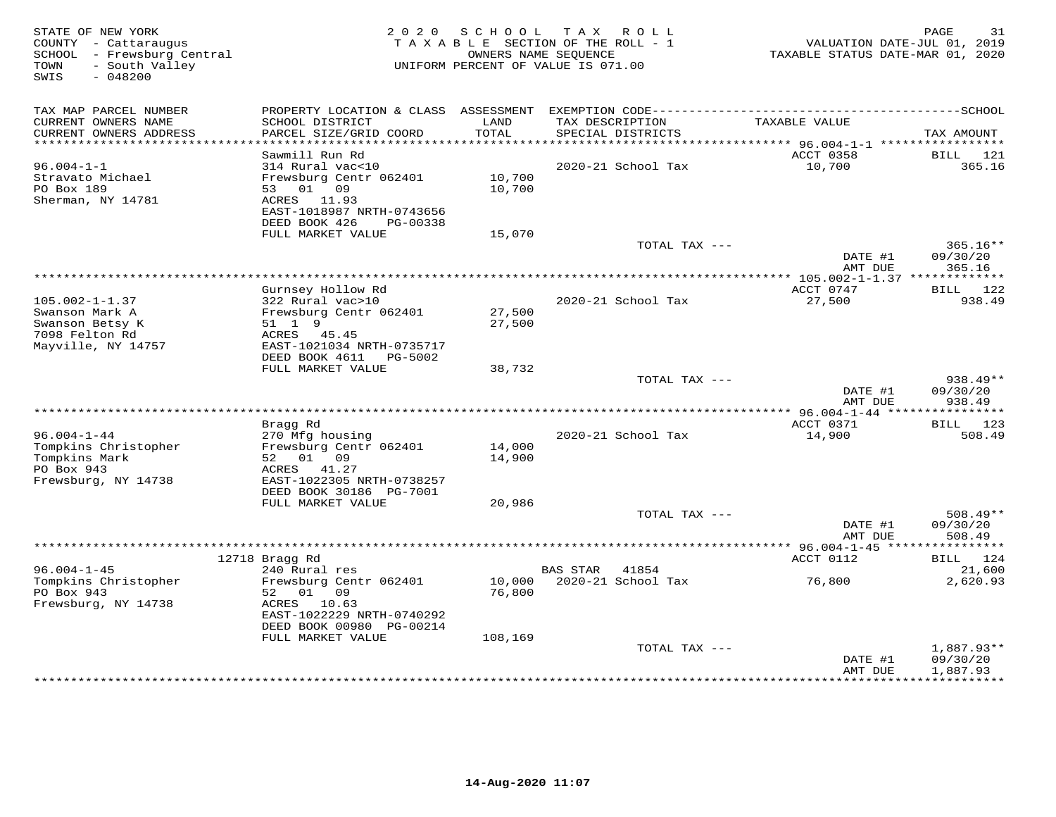STATE OF NEW YORK
COUNTY - Cattaraugus
SCHOOL - Frewsburg Central
TOWN - South Valley
SWIS - 048200

2 0 2 0 S C H O O L T A X R O L L
T A X A B L E SECTION OF THE ROLL - 1
OWNERS NAME SEQUENCE
UNIFORM PERCENT OF VALUE IS 071.00

VALUATION DATE-JUL 01, 2019
TAXABLE STATUS DATE-MAR 01, 2020

| TAX MAP PARCEL NUMBER / CURRENT OWNERS NAME / CURRENT OWNERS ADDRESS | PROPERTY LOCATION & CLASS / SCHOOL DISTRICT / PARCEL SIZE/GRID COORD | ASSESSMENT LAND / TOTAL | EXEMPTION CODE / TAX DESCRIPTION / SPECIAL DISTRICTS | TAXABLE VALUE | TAX AMOUNT |
|---|---|---|---|---|---|
| 96.004-1-1 | Sawmill Run Rd | | | ACCT 0358 | BILL 121 |
| Stravato Michael | 314 Rural vac<10 | | 2020-21 School Tax | 10,700 | 365.16 |
| PO Box 189 | Frewsburg Centr 062401 | 10,700 | | | |
| Sherman, NY 14781 | 53 01 09 | 10,700 | | | |
| | ACRES 11.93 | | | | |
| | EAST-1018987 NRTH-0743656 | | | | |
| | DEED BOOK 426 PG-00338 | | | | |
| | FULL MARKET VALUE | 15,070 | | | |
| | | | TOTAL TAX --- | | 365.16** |
| | | | | DATE #1 | 09/30/20 |
| | | | | AMT DUE | 365.16 |
| 105.002-1-1.37 | Gurnsey Hollow Rd | | | ACCT 0747 | BILL 122 |
| Swanson Mark A | 322 Rural vac>10 | | 2020-21 School Tax | 27,500 | 938.49 |
| Swanson Betsy K | Frewsburg Centr 062401 | 27,500 | | | |
| 7098 Felton Rd | 51 1 9 | 27,500 | | | |
| Mayville, NY 14757 | ACRES 45.45 | | | | |
| | EAST-1021034 NRTH-0735717 | | | | |
| | DEED BOOK 4611 PG-5002 | | | | |
| | FULL MARKET VALUE | 38,732 | | | |
| | | | TOTAL TAX --- | | 938.49** |
| | | | | DATE #1 | 09/30/20 |
| | | | | AMT DUE | 938.49 |
| 96.004-1-44 | Bragg Rd | | | ACCT 0371 | BILL 123 |
| Tompkins Christopher | 270 Mfg housing | | 2020-21 School Tax | 14,900 | 508.49 |
| Tompkins Mark | Frewsburg Centr 062401 | 14,000 | | | |
| PO Box 943 | 52 01 09 | 14,900 | | | |
| Frewsburg, NY 14738 | ACRES 41.27 | | | | |
| | EAST-1022305 NRTH-0738257 | | | | |
| | DEED BOOK 30186 PG-7001 | | | | |
| | FULL MARKET VALUE | 20,986 | | | |
| | | | TOTAL TAX --- | | 508.49** |
| | | | | DATE #1 | 09/30/20 |
| | | | | AMT DUE | 508.49 |
| 96.004-1-45 | 12718 Bragg Rd | | | ACCT 0112 | BILL 124 |
| Tompkins Christopher | 240 Rural res | | BAS STAR 41854 | | 21,600 |
| PO Box 943 | Frewsburg Centr 062401 | 10,000 | 2020-21 School Tax | 76,800 | 2,620.93 |
| Frewsburg, NY 14738 | 52 01 09 | 76,800 | | | |
| | ACRES 10.63 | | | | |
| | EAST-1022229 NRTH-0740292 | | | | |
| | DEED BOOK 00980 PG-00214 | | | | |
| | FULL MARKET VALUE | 108,169 | | | |
| | | | TOTAL TAX --- | | 1,887.93** |
| | | | | DATE #1 | 09/30/20 |
| | | | | AMT DUE | 1,887.93 |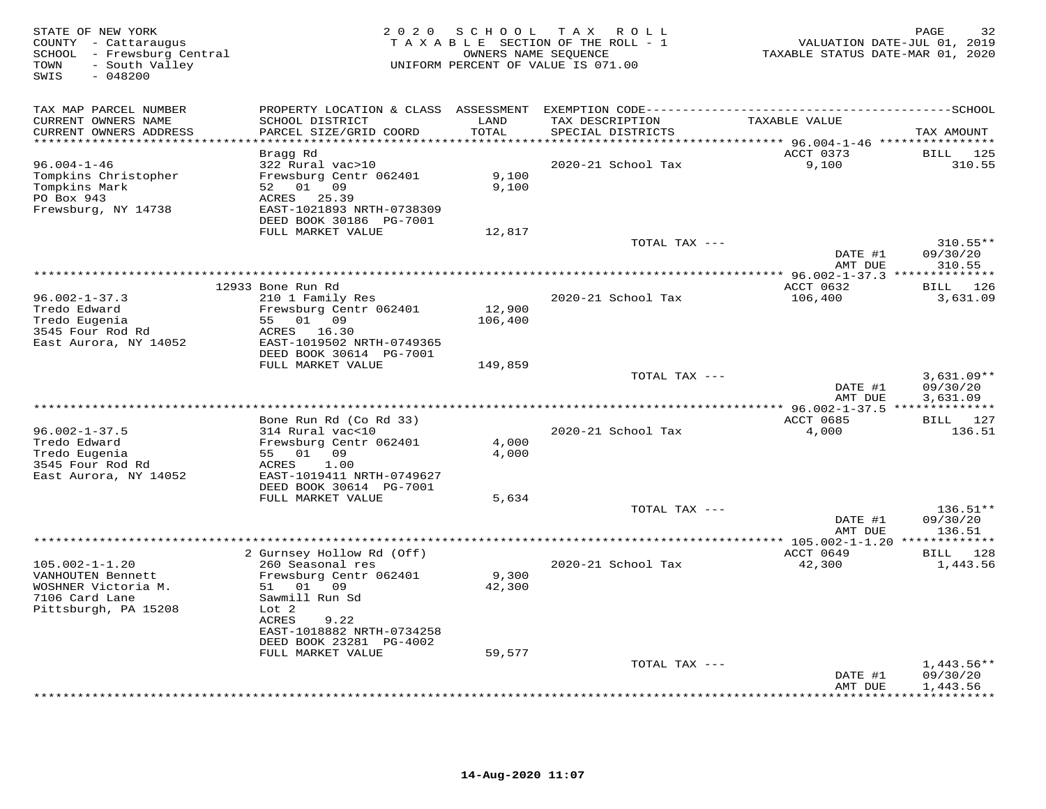STATE OF NEW YORK
COUNTY - Cattaraugus
SCHOOL - Frewsburg Central
TOWN - South Valley
SWIS - 048200

# 2020 SCHOOL TAX ROLL

TAXABLE SECTION OF THE ROLL - 1
OWNERS NAME SEQUENCE
UNIFORM PERCENT OF VALUE IS 071.00

VALUATION DATE-JUL 01, 2019
TAXABLE STATUS DATE-MAR 01, 2020

| TAX MAP PARCEL NUMBER / CURRENT OWNERS NAME / CURRENT OWNERS ADDRESS | PROPERTY LOCATION & CLASS / SCHOOL DISTRICT / PARCEL SIZE/GRID COORD | ASSESSMENT LAND / TOTAL | EXEMPTION CODE / TAX DESCRIPTION / SPECIAL DISTRICTS | TAXABLE VALUE | SCHOOL TAX AMOUNT |
|---|---|---|---|---|---|
| | Bragg Rd | | | ACCT 0373 | BILL 125 |
| 96.004-1-46 | 322 Rural vac>10 | | 2020-21 School Tax | 9,100 | 310.55 |
| Tompkins Christopher | Frewsburg Centr 062401 | 9,100 | | | |
| Tompkins Mark | 52 01 09 | 9,100 | | | |
| PO Box 943 | ACRES 25.39 | | | | |
| Frewsburg, NY 14738 | EAST-1021893 NRTH-0738309 | | | | |
| | DEED BOOK 30186 PG-7001 | | | | |
| | FULL MARKET VALUE | 12,817 | | | |
| | | | TOTAL TAX --- | | 310.55** |
| | | | | DATE #1 | 09/30/20 |
| | | | | AMT DUE | 310.55 |
| | 12933 Bone Run Rd | | | ACCT 0632 | BILL 126 |
| 96.002-1-37.3 | 210 1 Family Res | | 2020-21 School Tax | 106,400 | 3,631.09 |
| Tredo Edward | Frewsburg Centr 062401 | 12,900 | | | |
| Tredo Eugenia | 55 01 09 | 106,400 | | | |
| 3545 Four Rod Rd | ACRES 16.30 | | | | |
| East Aurora, NY 14052 | EAST-1019502 NRTH-0749365 | | | | |
| | DEED BOOK 30614 PG-7001 | | | | |
| | FULL MARKET VALUE | 149,859 | | | |
| | | | TOTAL TAX --- | | 3,631.09** |
| | | | | DATE #1 | 09/30/20 |
| | | | | AMT DUE | 3,631.09 |
| | Bone Run Rd (Co Rd 33) | | | ACCT 0685 | BILL 127 |
| 96.002-1-37.5 | 314 Rural vac<10 | | 2020-21 School Tax | 4,000 | 136.51 |
| Tredo Edward | Frewsburg Centr 062401 | 4,000 | | | |
| Tredo Eugenia | 55 01 09 | 4,000 | | | |
| 3545 Four Rod Rd | ACRES 1.00 | | | | |
| East Aurora, NY 14052 | EAST-1019411 NRTH-0749627 | | | | |
| | DEED BOOK 30614 PG-7001 | | | | |
| | FULL MARKET VALUE | 5,634 | | | |
| | | | TOTAL TAX --- | | 136.51** |
| | | | | DATE #1 | 09/30/20 |
| | | | | AMT DUE | 136.51 |
| | 2 Gurnsey Hollow Rd (Off) | | | ACCT 0649 | BILL 128 |
| 105.002-1-1.20 | 260 Seasonal res | | 2020-21 School Tax | 42,300 | 1,443.56 |
| VANHOUTEN Bennett | Frewsburg Centr 062401 | 9,300 | | | |
| WOSHNER Victoria M. | 51 01 09 | 42,300 | | | |
| 7106 Card Lane | Sawmill Run Sd | | | | |
| Pittsburgh, PA 15208 | Lot 2 | | | | |
| | ACRES 9.22 | | | | |
| | EAST-1018882 NRTH-0734258 | | | | |
| | DEED BOOK 23281 PG-4002 | | | | |
| | FULL MARKET VALUE | 59,577 | | | |
| | | | TOTAL TAX --- | | 1,443.56** |
| | | | | DATE #1 | 09/30/20 |
| | | | | AMT DUE | 1,443.56 |

14-Aug-2020 11:07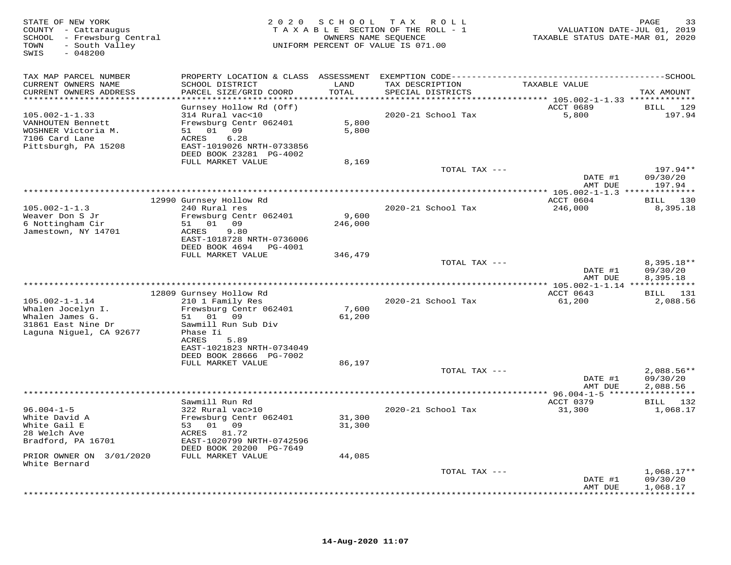STATE OF NEW YORK
COUNTY - Cattaraugus
SCHOOL - Frewsburg Central
TOWN - South Valley
SWIS - 048200

2020 SCHOOL TAX ROLL
TAXABLE SECTION OF THE ROLL - 1
OWNERS NAME SEQUENCE
UNIFORM PERCENT OF VALUE IS 071.00

VALUATION DATE-JUL 01, 2019
TAXABLE STATUS DATE-MAR 01, 2020

| TAX MAP PARCEL NUMBER / CURRENT OWNERS NAME / CURRENT OWNERS ADDRESS | PROPERTY LOCATION & CLASS / SCHOOL DISTRICT / PARCEL SIZE/GRID COORD | ASSESSMENT LAND / TOTAL | EXEMPTION CODE / TAX DESCRIPTION / SPECIAL DISTRICTS | TAXABLE VALUE | SCHOOL TAX AMOUNT |
|---|---|---|---|---|---|
| 105.002-1-1.33 | Gurnsey Hollow Rd (Off) | | | ACCT 0689 | BILL 129 |
| 105.002-1-1.33<br>VANHOUTEN Bennett<br>WOSHNER Victoria M.<br>7106 Card Lane<br>Pittsburgh, PA 15208 | 314 Rural vac<10<br>Frewsburg Centr 062401<br>51 01 09<br>ACRES 6.28<br>EAST-1019026 NRTH-0733856<br>DEED BOOK 23281 PG-4002<br>FULL MARKET VALUE | 5,800<br>5,800<br><br><br><br><br>8,169 | 2020-21 School Tax | 5,800 | 197.94 |
| | | | TOTAL TAX --- | | 197.94** |
| | | | | DATE #1 | 09/30/20 |
| | | | | AMT DUE | 197.94 |
| 105.002-1-1.3 | 12990 Gurnsey Hollow Rd | | | ACCT 0604 | BILL 130 |
| 105.002-1-1.3<br>Weaver Don S Jr<br>6 Nottingham Cir<br>Jamestown, NY 14701 | 240 Rural res<br>Frewsburg Centr 062401<br>51 01 09<br>ACRES 9.80<br>EAST-1018728 NRTH-0736006<br>DEED BOOK 4694 PG-4001<br>FULL MARKET VALUE | 9,600<br>246,000<br><br><br><br><br>346,479 | 2020-21 School Tax | 246,000 | 8,395.18 |
| | | | TOTAL TAX --- | | 8,395.18** |
| | | | | DATE #1 | 09/30/20 |
| | | | | AMT DUE | 8,395.18 |
| 105.002-1-1.14 | 12809 Gurnsey Hollow Rd | | | ACCT 0643 | BILL 131 |
| 105.002-1-1.14<br>Whalen Jocelyn I.<br>Whalen James G.<br>31861 East Nine Dr<br>Laguna Niguel, CA 92677 | 210 1 Family Res<br>Frewsburg Centr 062401<br>51 01 09<br>Sawmill Run Sub Div<br>Phase Ii<br>ACRES 5.89<br>EAST-1021823 NRTH-0734049<br>DEED BOOK 28666 PG-7002<br>FULL MARKET VALUE | 7,600<br>61,200<br><br><br><br><br><br><br>86,197 | 2020-21 School Tax | 61,200 | 2,088.56 |
| | | | TOTAL TAX --- | | 2,088.56** |
| | | | | DATE #1 | 09/30/20 |
| | | | | AMT DUE | 2,088.56 |
| 96.004-1-5 | Sawmill Run Rd | | | ACCT 0379 | BILL 132 |
| 96.004-1-5<br>White David A<br>White Gail E<br>28 Welch Ave<br>Bradford, PA 16701<br><br>PRIOR OWNER ON 3/01/2020<br>White Bernard | 322 Rural vac>10<br>Frewsburg Centr 062401<br>53 01 09<br>ACRES 81.72<br>EAST-1020799 NRTH-0742596<br>DEED BOOK 20200 PG-7649<br>FULL MARKET VALUE | 31,300<br>31,300<br><br><br><br><br>44,085 | 2020-21 School Tax | 31,300 | 1,068.17 |
| | | | TOTAL TAX --- | | 1,068.17** |
| | | | | DATE #1 | 09/30/20 |
| | | | | AMT DUE | 1,068.17 |

14-Aug-2020 11:07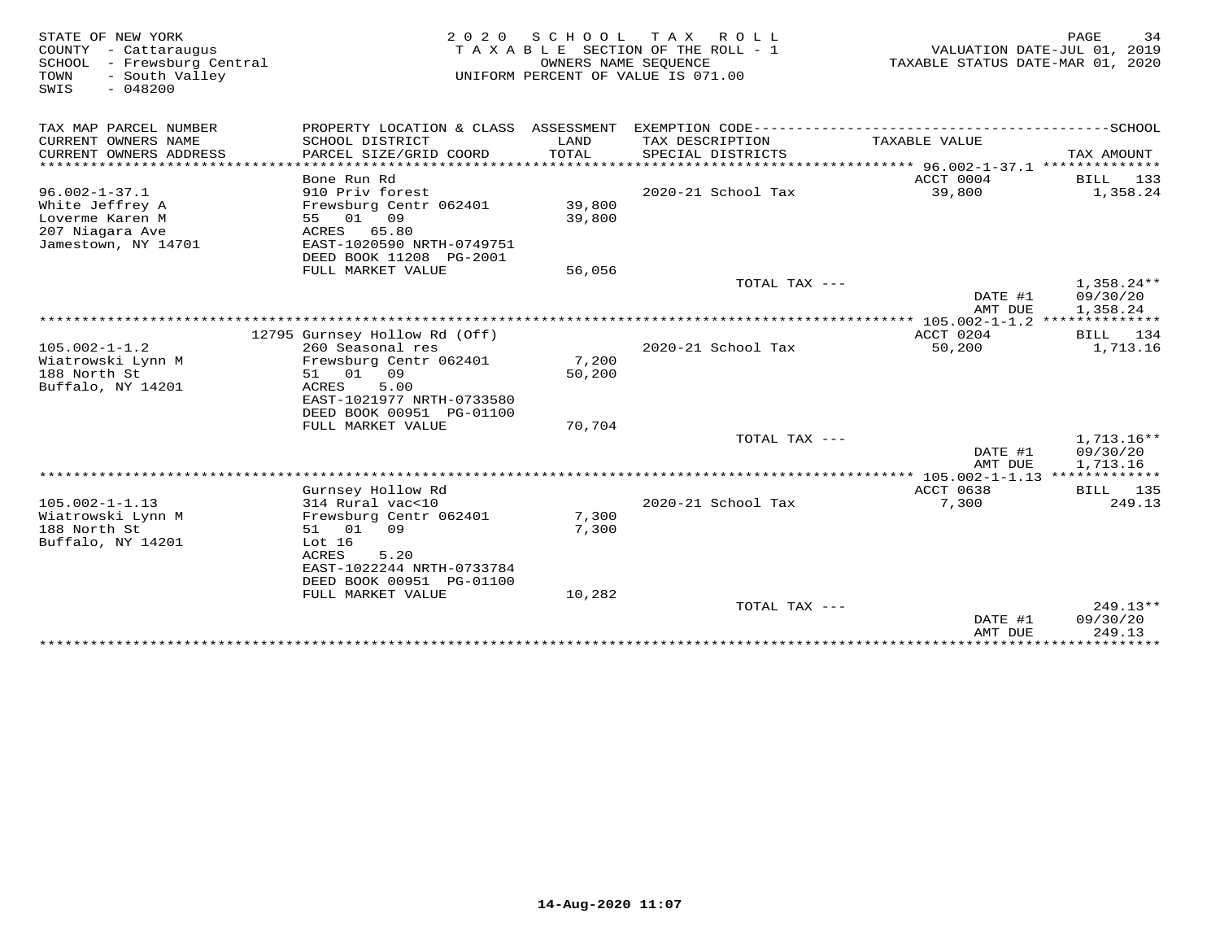STATE OF NEW YORK
COUNTY - Cattaraugus
SCHOOL - Frewsburg Central
TOWN - South Valley
SWIS - 048200

2020 SCHOOL TAX ROLL
TAXABLE SECTION OF THE ROLL - 1
OWNERS NAME SEQUENCE
UNIFORM PERCENT OF VALUE IS 071.00

VALUATION DATE-JUL 01, 2019
TAXABLE STATUS DATE-MAR 01, 2020

| TAX MAP PARCEL NUMBER / CURRENT OWNERS NAME / CURRENT OWNERS ADDRESS | PROPERTY LOCATION & CLASS / SCHOOL DISTRICT / PARCEL SIZE/GRID COORD | ASSESSMENT LAND / TOTAL | EXEMPTION CODE / TAX DESCRIPTION / SPECIAL DISTRICTS | TAXABLE VALUE | TAX AMOUNT |
|---|---|---|---|---|---|
| 96.002-1-37.1 | Bone Run Rd | | | ACCT 0004 | BILL 133 |
| White Jeffrey A | 910 Priv forest | | 2020-21 School Tax | 39,800 | 1,358.24 |
| Loverme Karen M | Frewsburg Centr 062401 | 39,800 | | | |
| 207 Niagara Ave | 55 01 09 | 39,800 | | | |
| Jamestown, NY 14701 | ACRES 65.80 | | | | |
| | EAST-1020590 NRTH-0749751 | | | | |
| | DEED BOOK 11208 PG-2001 | | | | |
| | FULL MARKET VALUE | 56,056 | | | |
| | | | TOTAL TAX --- | | 1,358.24** |
| | | | | DATE #1 | 09/30/20 |
| | | | | AMT DUE | 1,358.24 |
| 105.002-1-1.2 | 12795 Gurnsey Hollow Rd (Off) | | | ACCT 0204 | BILL 134 |
| Wiatrowski Lynn M | 260 Seasonal res | | 2020-21 School Tax | 50,200 | 1,713.16 |
| 188 North St | Frewsburg Centr 062401 | 7,200 | | | |
| Buffalo, NY 14201 | 51 01 09 | 50,200 | | | |
| | ACRES 5.00 | | | | |
| | EAST-1021977 NRTH-0733580 | | | | |
| | DEED BOOK 00951 PG-01100 | | | | |
| | FULL MARKET VALUE | 70,704 | | | |
| | | | TOTAL TAX --- | | 1,713.16** |
| | | | | DATE #1 | 09/30/20 |
| | | | | AMT DUE | 1,713.16 |
| 105.002-1-1.13 | Gurnsey Hollow Rd | | | ACCT 0638 | BILL 135 |
| Wiatrowski Lynn M | 314 Rural vac<10 | | 2020-21 School Tax | 7,300 | 249.13 |
| 188 North St | Frewsburg Centr 062401 | 7,300 | | | |
| Buffalo, NY 14201 | 51 01 09 | 7,300 | | | |
| | Lot 16 | | | | |
| | ACRES 5.20 | | | | |
| | EAST-1022244 NRTH-0733784 | | | | |
| | DEED BOOK 00951 PG-01100 | | | | |
| | FULL MARKET VALUE | 10,282 | | | |
| | | | TOTAL TAX --- | | 249.13** |
| | | | | DATE #1 | 09/30/20 |
| | | | | AMT DUE | 249.13 |

14-Aug-2020 11:07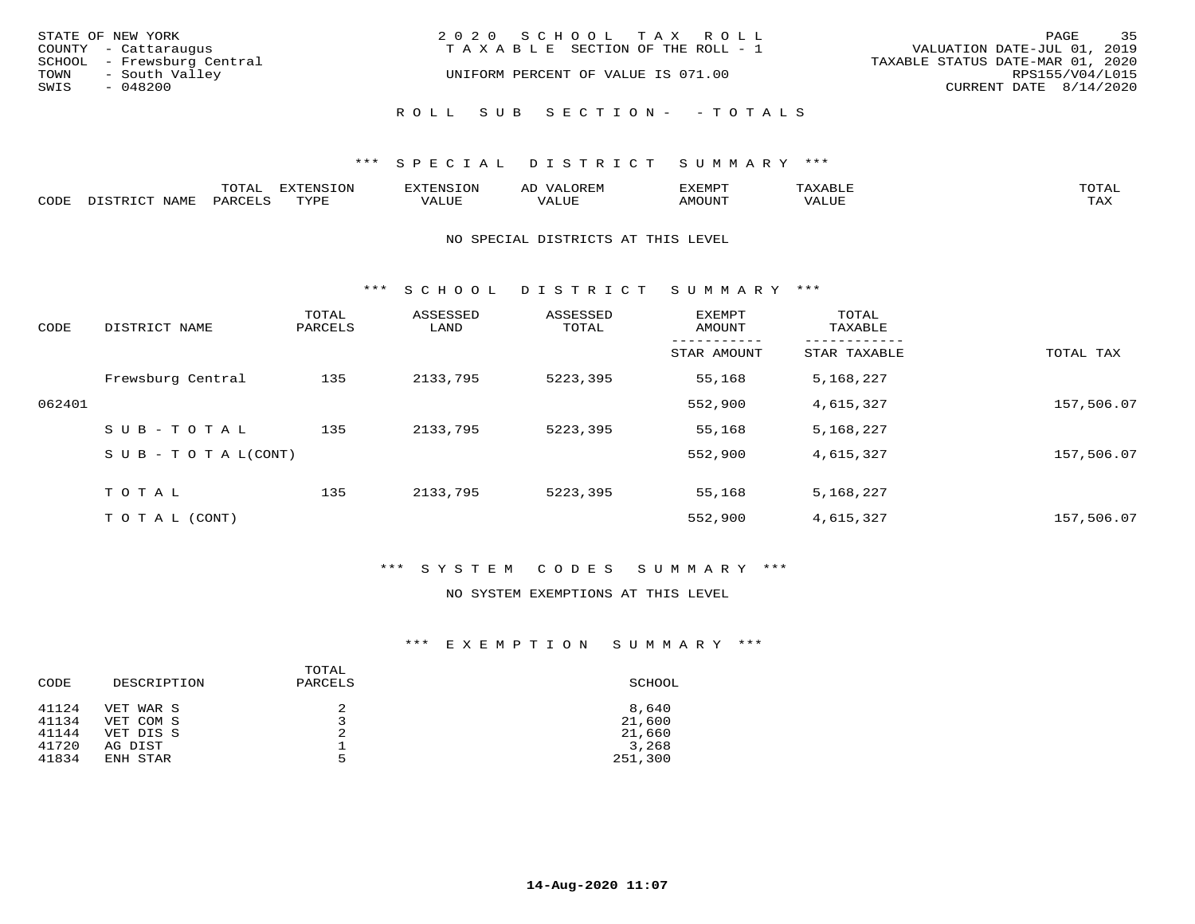STATE OF NEW YORK
COUNTY - Cattaraugus
SCHOOL - Frewsburg Central
TOWN - South Valley
SWIS - 048200

2020 SCHOOL TAX ROLL
TAXABLE SECTION OF THE ROLL - 1
UNIFORM PERCENT OF VALUE IS 071.00

VALUATION DATE-JUL 01, 2019
TAXABLE STATUS DATE-MAR 01, 2020
RPS155/V04/L015
CURRENT DATE 8/14/2020

ROLL SUB SECTION- - TOTALS

### *** SPECIAL DISTRICT SUMMARY ***

| CODE | DISTRICT NAME | TOTAL PARCELS | EXTENSION TYPE | EXTENSION VALUE | AD VALOREM VALUE | EXEMPT AMOUNT | TAXABLE VALUE | TOTAL TAX |
|---|---|---|---|---|---|---|---|---|

NO SPECIAL DISTRICTS AT THIS LEVEL

### *** SCHOOL DISTRICT SUMMARY ***

| CODE | DISTRICT NAME | TOTAL PARCELS | ASSESSED LAND | ASSESSED TOTAL | EXEMPT AMOUNT / STAR AMOUNT | TOTAL TAXABLE / STAR TAXABLE | TOTAL TAX |
|---|---|---|---|---|---|---|---|
| | Frewsburg Central | 135 | 2133,795 | 5223,395 | 55,168 | 5,168,227 | |
| 062401 | | | | | 552,900 | 4,615,327 | 157,506.07 |
| | SUB-TOTAL | 135 | 2133,795 | 5223,395 | 55,168 | 5,168,227 | |
| | SUB-TOTAL(CONT) | | | | 552,900 | 4,615,327 | 157,506.07 |
| | TOTAL | 135 | 2133,795 | 5223,395 | 55,168 | 5,168,227 | |
| | TOTAL (CONT) | | | | 552,900 | 4,615,327 | 157,506.07 |

### *** SYSTEM CODES SUMMARY ***

NO SYSTEM EXEMPTIONS AT THIS LEVEL

### *** EXEMPTION SUMMARY ***

| CODE | DESCRIPTION | TOTAL PARCELS | SCHOOL |
|---|---|---|---|
| 41124 | VET WAR S | 2 | 8,640 |
| 41134 | VET COM S | 3 | 21,600 |
| 41144 | VET DIS S | 2 | 21,660 |
| 41720 | AG DIST | 1 | 3,268 |
| 41834 | ENH STAR | 5 | 251,300 |

**14-Aug-2020 11:07**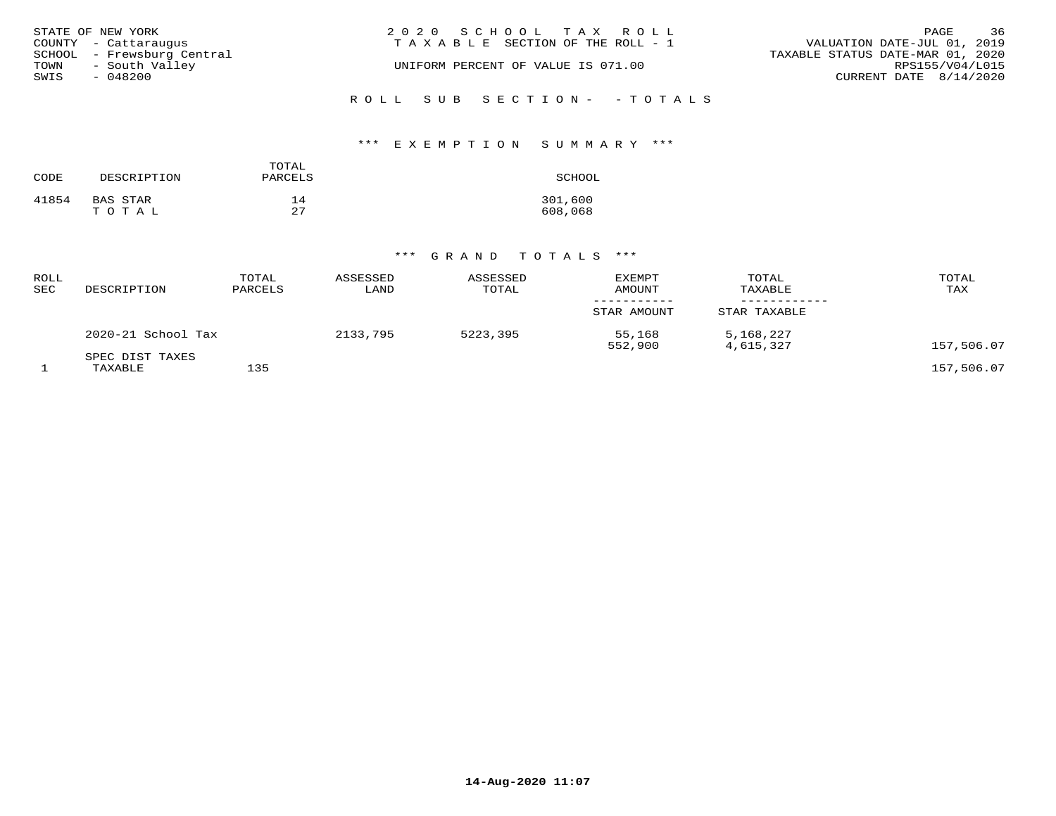STATE OF NEW YORK
COUNTY - Cattaraugus
SCHOOL - Frewsburg Central
TOWN - South Valley
SWIS - 048200

2020 SCHOOL TAX ROLL
TAXABLE SECTION OF THE ROLL - 1
UNIFORM PERCENT OF VALUE IS 071.00

VALUATION DATE-JUL 01, 2019
TAXABLE STATUS DATE-MAR 01, 2020
RPS155/V04/L015
CURRENT DATE 8/14/2020

ROLL SUB SECTION- - TOTALS

*** EXEMPTION SUMMARY ***

| CODE | DESCRIPTION | TOTAL PARCELS | SCHOOL |
|---|---|---|---|
| 41854 | BAS STAR | 14 | 301,600 |
| | TOTAL | 27 | 608,068 |

*** GRAND TOTALS ***

| ROLL SEC | DESCRIPTION | TOTAL PARCELS | ASSESSED LAND | ASSESSED TOTAL | EXEMPT AMOUNT / STAR AMOUNT | TOTAL TAXABLE / STAR TAXABLE | TOTAL TAX |
|---|---|---|---|---|---|---|---|
| | 2020-21 School Tax | | 2133,795 | 5223,395 | 55,168 | 5,168,227 | |
| | | | | | 552,900 | 4,615,327 | 157,506.07 |
| | SPEC DIST TAXES | | | | | | |
| 1 | TAXABLE | 135 | | | | | 157,506.07 |

14-Aug-2020 11:07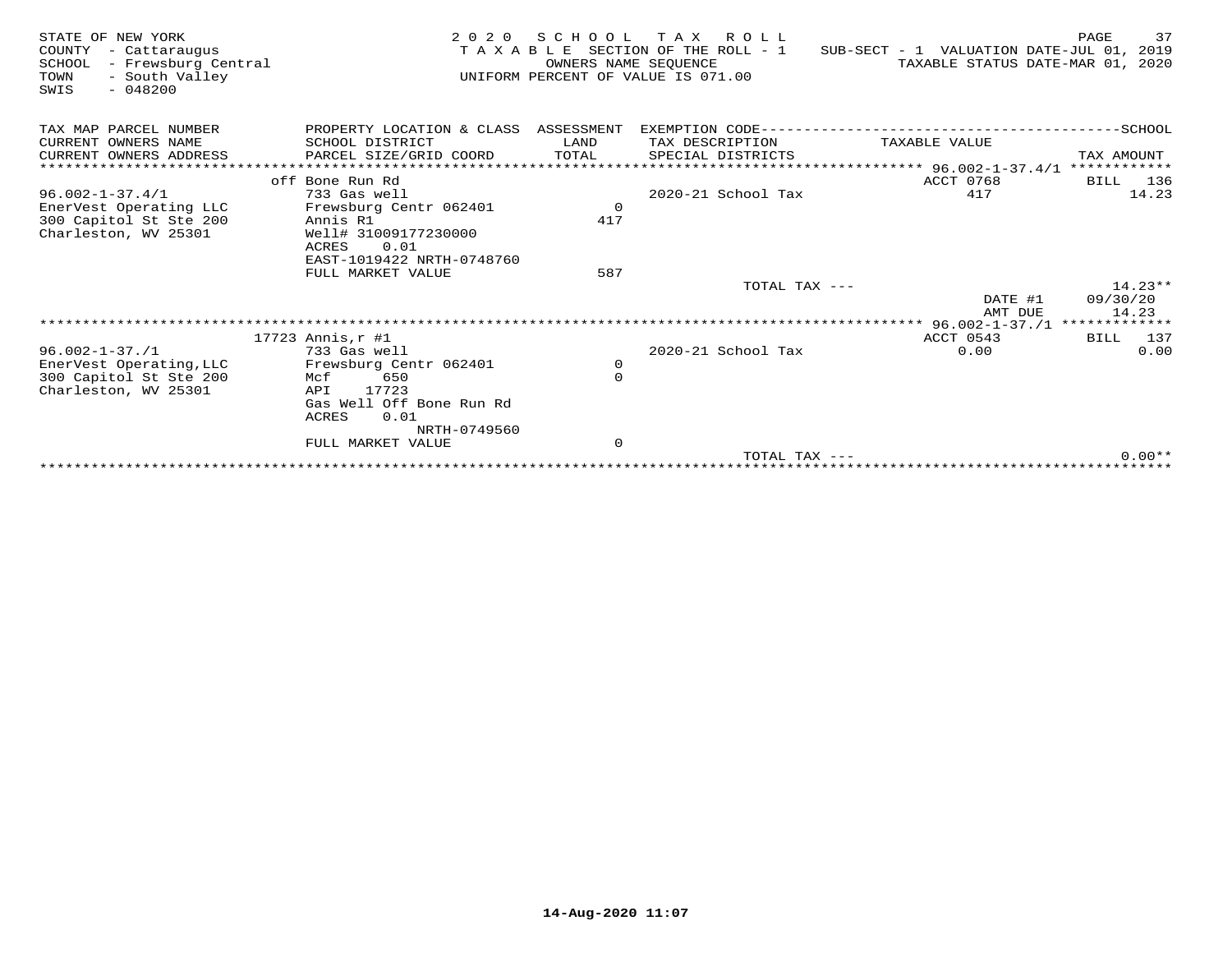STATE OF NEW YORK
COUNTY - Cattaraugus
SCHOOL - Frewsburg Central
TOWN - South Valley
SWIS - 048200

2020 SCHOOL TAX ROLL
TAXABLE SECTION OF THE ROLL - 1
OWNERS NAME SEQUENCE
UNIFORM PERCENT OF VALUE IS 071.00

SUB-SECT - 1 VALUATION DATE-JUL 01, 2019
TAXABLE STATUS DATE-MAR 01, 2020

| TAX MAP PARCEL NUMBER / CURRENT OWNERS NAME / CURRENT OWNERS ADDRESS | PROPERTY LOCATION & CLASS / SCHOOL DISTRICT / PARCEL SIZE/GRID COORD | ASSESSMENT LAND / TOTAL | EXEMPTION CODE / TAX DESCRIPTION / SPECIAL DISTRICTS | TAXABLE VALUE | TAX AMOUNT |
|---|---|---|---|---|---|
| 96.002-1-37.4/1 | off Bone Run Rd | | | ACCT 0768 | BILL 136 |
| 96.002-1-37.4/1 | 733 Gas well | | 2020-21 School Tax | 417 | 14.23 |
| EnerVest Operating LLC | Frewsburg Centr 062401 | 0 | | | |
| 300 Capitol St Ste 200 | Annis R1 | 417 | | | |
| Charleston, WV 25301 | Well# 31009177230000 | | | | |
| | ACRES 0.01 | | | | |
| | EAST-1019422 NRTH-0748760 | | | | |
| | FULL MARKET VALUE | 587 | | | |
| | | | TOTAL TAX --- | | 14.23** |
| | | | | DATE #1 | 09/30/20 |
| | | | | AMT DUE | 14.23 |
| 96.002-1-37./1 | 17723 Annis,r #1 | | | ACCT 0543 | BILL 137 |
| 96.002-1-37./1 | 733 Gas well | | 2020-21 School Tax | 0.00 | 0.00 |
| EnerVest Operating,LLC | Frewsburg Centr 062401 | 0 | | | |
| 300 Capitol St Ste 200 | Mcf 650 | 0 | | | |
| Charleston, WV 25301 | API 17723 | | | | |
| | Gas Well Off Bone Run Rd | | | | |
| | ACRES 0.01 | | | | |
| | NRTH-0749560 | | | | |
| | FULL MARKET VALUE | 0 | | | |
| | | | TOTAL TAX --- | | 0.00** |

14-Aug-2020 11:07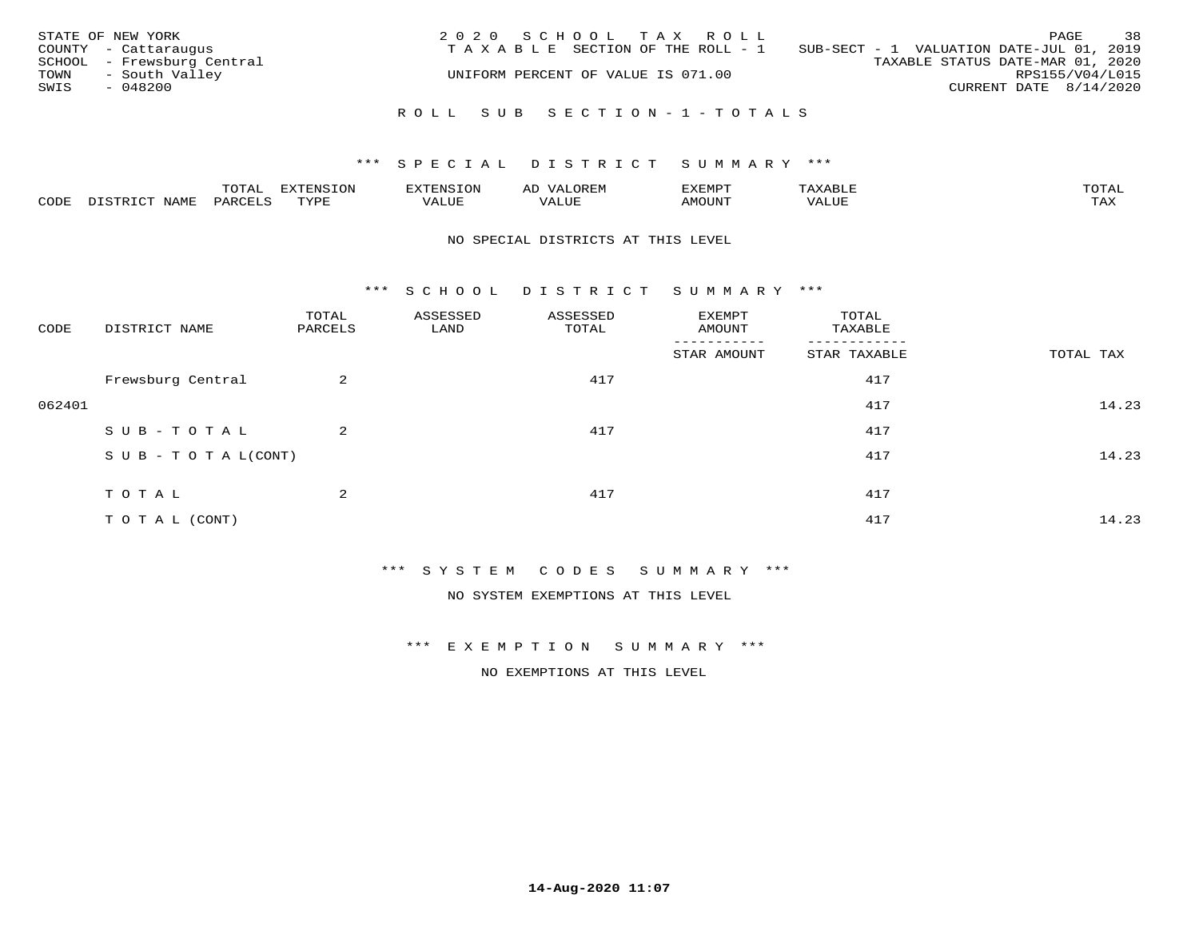STATE OF NEW YORK
COUNTY - Cattaraugus
SCHOOL - Frewsburg Central
TOWN - South Valley
SWIS - 048200

2020 SCHOOL TAX ROLL
TAXABLE SECTION OF THE ROLL - 1
SUB-SECT - 1 VALUATION DATE-JUL 01, 2019
TAXABLE STATUS DATE-MAR 01, 2020
UNIFORM PERCENT OF VALUE IS 071.00
RPS155/V04/L015
CURRENT DATE 8/14/2020

ROLL SUB SECTION-1-TOTALS

*** SPECIAL DISTRICT SUMMARY ***

| CODE | DISTRICT NAME | TOTAL PARCELS | EXTENSION TYPE | EXTENSION VALUE | AD VALOREM VALUE | EXEMPT AMOUNT | TAXABLE VALUE | TOTAL TAX |
|---|---|---|---|---|---|---|---|---|

NO SPECIAL DISTRICTS AT THIS LEVEL

*** SCHOOL DISTRICT SUMMARY ***

| CODE | DISTRICT NAME | TOTAL PARCELS | ASSESSED LAND | ASSESSED TOTAL | EXEMPT AMOUNT / STAR AMOUNT | TOTAL TAXABLE / STAR TAXABLE | TOTAL TAX |
|---|---|---|---|---|---|---|---|
| | Frewsburg Central | 2 | | 417 | | 417 | |
| 062401 | | | | | | 417 | 14.23 |
| | SUB-TOTAL | 2 | | 417 | | 417 | |
| | SUB-TOTAL(CONT) | | | | | 417 | 14.23 |
| | TOTAL | 2 | | 417 | | 417 | |
| | TOTAL (CONT) | | | | | 417 | 14.23 |

*** SYSTEM CODES SUMMARY ***

NO SYSTEM EXEMPTIONS AT THIS LEVEL

*** EXEMPTION SUMMARY ***

NO EXEMPTIONS AT THIS LEVEL

14-Aug-2020 11:07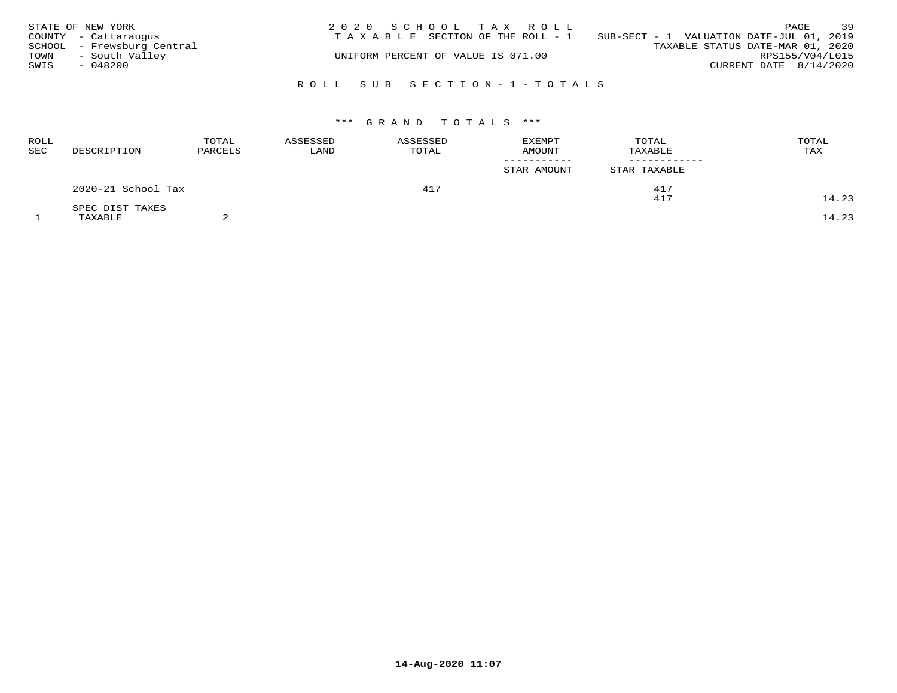STATE OF NEW YORK
COUNTY - Cattaraugus
SCHOOL - Frewsburg Central
TOWN - South Valley
SWIS - 048200

2020 SCHOOL TAX ROLL
TAXABLE SECTION OF THE ROLL - 1
UNIFORM PERCENT OF VALUE IS 071.00

SUB-SECT - 1 VALUATION DATE-JUL 01, 2019
TAXABLE STATUS DATE-MAR 01, 2020
RPS155/V04/L015
CURRENT DATE 8/14/2020

## ROLL SUB SECTION-1-TOTALS

### *** GRAND TOTALS ***

| ROLL SEC | DESCRIPTION | TOTAL PARCELS | ASSESSED LAND | ASSESSED TOTAL | EXEMPT AMOUNT / STAR AMOUNT | TOTAL TAXABLE / STAR TAXABLE | TOTAL TAX |
|---|---|---|---|---|---|---|---|
| | 2020-21 School Tax | | | 417 | | 417 | |
| | | | | | | 417 | 14.23 |
| | SPEC DIST TAXES | | | | | | |
| 1 | TAXABLE | 2 | | | | | 14.23 |

14-Aug-2020 11:07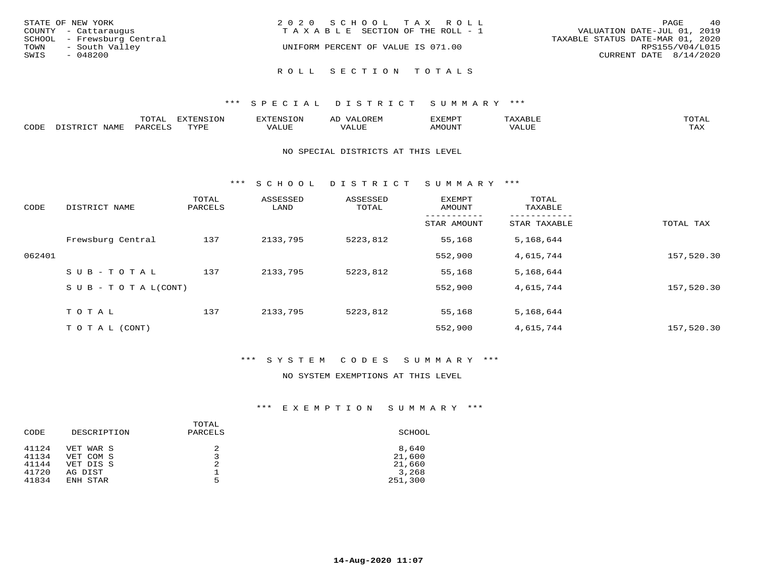STATE OF NEW YORK
COUNTY - Cattaraugus
SCHOOL - Frewsburg Central
TOWN - South Valley
SWIS - 048200

2020 SCHOOL TAX ROLL
TAXABLE SECTION OF THE ROLL - 1
UNIFORM PERCENT OF VALUE IS 071.00

VALUATION DATE-JUL 01, 2019
TAXABLE STATUS DATE-MAR 01, 2020
RPS155/V04/L015
CURRENT DATE 8/14/2020

## ROLL SECTION TOTALS

### *** SPECIAL DISTRICT SUMMARY ***

| CODE | DISTRICT NAME | TOTAL PARCELS | EXTENSION TYPE | EXTENSION VALUE | AD VALOREM VALUE | EXEMPT AMOUNT | TAXABLE VALUE | TOTAL TAX |
|---|---|---|---|---|---|---|---|---|

NO SPECIAL DISTRICTS AT THIS LEVEL

### *** SCHOOL DISTRICT SUMMARY ***

| CODE | DISTRICT NAME | TOTAL PARCELS | ASSESSED LAND | ASSESSED TOTAL | EXEMPT AMOUNT / STAR AMOUNT | TOTAL TAXABLE / STAR TAXABLE | TOTAL TAX |
|---|---|---|---|---|---|---|---|
| | Frewsburg Central | 137 | 2133,795 | 5223,812 | 55,168 | 5,168,644 | |
| 062401 | | | | | 552,900 | 4,615,744 | 157,520.30 |
| | SUB-TOTAL | 137 | 2133,795 | 5223,812 | 55,168 | 5,168,644 | |
| | SUB-TOTAL(CONT) | | | | 552,900 | 4,615,744 | 157,520.30 |
| | TOTAL | 137 | 2133,795 | 5223,812 | 55,168 | 5,168,644 | |
| | TOTAL (CONT) | | | | 552,900 | 4,615,744 | 157,520.30 |

### *** SYSTEM CODES SUMMARY ***

NO SYSTEM EXEMPTIONS AT THIS LEVEL

### *** EXEMPTION SUMMARY ***

| CODE | DESCRIPTION | TOTAL PARCELS | SCHOOL |
|---|---|---|---|
| 41124 | VET WAR S | 2 | 8,640 |
| 41134 | VET COM S | 3 | 21,600 |
| 41144 | VET DIS S | 2 | 21,660 |
| 41720 | AG DIST | 1 | 3,268 |
| 41834 | ENH STAR | 5 | 251,300 |

**14-Aug-2020 11:07**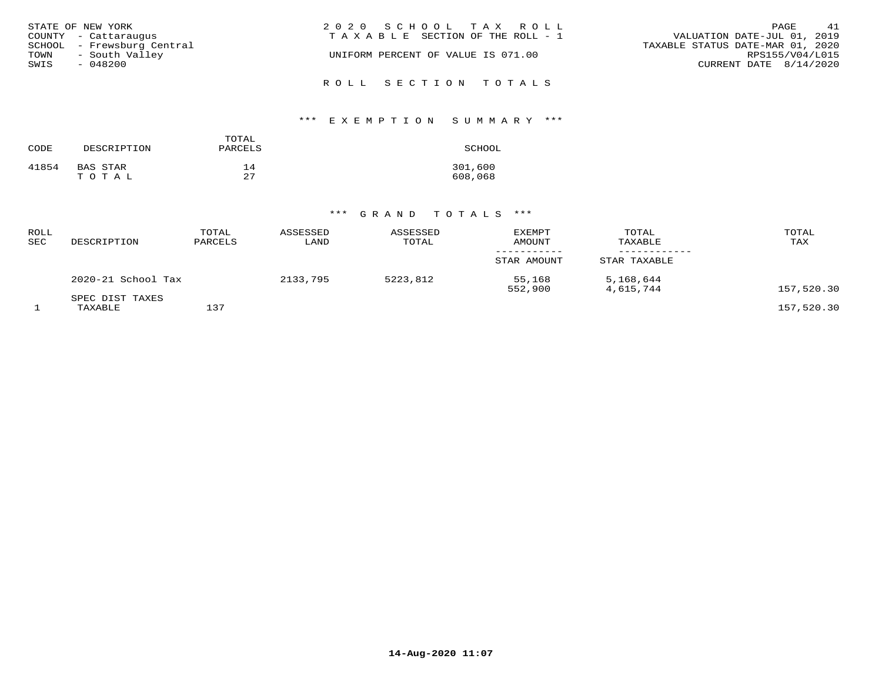STATE OF NEW YORK
COUNTY - Cattaraugus
SCHOOL - Frewsburg Central
TOWN - South Valley
SWIS - 048200

2020 SCHOOL TAX ROLL
TAXABLE SECTION OF THE ROLL - 1
UNIFORM PERCENT OF VALUE IS 071.00

VALUATION DATE-JUL 01, 2019
TAXABLE STATUS DATE-MAR 01, 2020
RPS155/V04/L015
CURRENT DATE 8/14/2020

## ROLL SECTION TOTALS

### *** EXEMPTION SUMMARY ***

| CODE | DESCRIPTION | TOTAL PARCELS | SCHOOL |
|---|---|---|---|
| 41854 | BAS STAR | 14 | 301,600 |
| | T O T A L | 27 | 608,068 |

### *** GRAND TOTALS ***

| ROLL SEC | DESCRIPTION | TOTAL PARCELS | ASSESSED LAND | ASSESSED TOTAL | EXEMPT AMOUNT / STAR AMOUNT | TOTAL TAXABLE / STAR TAXABLE | TOTAL TAX |
|---|---|---|---|---|---|---|---|
| | 2020-21 School Tax | | 2133,795 | 5223,812 | 55,168 | 5,168,644 | |
| | | | | | 552,900 | 4,615,744 | 157,520.30 |
| | SPEC DIST TAXES | | | | | | |
| 1 | TAXABLE | 137 | | | | | 157,520.30 |

14-Aug-2020 11:07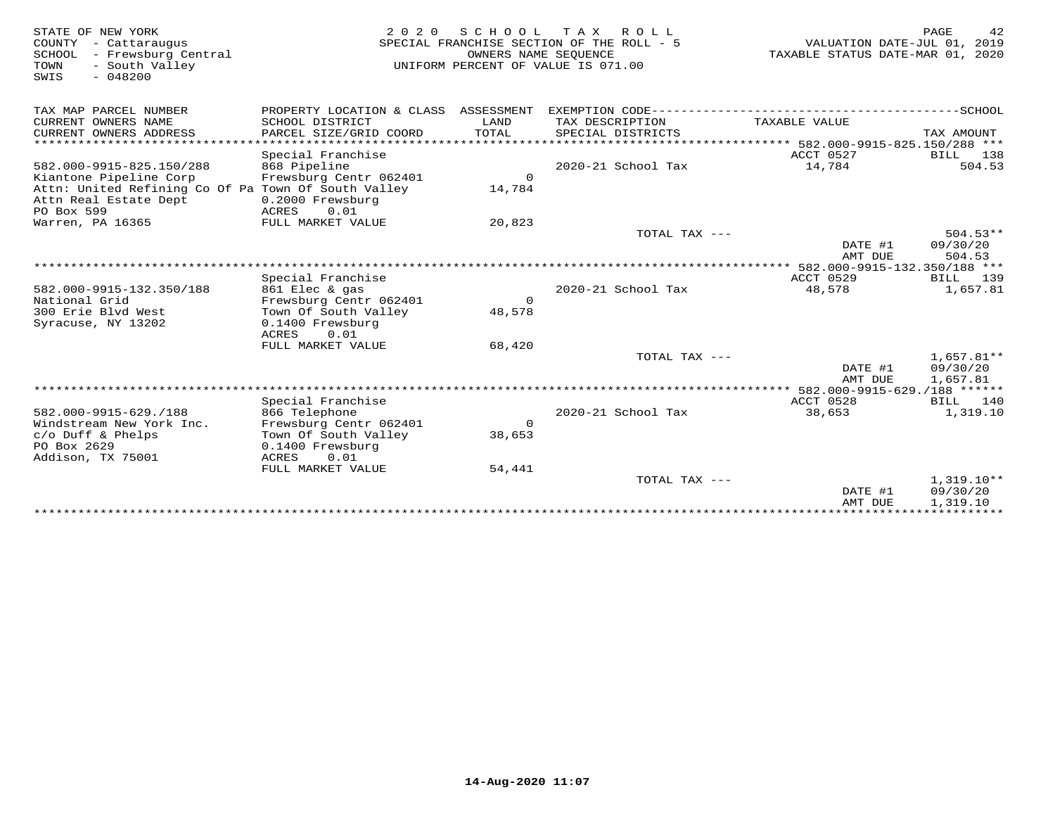STATE OF NEW YORK
COUNTY - Cattaraugus
SCHOOL - Frewsburg Central
TOWN - South Valley
SWIS - 048200

2020 SCHOOL TAX ROLL
SPECIAL FRANCHISE SECTION OF THE ROLL - 5
OWNERS NAME SEQUENCE
UNIFORM PERCENT OF VALUE IS 071.00

VALUATION DATE-JUL 01, 2019
TAXABLE STATUS DATE-MAR 01, 2020

| TAX MAP PARCEL NUMBER / CURRENT OWNERS NAME / CURRENT OWNERS ADDRESS | PROPERTY LOCATION & CLASS / SCHOOL DISTRICT / PARCEL SIZE/GRID COORD | ASSESSMENT LAND / TOTAL | EXEMPTION CODE / TAX DESCRIPTION / SPECIAL DISTRICTS | TAXABLE VALUE | TAX AMOUNT |
|---|---|---|---|---|---|
| **582.000-9915-825.150/288** | Special Franchise | | | ACCT 0527 | BILL 138 |
| 582.000-9915-825.150/288 | 868 Pipeline | | | | |
| Kiantone Pipeline Corp | Frewsburg Centr 062401 | 0 | 2020-21 School Tax | 14,784 | 504.53 |
| Attn: United Refining Co Of Pa | Town Of South Valley | 14,784 | | | |
| Attn Real Estate Dept | 0.2000 Frewsburg | | | | |
| PO Box 599 | ACRES 0.01 | | | | |
| Warren, PA 16365 | FULL MARKET VALUE | 20,823 | | | |
| | | | TOTAL TAX --- | | 504.53** |
| | | | | DATE #1 | 09/30/20 |
| | | | | AMT DUE | 504.53 |
| **582.000-9915-132.350/188** | Special Franchise | | | ACCT 0529 | BILL 139 |
| 582.000-9915-132.350/188 | 861 Elec & gas | | | | |
| National Grid | Frewsburg Centr 062401 | 0 | 2020-21 School Tax | 48,578 | 1,657.81 |
| 300 Erie Blvd West | Town Of South Valley | 48,578 | | | |
| Syracuse, NY 13202 | 0.1400 Frewsburg | | | | |
| | ACRES 0.01 | | | | |
| | FULL MARKET VALUE | 68,420 | | | |
| | | | TOTAL TAX --- | | 1,657.81** |
| | | | | DATE #1 | 09/30/20 |
| | | | | AMT DUE | 1,657.81 |
| **582.000-9915-629./188** | Special Franchise | | | ACCT 0528 | BILL 140 |
| 582.000-9915-629./188 | 866 Telephone | | | | |
| Windstream New York Inc. | Frewsburg Centr 062401 | 0 | 2020-21 School Tax | 38,653 | 1,319.10 |
| c/o Duff & Phelps | Town Of South Valley | 38,653 | | | |
| PO Box 2629 | 0.1400 Frewsburg | | | | |
| Addison, TX 75001 | ACRES 0.01 | | | | |
| | FULL MARKET VALUE | 54,441 | | | |
| | | | TOTAL TAX --- | | 1,319.10** |
| | | | | DATE #1 | 09/30/20 |
| | | | | AMT DUE | 1,319.10 |

14-Aug-2020 11:07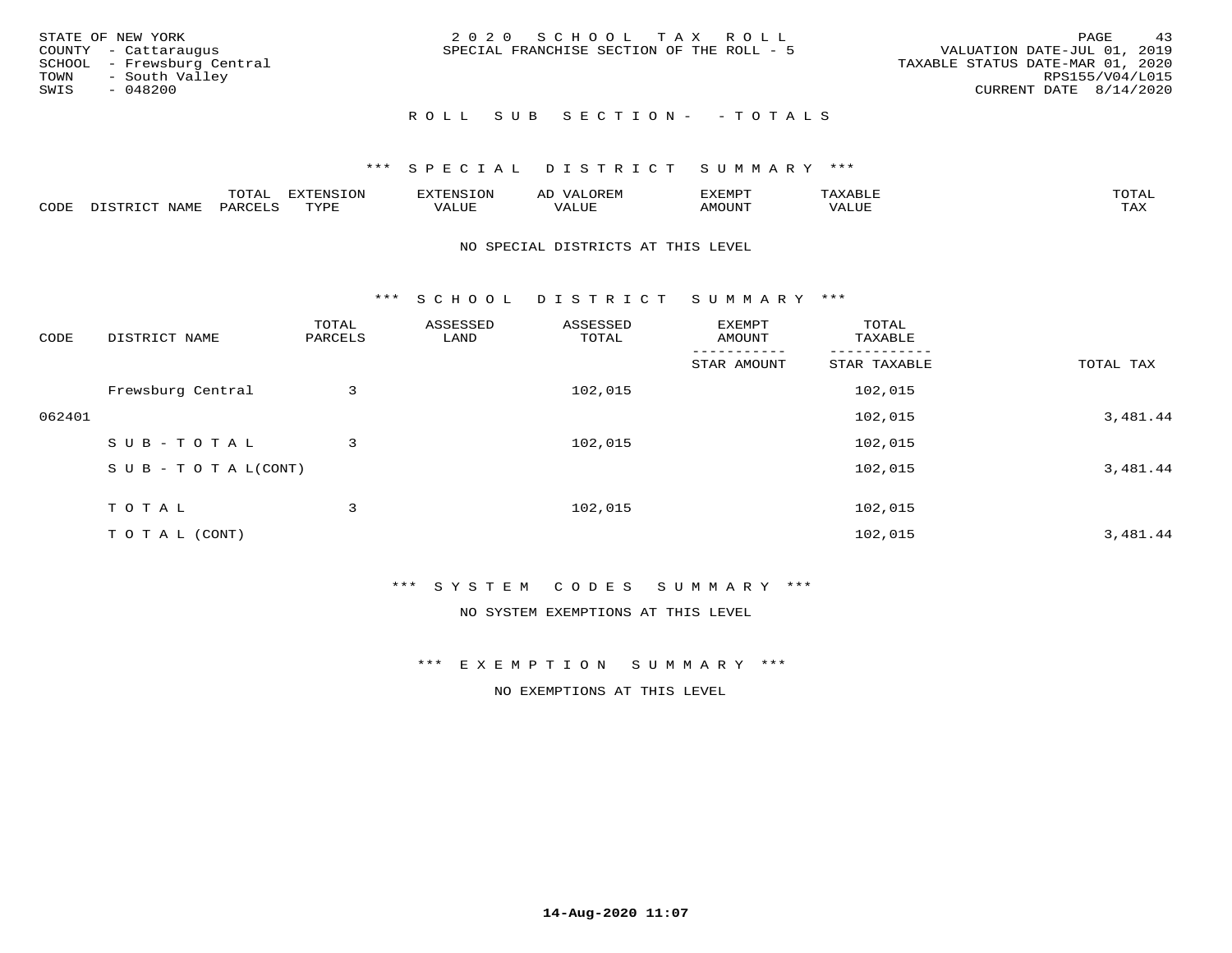STATE OF NEW YORK
COUNTY - Cattaraugus
SCHOOL - Frewsburg Central
TOWN - South Valley
SWIS - 048200

2 0 2 0 S C H O O L T A X R O L L
SPECIAL FRANCHISE SECTION OF THE ROLL - 5

VALUATION DATE-JUL 01, 2019
TAXABLE STATUS DATE-MAR 01, 2020
RPS155/V04/L015
CURRENT DATE 8/14/2020

R O L L S U B S E C T I O N - - T O T A L S

*** S P E C I A L D I S T R I C T S U M M A R Y ***

| CODE | DISTRICT NAME | TOTAL PARCELS | EXTENSION TYPE | EXTENSION VALUE | AD VALOREM VALUE | EXEMPT AMOUNT | TAXABLE VALUE | TOTAL TAX |
|---|---|---|---|---|---|---|---|---|

NO SPECIAL DISTRICTS AT THIS LEVEL

*** S C H O O L D I S T R I C T S U M M A R Y ***

| CODE | DISTRICT NAME | TOTAL PARCELS | ASSESSED LAND | ASSESSED TOTAL | EXEMPT AMOUNT / STAR AMOUNT | TOTAL TAXABLE / STAR TAXABLE | TOTAL TAX |
|---|---|---|---|---|---|---|---|
| | Frewsburg Central | 3 | | 102,015 | | 102,015 | |
| 062401 | | | | | | 102,015 | 3,481.44 |
| | S U B - T O T A L | 3 | | 102,015 | | 102,015 | |
| | S U B - T O T A L(CONT) | | | | | 102,015 | 3,481.44 |
| | T O T A L | 3 | | 102,015 | | 102,015 | |
| | T O T A L (CONT) | | | | | 102,015 | 3,481.44 |

*** S Y S T E M C O D E S S U M M A R Y ***

NO SYSTEM EXEMPTIONS AT THIS LEVEL

*** E X E M P T I O N S U M M A R Y ***

NO EXEMPTIONS AT THIS LEVEL

14-Aug-2020 11:07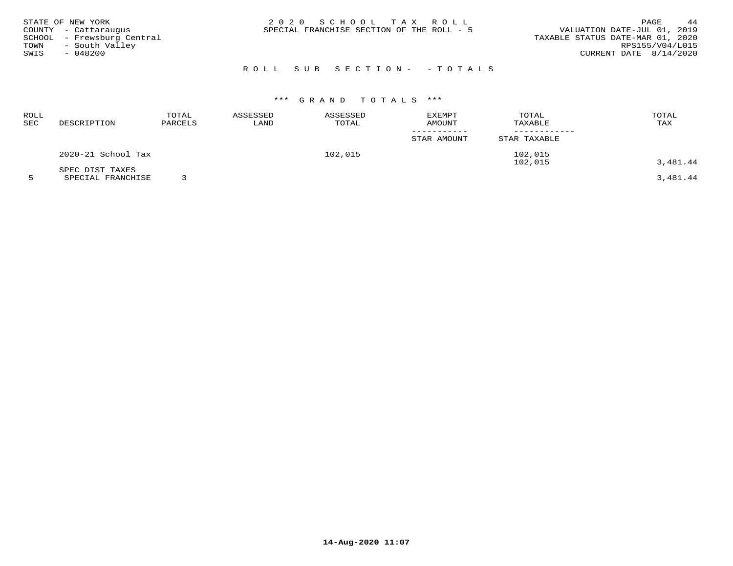STATE OF NEW YORK
COUNTY - Cattaraugus
SCHOOL - Frewsburg Central
TOWN - South Valley
SWIS - 048200

# 2020 SCHOOL TAX ROLL

SPECIAL FRANCHISE SECTION OF THE ROLL - 5

VALUATION DATE-JUL 01, 2019
TAXABLE STATUS DATE-MAR 01, 2020
RPS155/V04/L015
CURRENT DATE 8/14/2020

## ROLL SUB SECTION- - TOTALS

### *** GRAND TOTALS ***

| ROLL SEC | DESCRIPTION | TOTAL PARCELS | ASSESSED LAND | ASSESSED TOTAL | EXEMPT AMOUNT / STAR AMOUNT | TOTAL TAXABLE / STAR TAXABLE | TOTAL TAX |
|---|---|---|---|---|---|---|---|
| | 2020-21 School Tax | | | 102,015 | | 102,015 | |
| | | | | | | 102,015 | 3,481.44 |
| | SPEC DIST TAXES | | | | | | |
| 5 | SPECIAL FRANCHISE | 3 | | | | | 3,481.44 |

14-Aug-2020 11:07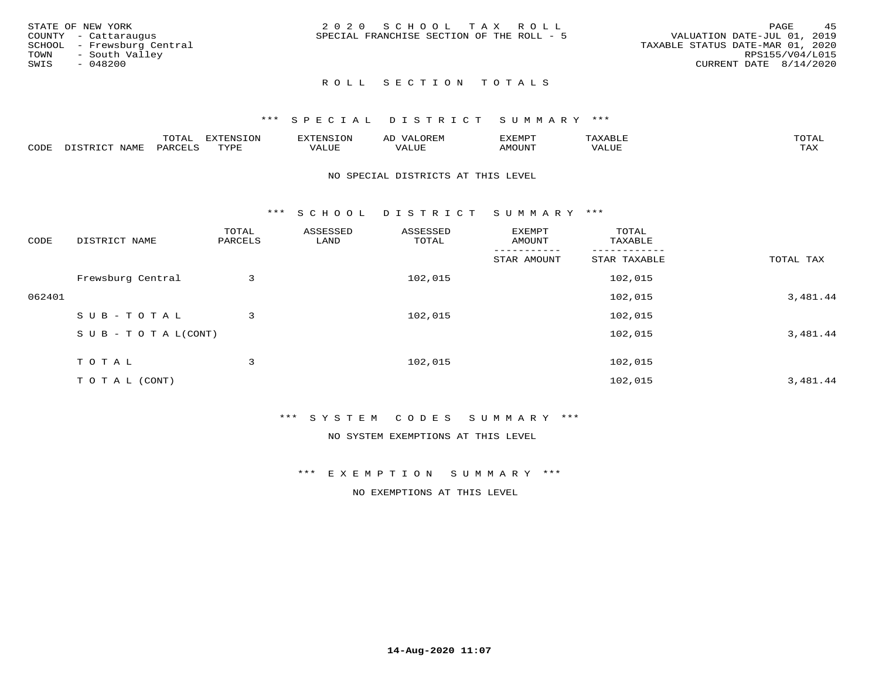STATE OF NEW YORK
COUNTY - Cattaraugus
SCHOOL - Frewsburg Central
TOWN - South Valley
SWIS - 048200

2 0 2 0 S C H O O L T A X R O L L
SPECIAL FRANCHISE SECTION OF THE ROLL - 5

VALUATION DATE-JUL 01, 2019
TAXABLE STATUS DATE-MAR 01, 2020
RPS155/V04/L015
CURRENT DATE 8/14/2020

## R O L L S E C T I O N T O T A L S

### *** S P E C I A L D I S T R I C T S U M M A R Y ***

| CODE | DISTRICT NAME | TOTAL PARCELS | EXTENSION TYPE | EXTENSION VALUE | AD VALOREM VALUE | EXEMPT AMOUNT | TAXABLE VALUE | TOTAL TAX |
|---|---|---|---|---|---|---|---|---|

NO SPECIAL DISTRICTS AT THIS LEVEL

### *** S C H O O L D I S T R I C T S U M M A R Y ***

| CODE | DISTRICT NAME | TOTAL PARCELS | ASSESSED LAND | ASSESSED TOTAL | EXEMPT AMOUNT / STAR AMOUNT | TOTAL TAXABLE / STAR TAXABLE | TOTAL TAX |
|---|---|---|---|---|---|---|---|
| | Frewsburg Central | 3 | | 102,015 | | 102,015 | |
| 062401 | | | | | | 102,015 | 3,481.44 |
| | S U B - T O T A L | 3 | | 102,015 | | 102,015 | |
| | S U B - T O T A L(CONT) | | | | | 102,015 | 3,481.44 |
| | T O T A L | 3 | | 102,015 | | 102,015 | |
| | T O T A L (CONT) | | | | | 102,015 | 3,481.44 |

### *** S Y S T E M C O D E S S U M M A R Y ***

NO SYSTEM EXEMPTIONS AT THIS LEVEL

### *** E X E M P T I O N S U M M A R Y ***

NO EXEMPTIONS AT THIS LEVEL

14-Aug-2020 11:07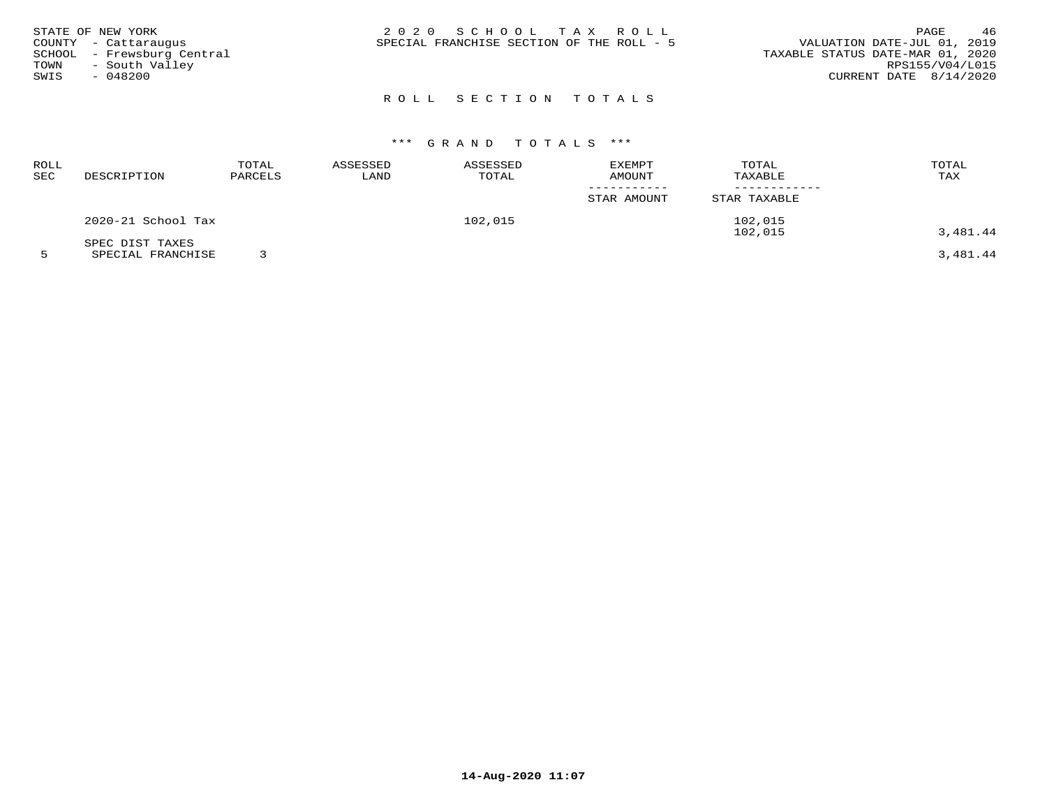STATE OF NEW YORK
COUNTY - Cattaraugus
SCHOOL - Frewsburg Central
TOWN - South Valley
SWIS - 048200

2020 SCHOOL TAX ROLL
SPECIAL FRANCHISE SECTION OF THE ROLL - 5

VALUATION DATE-JUL 01, 2019
TAXABLE STATUS DATE-MAR 01, 2020
RPS155/V04/L015
CURRENT DATE 8/14/2020

## ROLL SECTION TOTALS

### *** GRAND TOTALS ***

| ROLL SEC | DESCRIPTION | TOTAL PARCELS | ASSESSED LAND | ASSESSED TOTAL | EXEMPT AMOUNT / STAR AMOUNT | TOTAL TAXABLE / STAR TAXABLE | TOTAL TAX |
|---|---|---|---|---|---|---|---|
| | 2020-21 School Tax | | | 102,015 | | 102,015 | |
| | | | | | | 102,015 | 3,481.44 |
| | SPEC DIST TAXES | | | | | | |
| 5 | SPECIAL FRANCHISE | 3 | | | | | 3,481.44 |

14-Aug-2020 11:07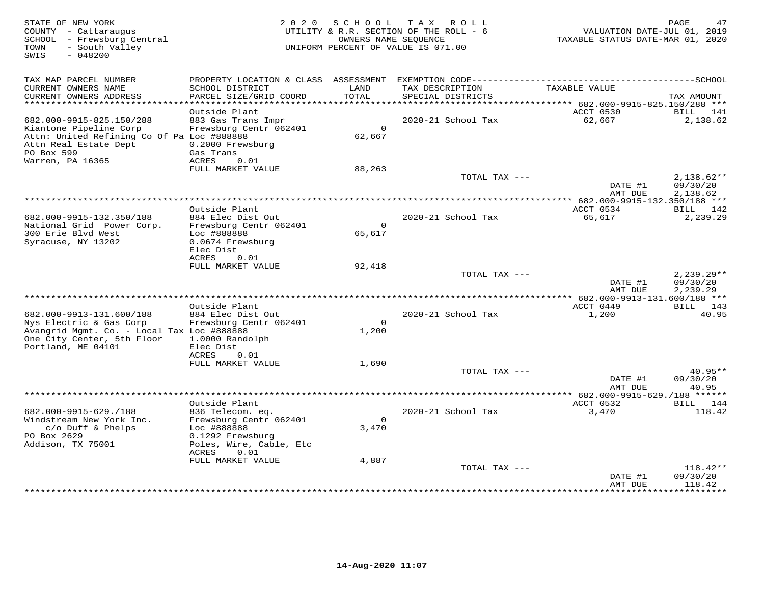STATE OF NEW YORK
COUNTY - Cattaraugus
SCHOOL - Frewsburg Central
TOWN - South Valley
SWIS - 048200

2020 SCHOOL TAX ROLL
UTILITY & R.R. SECTION OF THE ROLL - 6
OWNERS NAME SEQUENCE
UNIFORM PERCENT OF VALUE IS 071.00

VALUATION DATE-JUL 01, 2019
TAXABLE STATUS DATE-MAR 01, 2020

| TAX MAP PARCEL NUMBER / CURRENT OWNERS NAME / CURRENT OWNERS ADDRESS | PROPERTY LOCATION & CLASS / SCHOOL DISTRICT / PARCEL SIZE/GRID COORD | ASSESSMENT LAND / TOTAL | EXEMPTION CODE / TAX DESCRIPTION / SPECIAL DISTRICTS | TAXABLE VALUE | SCHOOL TAX AMOUNT |
|---|---|---|---|---|---|
| **682.000-9915-825.150/288** | Outside Plant | | | ACCT 0530 | BILL 141 |
| 682.000-9915-825.150/288 | 883 Gas Trans Impr | | 2020-21 School Tax | 62,667 | 2,138.62 |
| Kiantone Pipeline Corp | Frewsburg Centr 062401 | 0 | | | |
| Attn: United Refining Co Of Pa | Loc #888888 | 62,667 | | | |
| Attn Real Estate Dept | 0.2000 Frewsburg | | | | |
| PO Box 599 | Gas Trans | | | | |
| Warren, PA 16365 | ACRES 0.01 | | | | |
| | FULL MARKET VALUE | 88,263 | | | |
| | | | TOTAL TAX --- | | 2,138.62** |
| | | | | DATE #1 | 09/30/20 |
| | | | | AMT DUE | 2,138.62 |
| **682.000-9915-132.350/188** | Outside Plant | | | ACCT 0534 | BILL 142 |
| 682.000-9915-132.350/188 | 884 Elec Dist Out | | 2020-21 School Tax | 65,617 | 2,239.29 |
| National Grid Power Corp. | Frewsburg Centr 062401 | 0 | | | |
| 300 Erie Blvd West | Loc #888888 | 65,617 | | | |
| Syracuse, NY 13202 | 0.0674 Frewsburg | | | | |
| | Elec Dist | | | | |
| | ACRES 0.01 | | | | |
| | FULL MARKET VALUE | 92,418 | | | |
| | | | TOTAL TAX --- | | 2,239.29** |
| | | | | DATE #1 | 09/30/20 |
| | | | | AMT DUE | 2,239.29 |
| **682.000-9913-131.600/188** | Outside Plant | | | ACCT 0449 | BILL 143 |
| 682.000-9913-131.600/188 | 884 Elec Dist Out | | 2020-21 School Tax | 1,200 | 40.95 |
| Nys Electric & Gas Corp | Frewsburg Centr 062401 | 0 | | | |
| Avangrid Mgmt. Co. - Local Tax | Loc #888888 | 1,200 | | | |
| One City Center, 5th Floor | 1.0000 Randolph | | | | |
| Portland, ME 04101 | Elec Dist | | | | |
| | ACRES 0.01 | | | | |
| | FULL MARKET VALUE | 1,690 | | | |
| | | | TOTAL TAX --- | | 40.95** |
| | | | | DATE #1 | 09/30/20 |
| | | | | AMT DUE | 40.95 |
| **682.000-9915-629./188** | Outside Plant | | | ACCT 0532 | BILL 144 |
| 682.000-9915-629./188 | 836 Telecom. eq. | | 2020-21 School Tax | 3,470 | 118.42 |
| Windstream New York Inc. | Frewsburg Centr 062401 | 0 | | | |
| c/o Duff & Phelps | Loc #888888 | 3,470 | | | |
| PO Box 2629 | 0.1292 Frewsburg | | | | |
| Addison, TX 75001 | Poles, Wire, Cable, Etc | | | | |
| | ACRES 0.01 | | | | |
| | FULL MARKET VALUE | 4,887 | | | |
| | | | TOTAL TAX --- | | 118.42** |
| | | | | DATE #1 | 09/30/20 |
| | | | | AMT DUE | 118.42 |

14-Aug-2020 11:07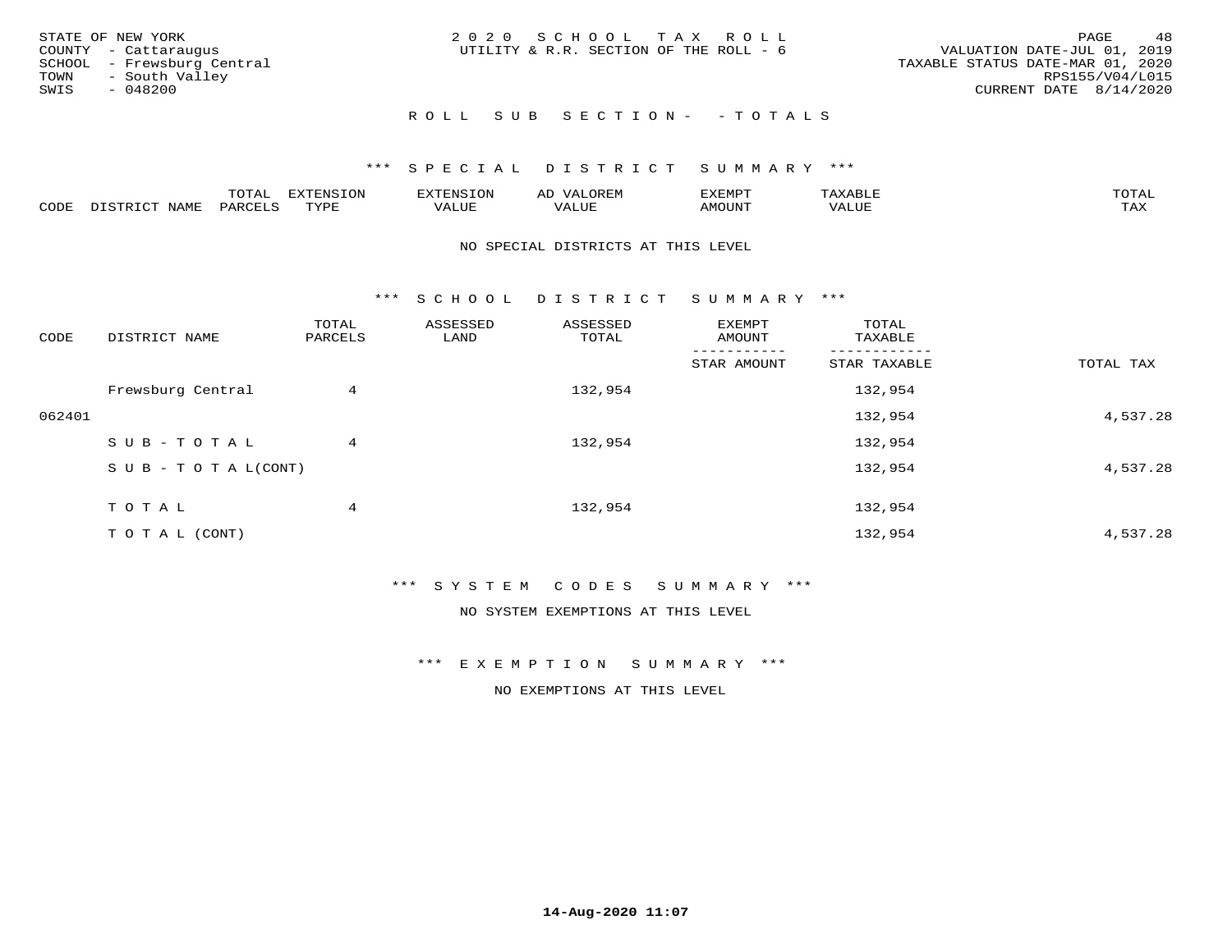STATE OF NEW YORK
COUNTY - Cattaraugus
SCHOOL - Frewsburg Central
TOWN - South Valley
SWIS - 048200

2020 SCHOOL TAX ROLL
UTILITY & R.R. SECTION OF THE ROLL - 6

VALUATION DATE-JUL 01, 2019
TAXABLE STATUS DATE-MAR 01, 2020
RPS155/V04/L015
CURRENT DATE 8/14/2020

## ROLL SUB SECTION- - TOTALS

### *** SPECIAL DISTRICT SUMMARY ***

| CODE | DISTRICT NAME | TOTAL PARCELS | EXTENSION TYPE | EXTENSION VALUE | AD VALOREM VALUE | EXEMPT AMOUNT | TAXABLE VALUE | TOTAL TAX |
|---|---|---|---|---|---|---|---|---|

NO SPECIAL DISTRICTS AT THIS LEVEL

### *** SCHOOL DISTRICT SUMMARY ***

| CODE | DISTRICT NAME | TOTAL PARCELS | ASSESSED LAND | ASSESSED TOTAL | EXEMPT AMOUNT / STAR AMOUNT | TOTAL TAXABLE / STAR TAXABLE | TOTAL TAX |
|---|---|---|---|---|---|---|---|
| | Frewsburg Central | 4 | | 132,954 | | 132,954 | |
| 062401 | | | | | | 132,954 | 4,537.28 |
| | SUB-TOTAL | 4 | | 132,954 | | 132,954 | |
| | SUB-TOTAL(CONT) | | | | | 132,954 | 4,537.28 |
| | TOTAL | 4 | | 132,954 | | 132,954 | |
| | TOTAL (CONT) | | | | | 132,954 | 4,537.28 |

### *** SYSTEM CODES SUMMARY ***

NO SYSTEM EXEMPTIONS AT THIS LEVEL

### *** EXEMPTION SUMMARY ***

NO EXEMPTIONS AT THIS LEVEL

14-Aug-2020 11:07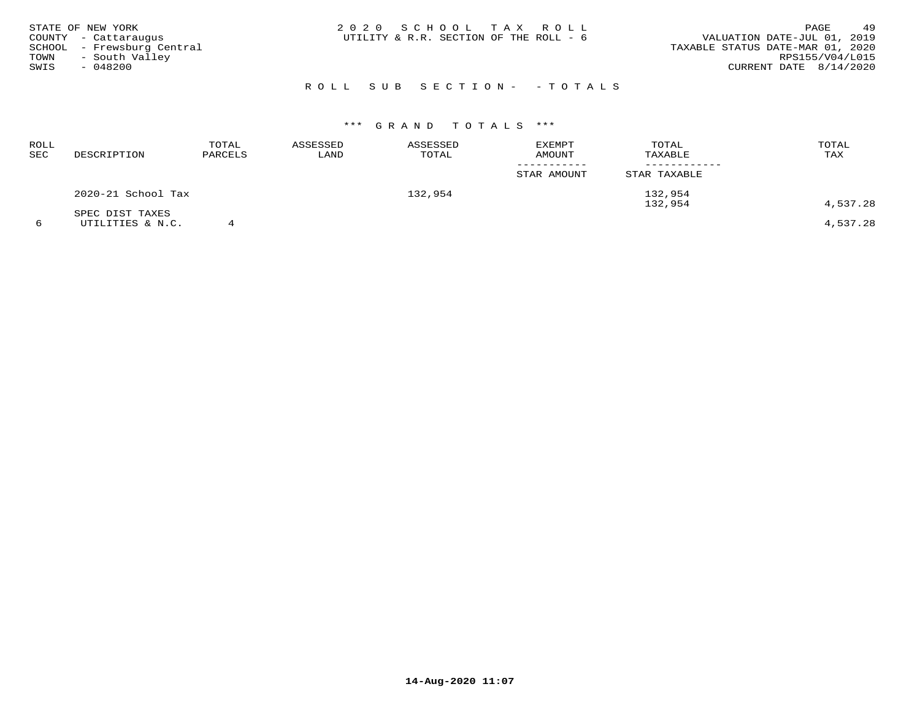STATE OF NEW YORK
COUNTY - Cattaraugus
SCHOOL - Frewsburg Central
TOWN - South Valley
SWIS - 048200

2020 SCHOOL TAX ROLL
UTILITY & R.R. SECTION OF THE ROLL - 6

VALUATION DATE-JUL 01, 2019
TAXABLE STATUS DATE-MAR 01, 2020
RPS155/V04/L015
CURRENT DATE 8/14/2020

ROLL SUB SECTION- - TOTALS

*** GRAND TOTALS ***

| ROLL SEC | DESCRIPTION | TOTAL PARCELS | ASSESSED LAND | ASSESSED TOTAL | EXEMPT AMOUNT / STAR AMOUNT | TOTAL TAXABLE / STAR TAXABLE | TOTAL TAX |
|---|---|---|---|---|---|---|---|
| | 2020-21 School Tax | | | 132,954 | | 132,954 | |
| | | | | | | 132,954 | 4,537.28 |
| | SPEC DIST TAXES | | | | | | |
| 6 | UTILITIES & N.C. | 4 | | | | | 4,537.28 |

14-Aug-2020 11:07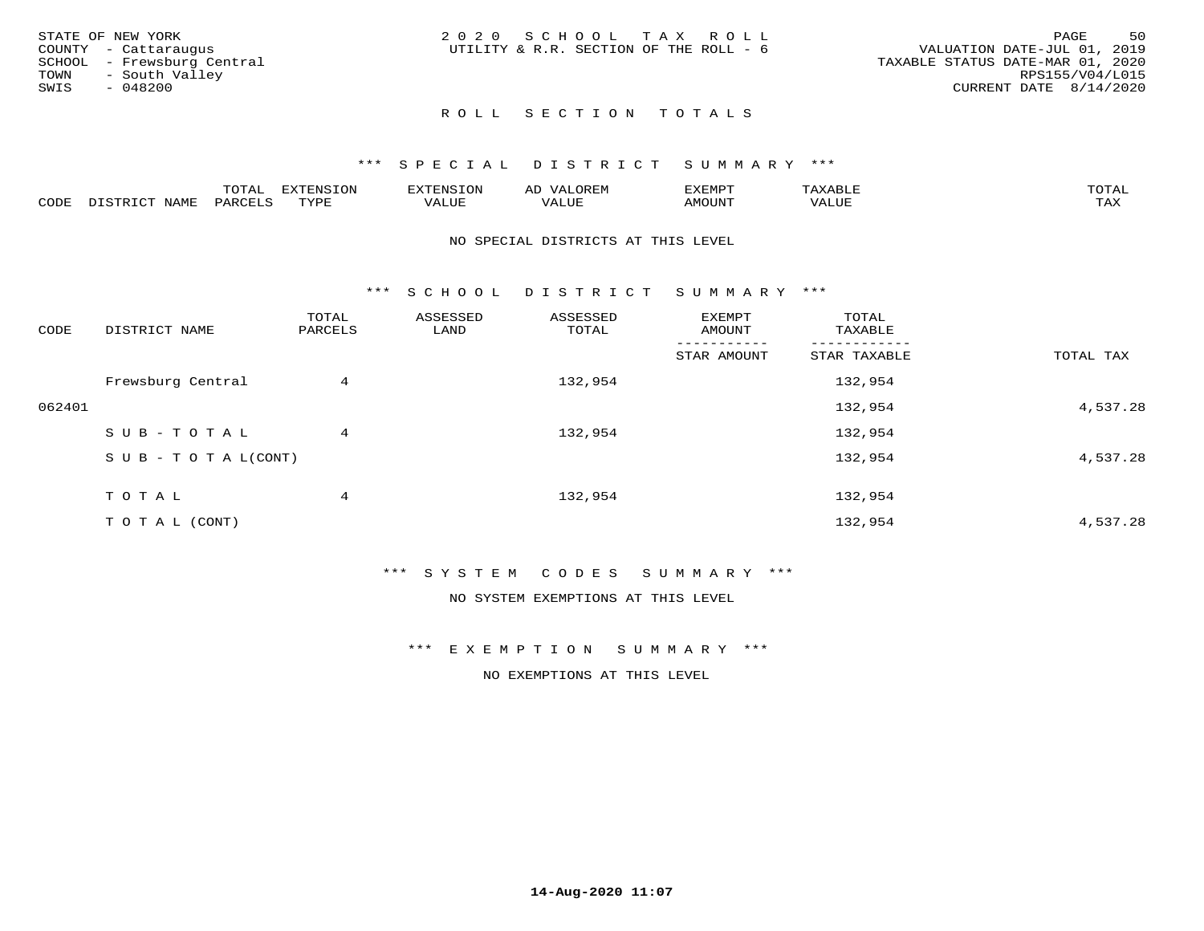STATE OF NEW YORK
COUNTY - Cattaraugus
SCHOOL - Frewsburg Central
TOWN - South Valley
SWIS - 048200

2 0 2 0 S C H O O L T A X R O L L
UTILITY & R.R. SECTION OF THE ROLL - 6

VALUATION DATE-JUL 01, 2019
TAXABLE STATUS DATE-MAR 01, 2020
RPS155/V04/L015
CURRENT DATE 8/14/2020

## R O L L S E C T I O N T O T A L S

### *** S P E C I A L D I S T R I C T S U M M A R Y ***

| CODE | DISTRICT NAME | TOTAL PARCELS | EXTENSION TYPE | EXTENSION VALUE | AD VALOREM VALUE | EXEMPT AMOUNT | TAXABLE VALUE | TOTAL TAX |
|---|---|---|---|---|---|---|---|---|

NO SPECIAL DISTRICTS AT THIS LEVEL

### *** S C H O O L D I S T R I C T S U M M A R Y ***

| CODE | DISTRICT NAME | TOTAL PARCELS | ASSESSED LAND | ASSESSED TOTAL | EXEMPT AMOUNT / STAR AMOUNT | TOTAL TAXABLE / STAR TAXABLE | TOTAL TAX |
|---|---|---|---|---|---|---|---|
| | Frewsburg Central | 4 | | 132,954 | | 132,954 | |
| 062401 | | | | | | 132,954 | 4,537.28 |
| | S U B - T O T A L | 4 | | 132,954 | | 132,954 | |
| | S U B - T O T A L(CONT) | | | | | 132,954 | 4,537.28 |
| | T O T A L | 4 | | 132,954 | | 132,954 | |
| | T O T A L (CONT) | | | | | 132,954 | 4,537.28 |

### *** S Y S T E M C O D E S S U M M A R Y ***

NO SYSTEM EXEMPTIONS AT THIS LEVEL

### *** E X E M P T I O N S U M M A R Y ***

NO EXEMPTIONS AT THIS LEVEL

14-Aug-2020 11:07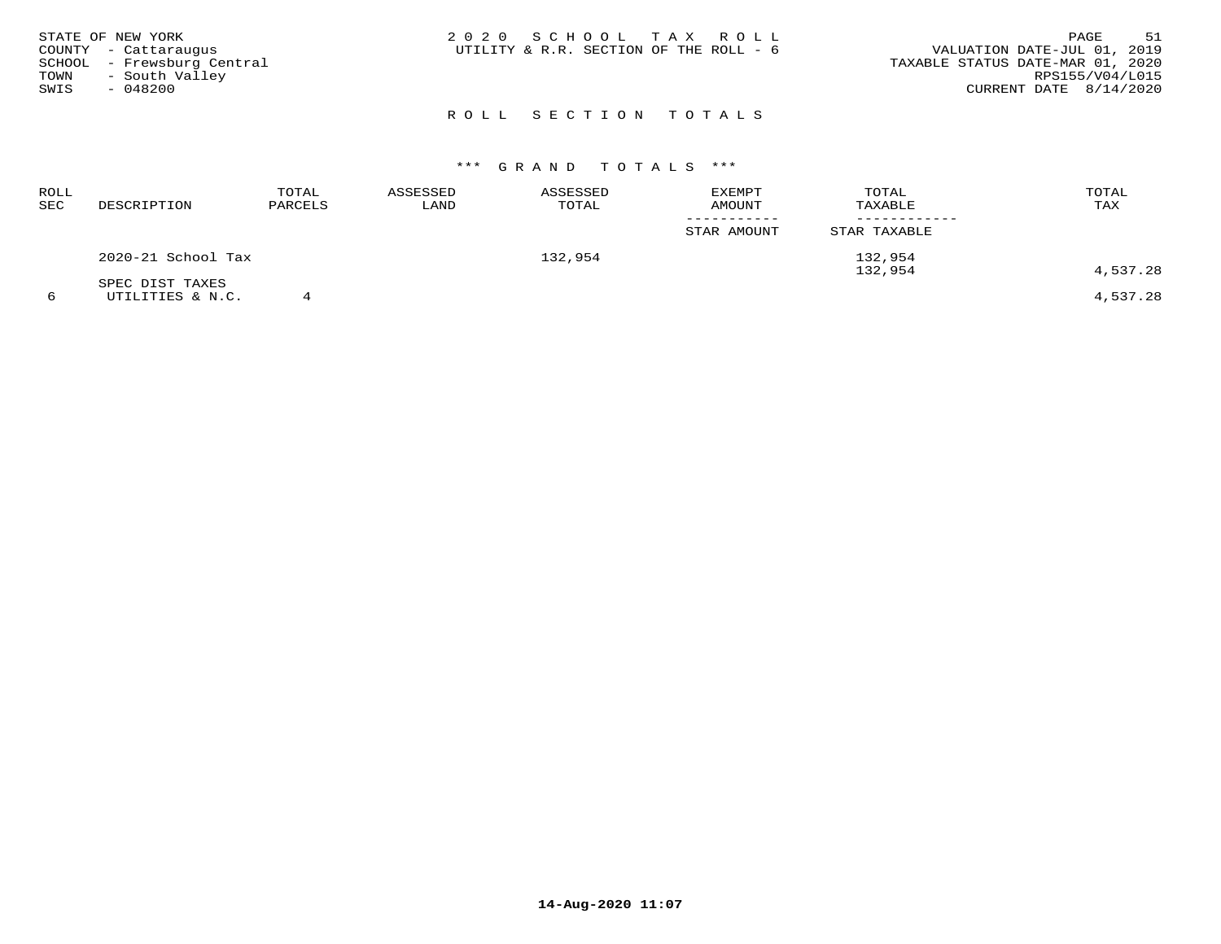STATE OF NEW YORK
COUNTY - Cattaraugus
SCHOOL - Frewsburg Central
TOWN - South Valley
SWIS - 048200

2 0 2 0 S C H O O L T A X R O L L
UTILITY & R.R. SECTION OF THE ROLL - 6

VALUATION DATE-JUL 01, 2019
TAXABLE STATUS DATE-MAR 01, 2020
RPS155/V04/L015
CURRENT DATE 8/14/2020

## R O L L S E C T I O N T O T A L S

### \*\*\* G R A N D T O T A L S \*\*\*

| ROLL SEC | DESCRIPTION | TOTAL PARCELS | ASSESSED LAND | ASSESSED TOTAL | EXEMPT AMOUNT / STAR AMOUNT | TOTAL TAXABLE / STAR TAXABLE | TOTAL TAX |
|---|---|---|---|---|---|---|---|
| | 2020-21 School Tax | | | 132,954 | | 132,954<br>132,954 | 4,537.28 |
| | SPEC DIST TAXES | | | | | | |
| 6 | UTILITIES & N.C. | 4 | | | | | 4,537.28 |

14-Aug-2020 11:07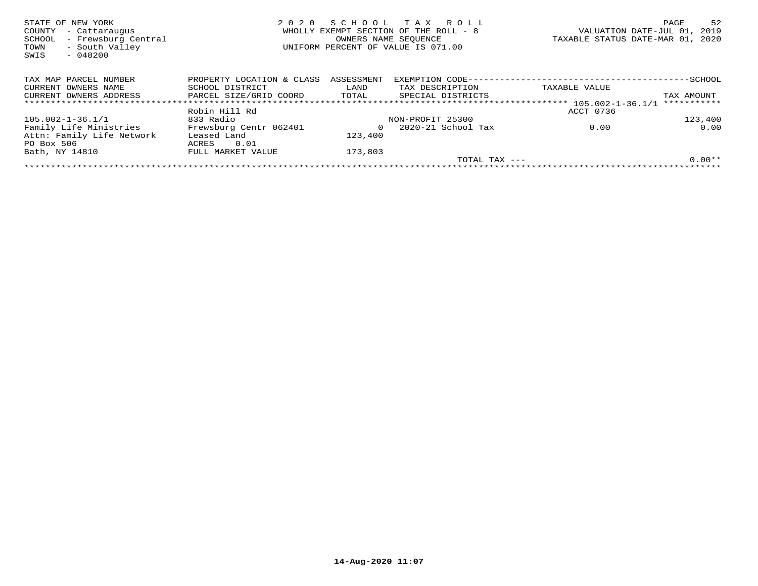STATE OF NEW YORK
COUNTY - Cattaraugus
SCHOOL - Frewsburg Central
TOWN - South Valley
SWIS - 048200

2 0 2 0 S C H O O L T A X R O L L
WHOLLY EXEMPT SECTION OF THE ROLL - 8
OWNERS NAME SEQUENCE
UNIFORM PERCENT OF VALUE IS 071.00

VALUATION DATE-JUL 01, 2019
TAXABLE STATUS DATE-MAR 01, 2020

| TAX MAP PARCEL NUMBER / CURRENT OWNERS NAME / CURRENT OWNERS ADDRESS | PROPERTY LOCATION & CLASS / SCHOOL DISTRICT / PARCEL SIZE/GRID COORD | ASSESSMENT LAND / TOTAL | EXEMPTION CODE / TAX DESCRIPTION / SPECIAL DISTRICTS | TAXABLE VALUE | SCHOOL / TAX AMOUNT |
|---|---|---|---|---|---|
| | | | | 105.002-1-36.1/1 | |
| | Robin Hill Rd | | | ACCT 0736 | |
| 105.002-1-36.1/1 | 833 Radio | | NON-PROFIT 25300 | | 123,400 |
| Family Life Ministries | Frewsburg Centr 062401 | 0 | 2020-21 School Tax | 0.00 | 0.00 |
| Attn: Family Life Network | Leased Land | 123,400 | | | |
| PO Box 506 | ACRES 0.01 | | | | |
| Bath, NY 14810 | FULL MARKET VALUE | 173,803 | | | |
| | | | TOTAL TAX --- | | 0.00** |

14-Aug-2020 11:07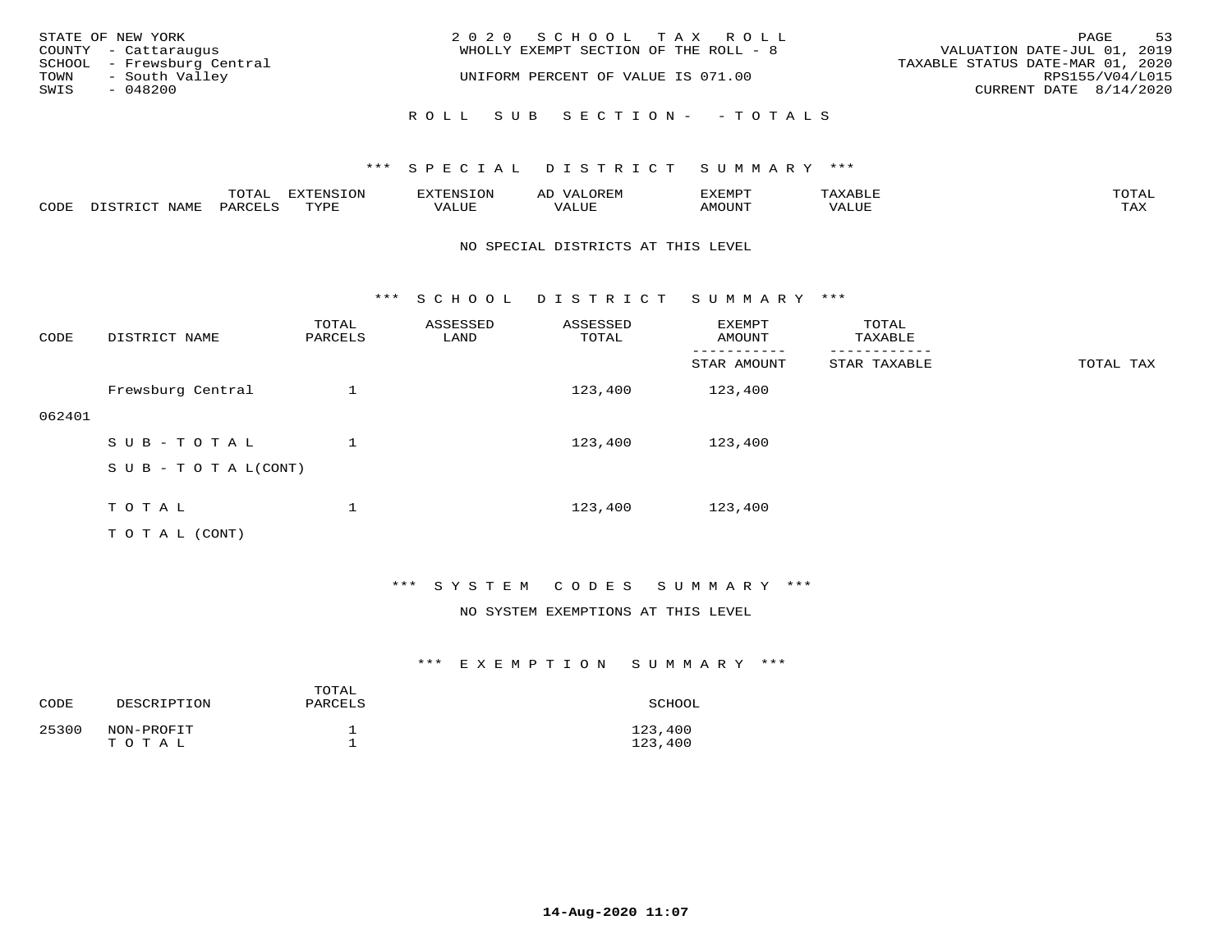STATE OF NEW YORK
COUNTY - Cattaraugus
SCHOOL - Frewsburg Central
TOWN - South Valley
SWIS - 048200

2020 SCHOOL TAX ROLL
WHOLLY EXEMPT SECTION OF THE ROLL - 8
UNIFORM PERCENT OF VALUE IS 071.00

VALUATION DATE-JUL 01, 2019
TAXABLE STATUS DATE-MAR 01, 2020
RPS155/V04/L015
CURRENT DATE 8/14/2020

ROLL SUB SECTION- - TOTALS

*** SPECIAL DISTRICT SUMMARY ***

| CODE | DISTRICT NAME | TOTAL PARCELS | EXTENSION TYPE | EXTENSION VALUE | AD VALOREM VALUE | EXEMPT AMOUNT | TAXABLE VALUE | TOTAL TAX |
|---|---|---|---|---|---|---|---|---|

NO SPECIAL DISTRICTS AT THIS LEVEL

*** SCHOOL DISTRICT SUMMARY ***

| CODE | DISTRICT NAME | TOTAL PARCELS | ASSESSED LAND | ASSESSED TOTAL | EXEMPT AMOUNT / STAR AMOUNT | TOTAL TAXABLE / STAR TAXABLE | TOTAL TAX |
|---|---|---|---|---|---|---|---|
| 062401 | Frewsburg Central | 1 | | 123,400 | 123,400 | | |
| | SUB-TOTAL | 1 | | 123,400 | 123,400 | | |
| | SUB-TOTAL(CONT) | | | | | | |
| | TOTAL | 1 | | 123,400 | 123,400 | | |
| | TOTAL (CONT) | | | | | | |

*** SYSTEM CODES SUMMARY ***

NO SYSTEM EXEMPTIONS AT THIS LEVEL

*** EXEMPTION SUMMARY ***

| CODE | DESCRIPTION | TOTAL PARCELS | SCHOOL |
|---|---|---|---|
| 25300 | NON-PROFIT | 1 | 123,400 |
| | TOTAL | 1 | 123,400 |

14-Aug-2020 11:07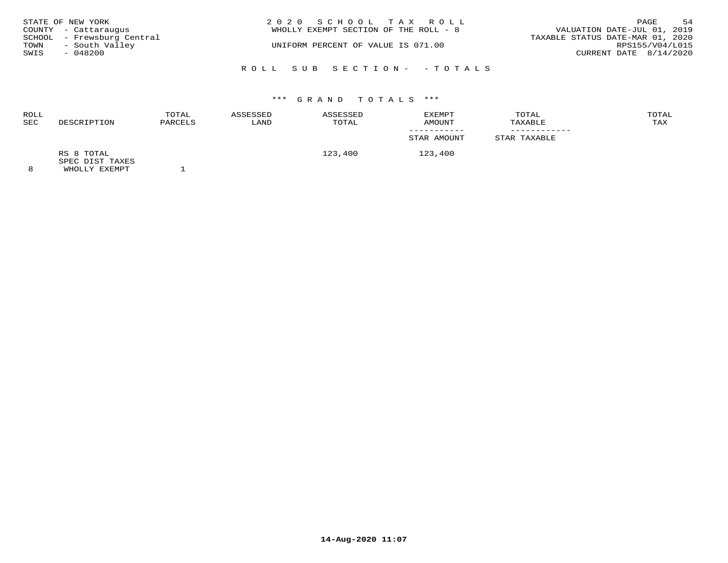STATE OF NEW YORK
COUNTY - Cattaraugus
SCHOOL - Frewsburg Central
TOWN - South Valley
SWIS - 048200

2 0 2 0 S C H O O L T A X R O L L
WHOLLY EXEMPT SECTION OF THE ROLL - 8

UNIFORM PERCENT OF VALUE IS 071.00

VALUATION DATE-JUL 01, 2019
TAXABLE STATUS DATE-MAR 01, 2020
RPS155/V04/L015
CURRENT DATE 8/14/2020

R O L L S U B S E C T I O N - - T O T A L S

\*\*\* G R A N D T O T A L S \*\*\*

| ROLL SEC | DESCRIPTION | TOTAL PARCELS | ASSESSED LAND | ASSESSED TOTAL | EXEMPT AMOUNT / STAR AMOUNT | TOTAL TAXABLE / STAR TAXABLE | TOTAL TAX |
|---|---|---|---|---|---|---|---|
| 8 | RS 8 TOTAL SPEC DIST TAXES WHOLLY EXEMPT | 1 | | 123,400 | 123,400 | | |

14-Aug-2020 11:07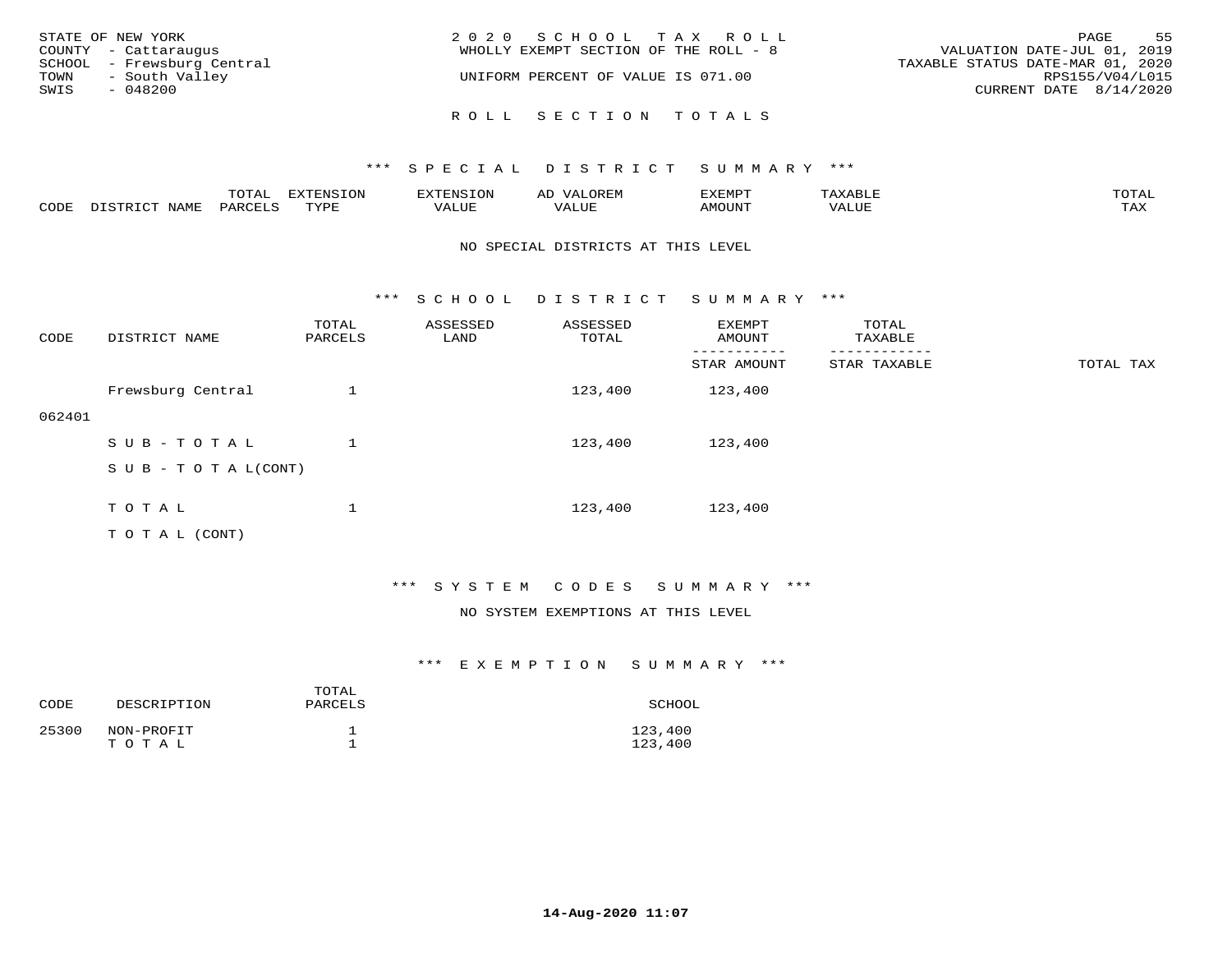STATE OF NEW YORK
COUNTY - Cattaraugus
SCHOOL - Frewsburg Central
TOWN - South Valley
SWIS - 048200

2 0 2 0 S C H O O L T A X R O L L
WHOLLY EXEMPT SECTION OF THE ROLL - 8

UNIFORM PERCENT OF VALUE IS 071.00

VALUATION DATE-JUL 01, 2019
TAXABLE STATUS DATE-MAR 01, 2020
RPS155/V04/L015
CURRENT DATE 8/14/2020

R O L L S E C T I O N T O T A L S

## *** S P E C I A L D I S T R I C T S U M M A R Y ***

| CODE | DISTRICT NAME | TOTAL PARCELS | EXTENSION TYPE | EXTENSION VALUE | AD VALOREM VALUE | EXEMPT AMOUNT | TAXABLE VALUE | TOTAL TAX |
|---|---|---|---|---|---|---|---|---|

NO SPECIAL DISTRICTS AT THIS LEVEL

## *** S C H O O L D I S T R I C T S U M M A R Y ***

| CODE | DISTRICT NAME | TOTAL PARCELS | ASSESSED LAND | ASSESSED TOTAL | EXEMPT AMOUNT / STAR AMOUNT | TOTAL TAXABLE / STAR TAXABLE | TOTAL TAX |
|---|---|---|---|---|---|---|---|
| 062401 | Frewsburg Central | 1 | | 123,400 | 123,400 | | |
| | S U B - T O T A L | 1 | | 123,400 | 123,400 | | |
| | S U B - T O T A L(CONT) | | | | | | |
| | T O T A L | 1 | | 123,400 | 123,400 | | |
| | T O T A L (CONT) | | | | | | |

## *** S Y S T E M C O D E S S U M M A R Y ***

NO SYSTEM EXEMPTIONS AT THIS LEVEL

## *** E X E M P T I O N S U M M A R Y ***

| CODE | DESCRIPTION | TOTAL PARCELS | SCHOOL |
|---|---|---|---|
| 25300 | NON-PROFIT | 1 | 123,400 |
| | T O T A L | 1 | 123,400 |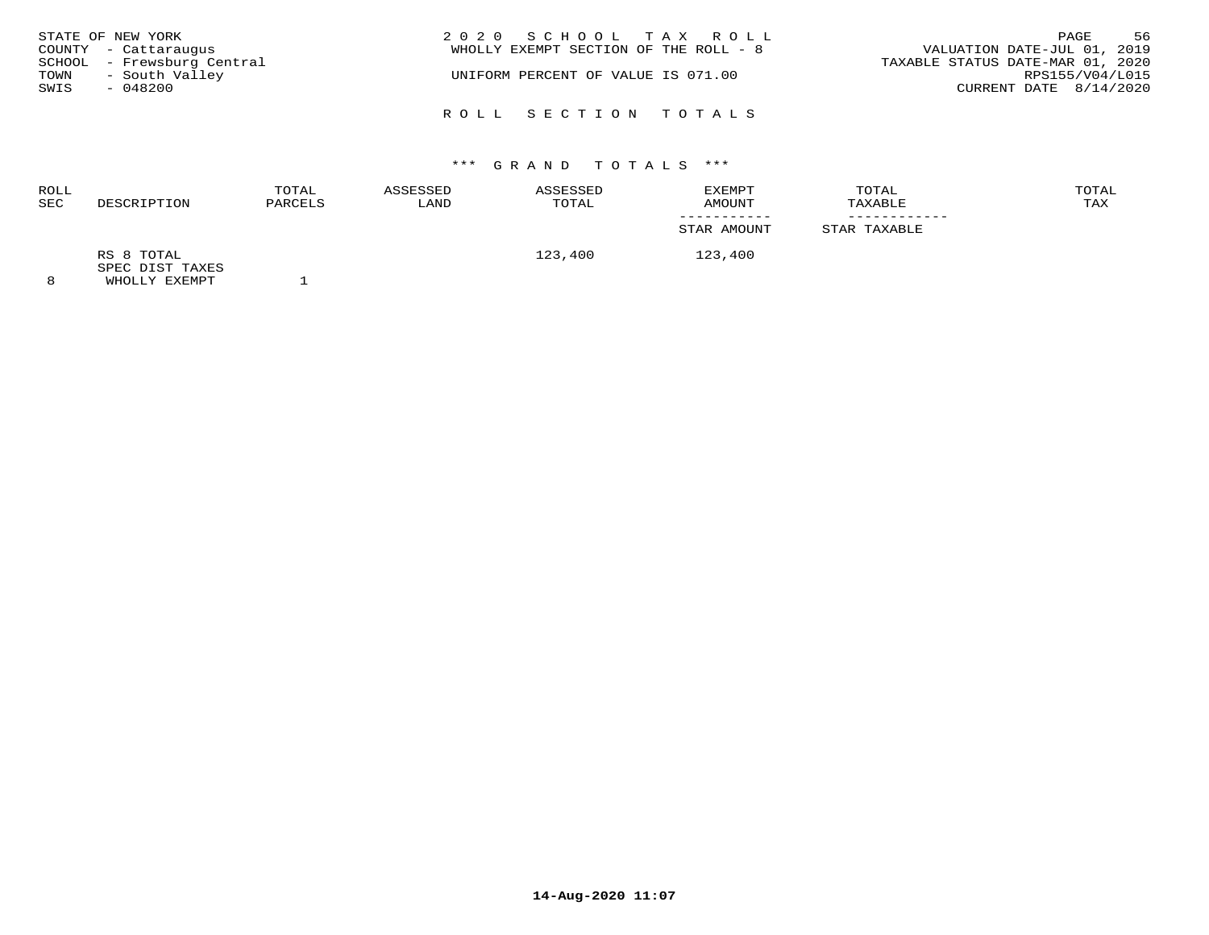STATE OF NEW YORK
COUNTY - Cattaraugus
SCHOOL - Frewsburg Central
TOWN - South Valley
SWIS - 048200

# 2020 SCHOOL TAX ROLL

WHOLLY EXEMPT SECTION OF THE ROLL - 8

UNIFORM PERCENT OF VALUE IS 071.00

VALUATION DATE-JUL 01, 2019
TAXABLE STATUS DATE-MAR 01, 2020
RPS155/V04/L015
CURRENT DATE 8/14/2020

## ROLL SECTION TOTALS

### *** GRAND TOTALS ***

| ROLL SEC | DESCRIPTION | TOTAL PARCELS | ASSESSED LAND | ASSESSED TOTAL | EXEMPT AMOUNT / STAR AMOUNT | TOTAL TAXABLE / STAR TAXABLE | TOTAL TAX |
|---|---|---|---|---|---|---|---|
|  | RS 8 TOTAL |  |  | 123,400 | 123,400 |  |  |
|  | SPEC DIST TAXES |  |  |  |  |  |  |
| 8 | WHOLLY EXEMPT | 1 |  |  |  |  |  |

14-Aug-2020 11:07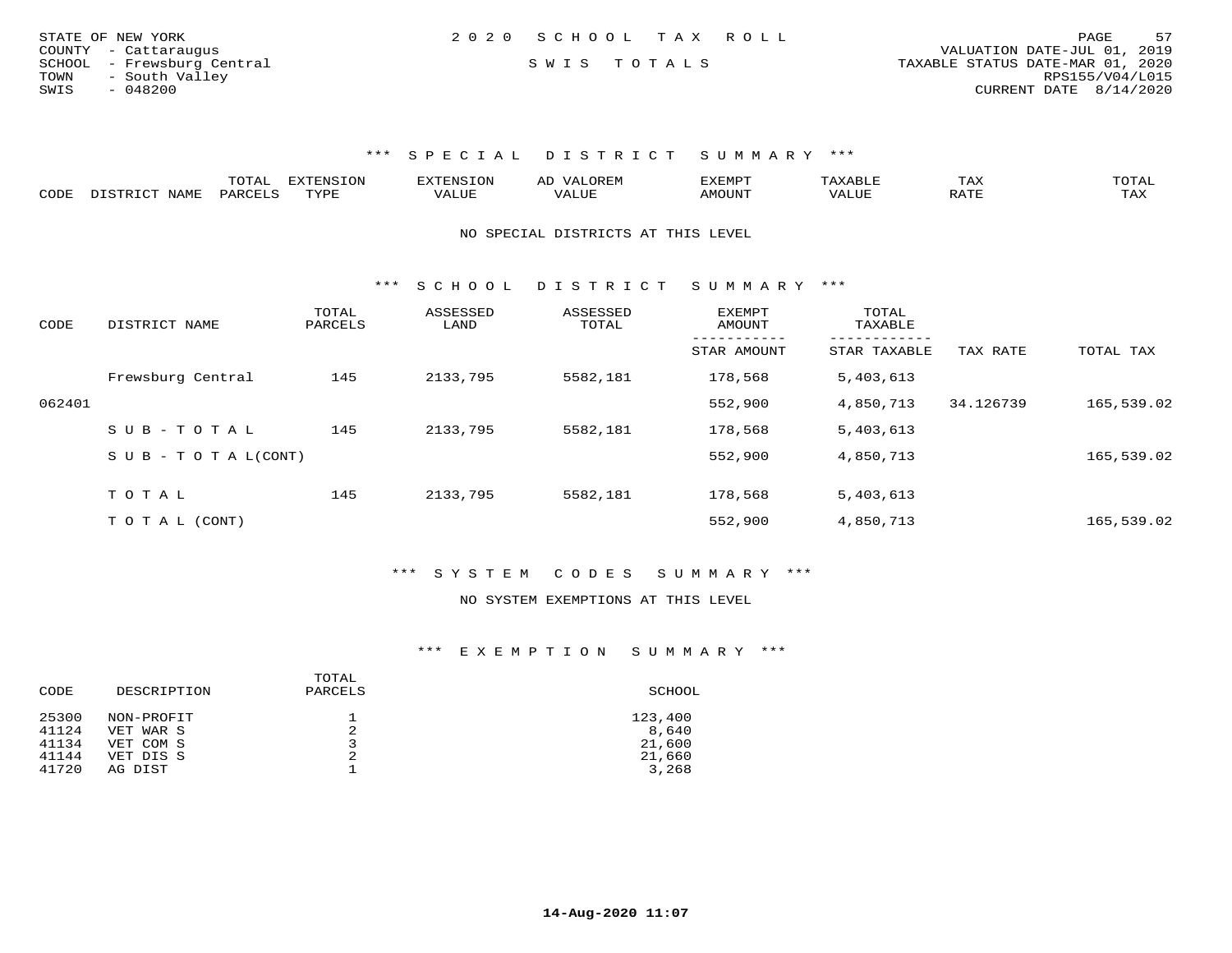STATE OF NEW YORK
COUNTY - Cattaraugus
SCHOOL - Frewsburg Central
TOWN - South Valley
SWIS - 048200

2020 SCHOOL TAX ROLL
SWIS TOTALS

VALUATION DATE-JUL 01, 2019
TAXABLE STATUS DATE-MAR 01, 2020
RPS155/V04/L015
CURRENT DATE 8/14/2020

### *** SPECIAL DISTRICT SUMMARY ***

| CODE | DISTRICT NAME | TOTAL PARCELS | EXTENSION TYPE | EXTENSION VALUE | AD VALOREM VALUE | EXEMPT AMOUNT | TAXABLE VALUE | TAX RATE | TOTAL TAX |
|---|---|---|---|---|---|---|---|---|---|

NO SPECIAL DISTRICTS AT THIS LEVEL

### *** SCHOOL DISTRICT SUMMARY ***

| CODE | DISTRICT NAME | TOTAL PARCELS | ASSESSED LAND | ASSESSED TOTAL | EXEMPT AMOUNT / STAR AMOUNT | TOTAL TAXABLE / STAR TAXABLE | TAX RATE | TOTAL TAX |
|---|---|---|---|---|---|---|---|---|
| | Frewsburg Central | 145 | 2133,795 | 5582,181 | 178,568 | 5,403,613 | | |
| 062401 | | | | | 552,900 | 4,850,713 | 34.126739 | 165,539.02 |
| | SUB-TOTAL | 145 | 2133,795 | 5582,181 | 178,568 | 5,403,613 | | |
| | SUB-TOTAL(CONT) | | | | 552,900 | 4,850,713 | | 165,539.02 |
| | TOTAL | 145 | 2133,795 | 5582,181 | 178,568 | 5,403,613 | | |
| | TOTAL (CONT) | | | | 552,900 | 4,850,713 | | 165,539.02 |

### *** SYSTEM CODES SUMMARY ***

NO SYSTEM EXEMPTIONS AT THIS LEVEL

### *** EXEMPTION SUMMARY ***

| CODE | DESCRIPTION | TOTAL PARCELS | SCHOOL |
|---|---|---|---|
| 25300 | NON-PROFIT | 1 | 123,400 |
| 41124 | VET WAR S | 2 | 8,640 |
| 41134 | VET COM S | 3 | 21,600 |
| 41144 | VET DIS S | 2 | 21,660 |
| 41720 | AG DIST | 1 | 3,268 |

**14-Aug-2020 11:07**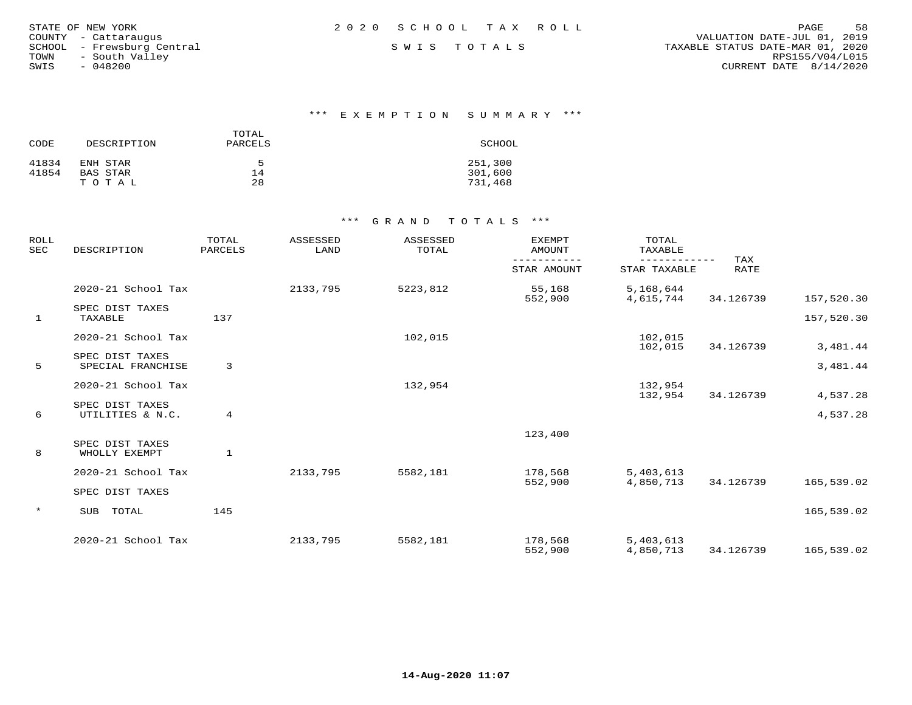STATE OF NEW YORK
COUNTY - Cattaraugus
SCHOOL - Frewsburg Central
TOWN - South Valley
SWIS - 048200

2020 SCHOOL TAX ROLL

SWIS TOTALS

VALUATION DATE-JUL 01, 2019
TAXABLE STATUS DATE-MAR 01, 2020
RPS155/V04/L015
CURRENT DATE 8/14/2020

## *** EXEMPTION SUMMARY ***

| CODE | DESCRIPTION | TOTAL PARCELS | SCHOOL |
|---|---|---|---|
| 41834 | ENH STAR | 5 | 251,300 |
| 41854 | BAS STAR | 14 | 301,600 |
| | TOTAL | 28 | 731,468 |

## *** GRAND TOTALS ***

| ROLL SEC | DESCRIPTION | TOTAL PARCELS | ASSESSED LAND | ASSESSED TOTAL | EXEMPT AMOUNT / STAR AMOUNT | TOTAL TAXABLE / STAR TAXABLE | TAX RATE | |
|---|---|---|---|---|---|---|---|---|
| | 2020-21 School Tax | | 2133,795 | 5223,812 | 55,168 | 5,168,644 | | |
| | | | | | 552,900 | 4,615,744 | 34.126739 | 157,520.30 |
| | SPEC DIST TAXES | | | | | | | |
| 1 | TAXABLE | 137 | | | | | | 157,520.30 |
| | 2020-21 School Tax | | | 102,015 | | 102,015 | | |
| | | | | | | 102,015 | 34.126739 | 3,481.44 |
| | SPEC DIST TAXES | | | | | | | |
| 5 | SPECIAL FRANCHISE | 3 | | | | | | 3,481.44 |
| | 2020-21 School Tax | | | 132,954 | | 132,954 | | |
| | | | | | | 132,954 | 34.126739 | 4,537.28 |
| | SPEC DIST TAXES | | | | | | | |
| 6 | UTILITIES & N.C. | 4 | | | | | | 4,537.28 |
| | | | | | 123,400 | | | |
| | SPEC DIST TAXES | | | | | | | |
| 8 | WHOLLY EXEMPT | 1 | | | | | | |
| | 2020-21 School Tax | | 2133,795 | 5582,181 | 178,568 | 5,403,613 | | |
| | | | | | 552,900 | 4,850,713 | 34.126739 | 165,539.02 |
| | SPEC DIST TAXES | | | | | | | |
| * | SUB TOTAL | 145 | | | | | | 165,539.02 |
| | 2020-21 School Tax | | 2133,795 | 5582,181 | 178,568 | 5,403,613 | | |
| | | | | | 552,900 | 4,850,713 | 34.126739 | 165,539.02 |

14-Aug-2020 11:07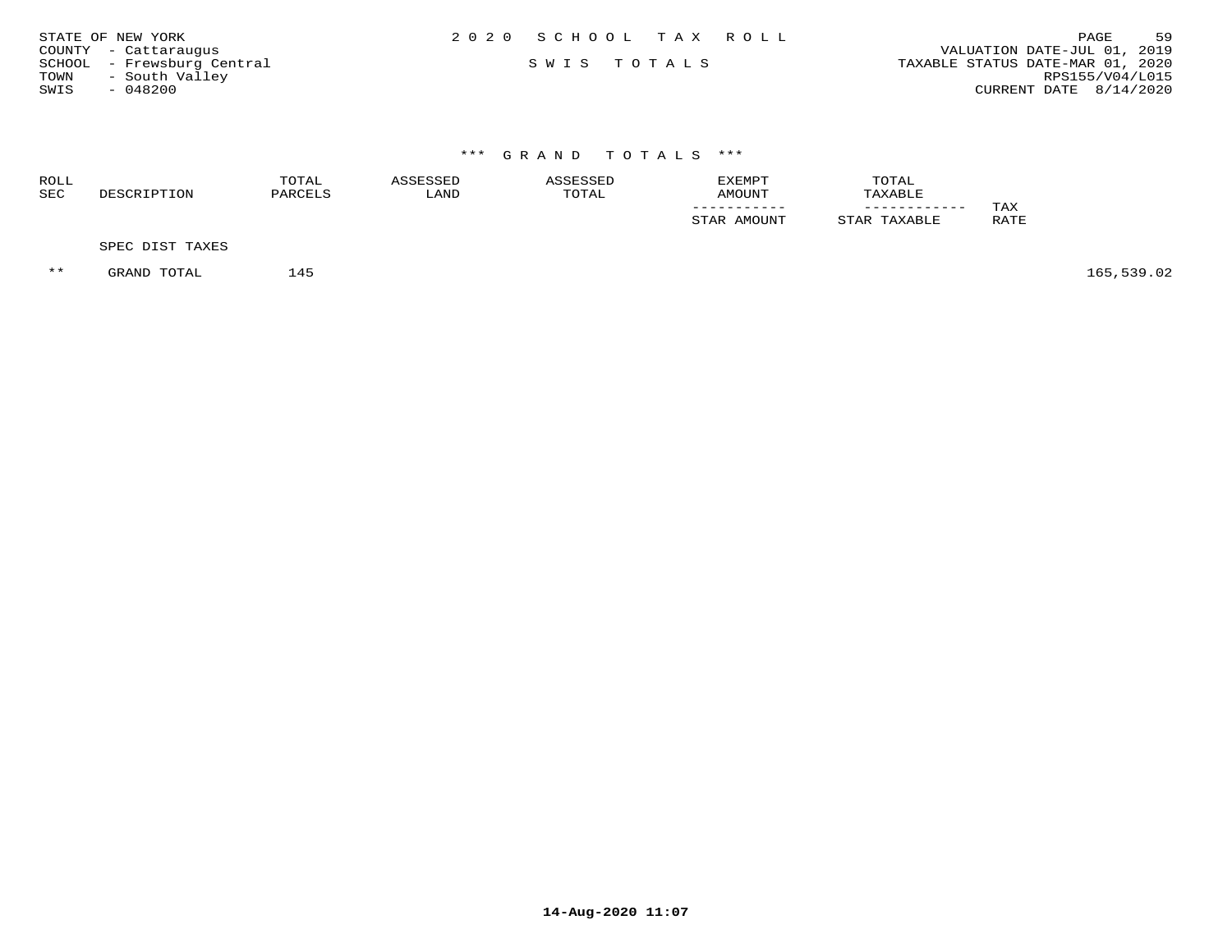STATE OF NEW YORK
COUNTY - Cattaraugus
SCHOOL - Frewsburg Central
TOWN - South Valley
SWIS - 048200

# 2020 SCHOOL TAX ROLL

SWIS TOTALS

VALUATION DATE-JUL 01, 2019
TAXABLE STATUS DATE-MAR 01, 2020
RPS155/V04/L015
CURRENT DATE 8/14/2020

## *** GRAND TOTALS ***

| ROLL SEC | DESCRIPTION | TOTAL PARCELS | ASSESSED LAND | ASSESSED TOTAL | EXEMPT AMOUNT / STAR AMOUNT | TOTAL TAXABLE / STAR TAXABLE | TAX RATE | |
|---|---|---|---|---|---|---|---|---|
| | SPEC DIST TAXES | | | | | | | |
| ** | GRAND TOTAL | 145 | | | | | | 165,539.02 |

14-Aug-2020 11:07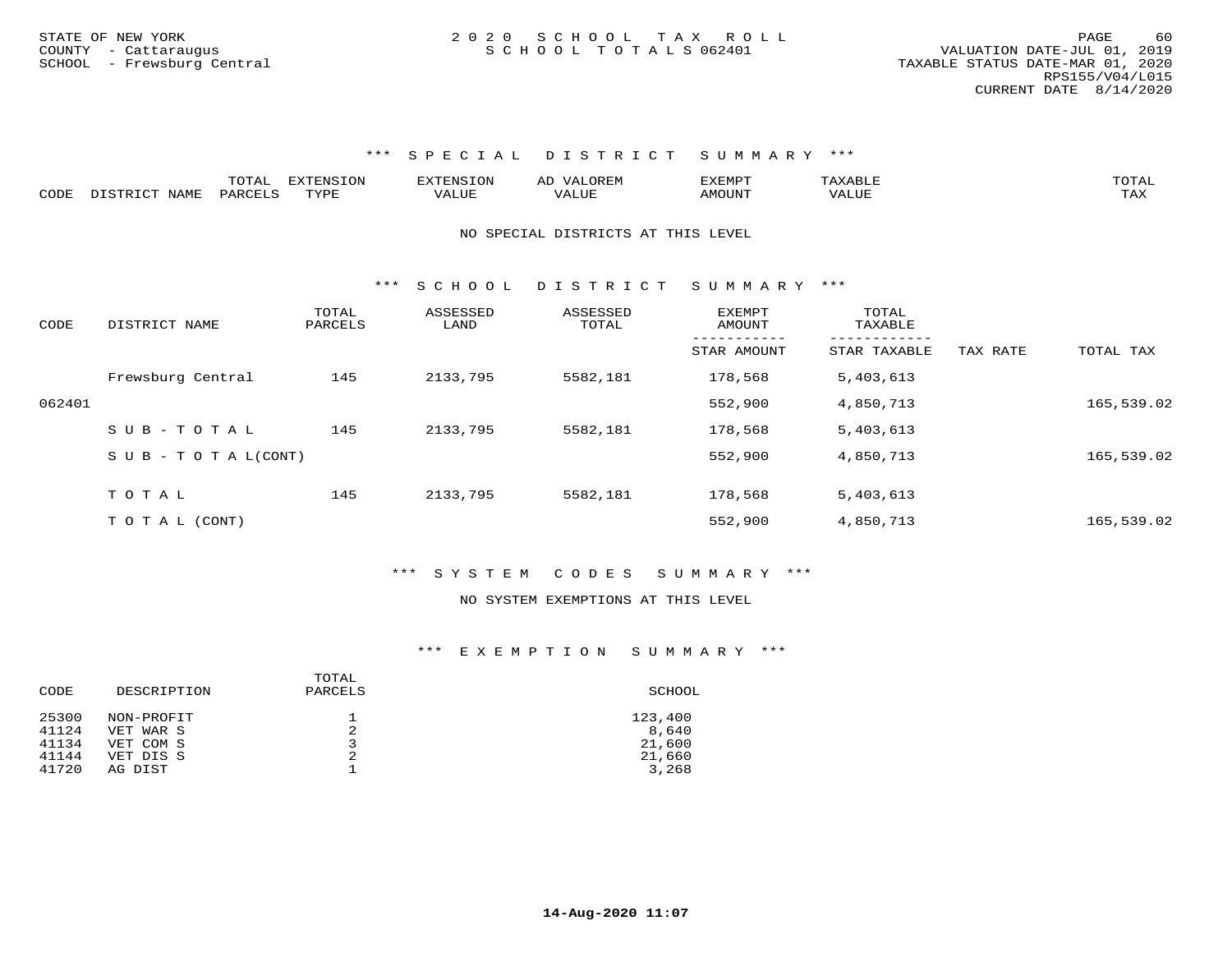STATE OF NEW YORK
COUNTY - Cattaraugus
SCHOOL - Frewsburg Central

2 0 2 0 S C H O O L T A X R O L L
S C H O O L T O T A L S 062401

VALUATION DATE-JUL 01, 2019
TAXABLE STATUS DATE-MAR 01, 2020
RPS155/V04/L015
CURRENT DATE 8/14/2020

### *** S P E C I A L D I S T R I C T S U M M A R Y ***

| CODE | DISTRICT NAME | TOTAL PARCELS | EXTENSION TYPE | EXTENSION VALUE | AD VALOREM VALUE | EXEMPT AMOUNT | TAXABLE VALUE | TOTAL TAX |
|---|---|---|---|---|---|---|---|---|

NO SPECIAL DISTRICTS AT THIS LEVEL

### *** S C H O O L D I S T R I C T S U M M A R Y ***

| CODE | DISTRICT NAME | TOTAL PARCELS | ASSESSED LAND | ASSESSED TOTAL | EXEMPT AMOUNT / STAR AMOUNT | TOTAL TAXABLE / STAR TAXABLE | TAX RATE | TOTAL TAX |
|---|---|---|---|---|---|---|---|---|
| | Frewsburg Central | 145 | 2133,795 | 5582,181 | 178,568 | 5,403,613 | | |
| 062401 | | | | | 552,900 | 4,850,713 | | 165,539.02 |
| | S U B - T O T A L | 145 | 2133,795 | 5582,181 | 178,568 | 5,403,613 | | |
| | S U B - T O T A L(CONT) | | | | 552,900 | 4,850,713 | | 165,539.02 |
| | T O T A L | 145 | 2133,795 | 5582,181 | 178,568 | 5,403,613 | | |
| | T O T A L (CONT) | | | | 552,900 | 4,850,713 | | 165,539.02 |

### *** S Y S T E M C O D E S S U M M A R Y ***

NO SYSTEM EXEMPTIONS AT THIS LEVEL

### *** E X E M P T I O N S U M M A R Y ***

| CODE | DESCRIPTION | TOTAL PARCELS | SCHOOL |
|---|---|---|---|
| 25300 | NON-PROFIT | 1 | 123,400 |
| 41124 | VET WAR S | 2 | 8,640 |
| 41134 | VET COM S | 3 | 21,600 |
| 41144 | VET DIS S | 2 | 21,660 |
| 41720 | AG DIST | 1 | 3,268 |

14-Aug-2020 11:07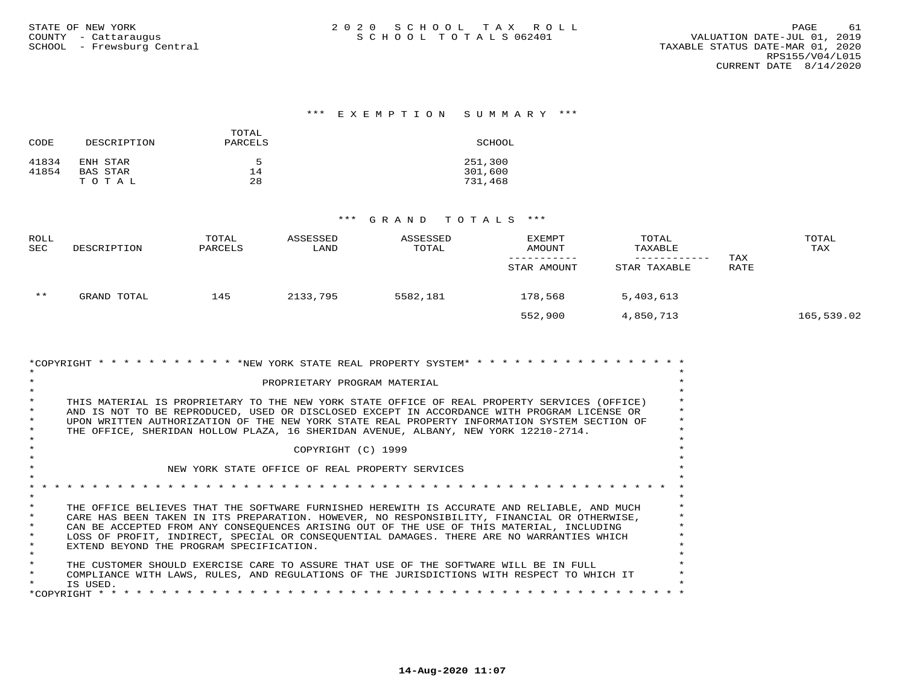STATE OF NEW YORK
COUNTY - Cattaraugus
SCHOOL - Frewsburg Central

2 0 2 0 S C H O O L T A X R O L L
S C H O O L T O T A L S 062401

VALUATION DATE-JUL 01, 2019
TAXABLE STATUS DATE-MAR 01, 2020
RPS155/V04/L015
CURRENT DATE 8/14/2020

## *** E X E M P T I O N S U M M A R Y ***

| CODE | DESCRIPTION | TOTAL PARCELS | SCHOOL |
|---|---|---|---|
| 41834 | ENH STAR | 5 | 251,300 |
| 41854 | BAS STAR | 14 | 301,600 |
| | T O T A L | 28 | 731,468 |

## *** G R A N D T O T A L S ***

| ROLL SEC | DESCRIPTION | TOTAL PARCELS | ASSESSED LAND | ASSESSED TOTAL | EXEMPT AMOUNT / STAR AMOUNT | TOTAL TAXABLE / STAR TAXABLE | TAX RATE | TOTAL TAX |
|---|---|---|---|---|---|---|---|---|
| ** | GRAND TOTAL | 145 | 2133,795 | 5582,181 | 178,568 | 5,403,613 | | |
| | | | | | 552,900 | 4,850,713 | | 165,539.02 |

```
*COPYRIGHT * * * * * * * * * * * *NEW YORK STATE REAL PROPERTY SYSTEM* * * * * * * * * * * * * * * * * *
*                                                                                                      *
*                                   PROPRIETARY PROGRAM MATERIAL                                       *
*                                                                                                      *
*     THIS MATERIAL IS PROPRIETARY TO THE NEW YORK STATE OFFICE OF REAL PROPERTY SERVICES (OFFICE)     *
*     AND IS NOT TO BE REPRODUCED, USED OR DISCLOSED EXCEPT IN ACCORDANCE WITH PROGRAM LICENSE OR      *
*     UPON WRITTEN AUTHORIZATION OF THE NEW YORK STATE REAL PROPERTY INFORMATION SYSTEM SECTION OF     *
*     THE OFFICE, SHERIDAN HOLLOW PLAZA, 16 SHERIDAN AVENUE, ALBANY, NEW YORK 12210-2714.              *
*                                                                                                      *
*                                       COPYRIGHT (C) 1999                                             *
*                                                                                                      *
*                          NEW YORK STATE OFFICE OF REAL PROPERTY SERVICES                             *
*                                                                                                      *
* * * * * * * * * * * * * * * * * * * * * * * * * * * * * * * * * * * * * * * * * * * * * * * * * * * *
*                                                                                                      *
*     THE OFFICE BELIEVES THAT THE SOFTWARE FURNISHED HEREWITH IS ACCURATE AND RELIABLE, AND MUCH       *
*     CARE HAS BEEN TAKEN IN ITS PREPARATION. HOWEVER, NO RESPONSIBILITY, FINANCIAL OR OTHERWISE,      *
*     CAN BE ACCEPTED FROM ANY CONSEQUENCES ARISING OUT OF THE USE OF THIS MATERIAL, INCLUDING         *
*     LOSS OF PROFIT, INDIRECT, SPECIAL OR CONSEQUENTIAL DAMAGES. THERE ARE NO WARRANTIES WHICH        *
*     EXTEND BEYOND THE PROGRAM SPECIFICATION.                                                         *
*                                                                                                      *
*     THE CUSTOMER SHOULD EXERCISE CARE TO ASSURE THAT USE OF THE SOFTWARE WILL BE IN FULL             *
*     COMPLIANCE WITH LAWS, RULES, AND REGULATIONS OF THE JURISDICTIONS WITH RESPECT TO WHICH IT       *
*     IS USED.                                                                                         *
*COPYRIGHT * * * * * * * * * * * * * * * * * * * * * * * * * * * * * * * * * * * * * * * * * * * * * *
```

14-Aug-2020 11:07